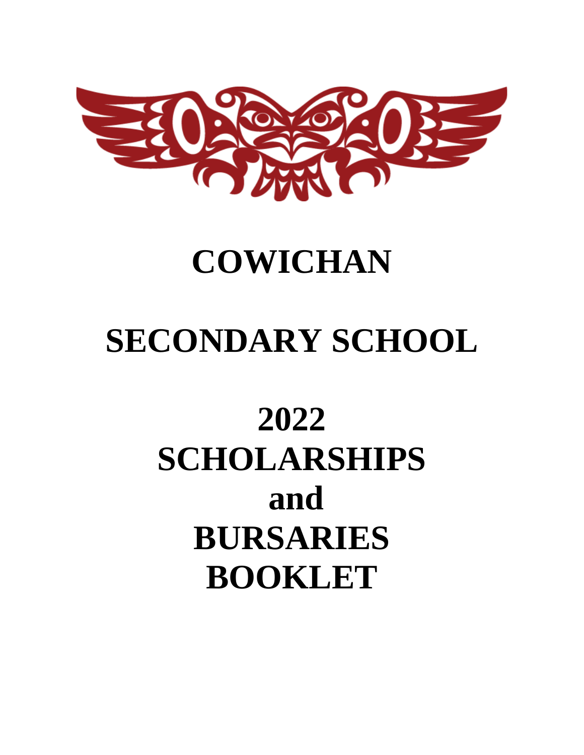# COWICHAN

# SECONDARY SCHOOL

# 2022 SCHOLARSHIPS and BURSARIES BOOKLET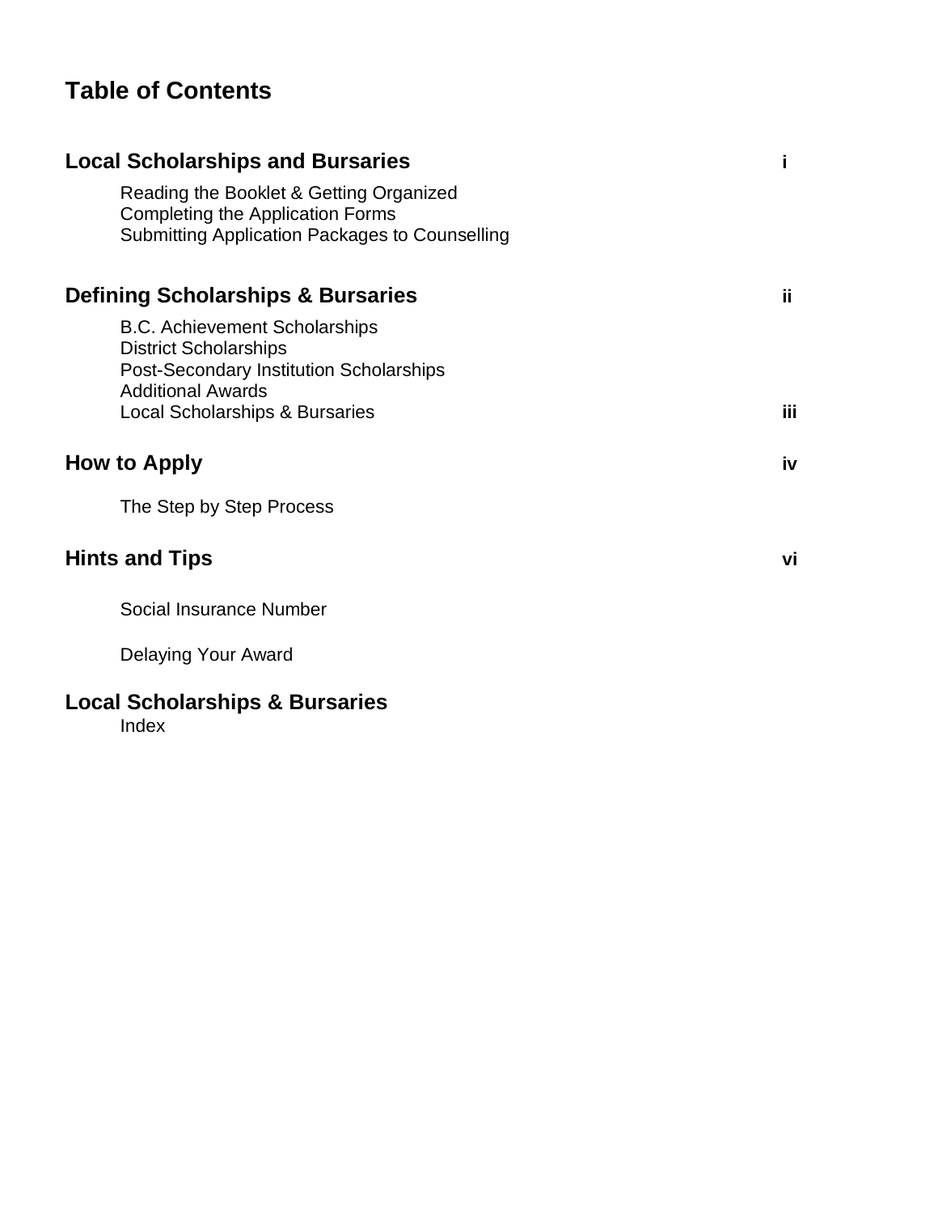# Table of Contents

| | |
|---|---|
| **Local Scholarships and Bursaries** | **i** |
| Reading the Booklet & Getting Organized | |
| Completing the Application Forms | |
| Submitting Application Packages to Counselling | |
| **Defining Scholarships & Bursaries** | **ii** |
| B.C. Achievement Scholarships | |
| District Scholarships | |
| Post-Secondary Institution Scholarships | |
| Additional Awards | |
| Local Scholarships & Bursaries | **iii** |
| **How to Apply** | **iv** |
| The Step by Step Process | |
| **Hints and Tips** | **vi** |
| Social Insurance Number | |
| Delaying Your Award | |
| **Local Scholarships & Bursaries** | |
| Index | |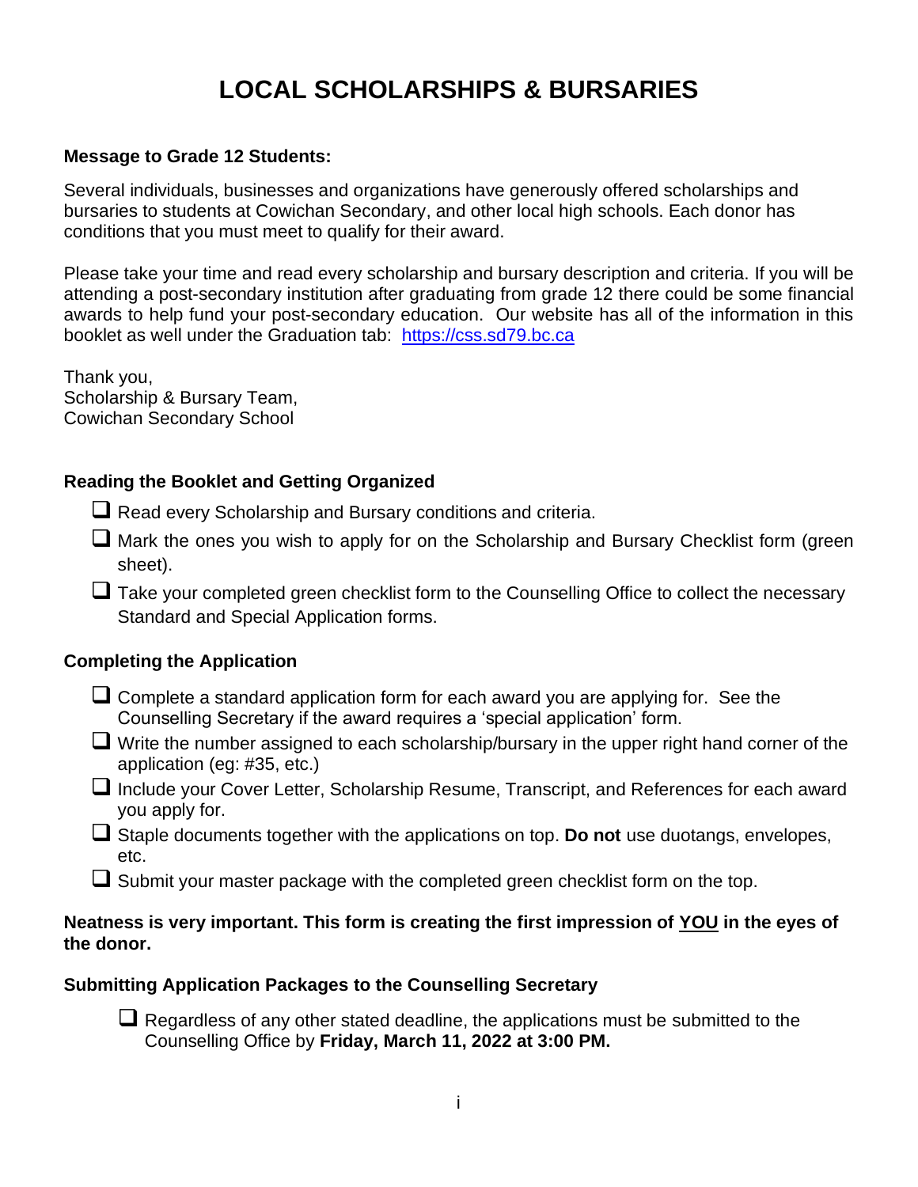# LOCAL SCHOLARSHIPS & BURSARIES

**Message to Grade 12 Students:**

Several individuals, businesses and organizations have generously offered scholarships and bursaries to students at Cowichan Secondary, and other local high schools. Each donor has conditions that you must meet to qualify for their award.

Please take your time and read every scholarship and bursary description and criteria. If you will be attending a post-secondary institution after graduating from grade 12 there could be some financial awards to help fund your post-secondary education. Our website has all of the information in this booklet as well under the Graduation tab: [https://css.sd79.bc.ca](https://css.sd79.bc.ca)

Thank you,
Scholarship & Bursary Team,
Cowichan Secondary School

### Reading the Booklet and Getting Organized

- [ ] Read every Scholarship and Bursary conditions and criteria.
- [ ] Mark the ones you wish to apply for on the Scholarship and Bursary Checklist form (green sheet).
- [ ] Take your completed green checklist form to the Counselling Office to collect the necessary Standard and Special Application forms.

### Completing the Application

- [ ] Complete a standard application form for each award you are applying for. See the Counselling Secretary if the award requires a 'special application' form.
- [ ] Write the number assigned to each scholarship/bursary in the upper right hand corner of the application (eg: #35, etc.)
- [ ] Include your Cover Letter, Scholarship Resume, Transcript, and References for each award you apply for.
- [ ] Staple documents together with the applications on top. **Do not** use duotangs, envelopes, etc.
- [ ] Submit your master package with the completed green checklist form on the top.

**Neatness is very important. This form is creating the first impression of <u>YOU</u> in the eyes of the donor.**

### Submitting Application Packages to the Counselling Secretary

- [ ] Regardless of any other stated deadline, the applications must be submitted to the Counselling Office by **Friday, March 11, 2022 at 3:00 PM.**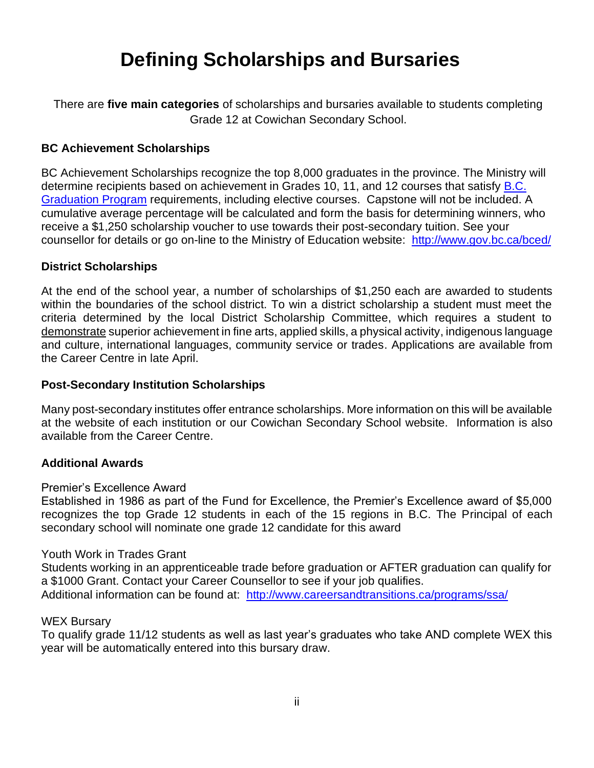# Defining Scholarships and Bursaries

There are **five main categories** of scholarships and bursaries available to students completing Grade 12 at Cowichan Secondary School.

### BC Achievement Scholarships

BC Achievement Scholarships recognize the top 8,000 graduates in the province. The Ministry will determine recipients based on achievement in Grades 10, 11, and 12 courses that satisfy B.C. Graduation Program requirements, including elective courses. Capstone will not be included. A cumulative average percentage will be calculated and form the basis for determining winners, who receive a $1,250 scholarship voucher to use towards their post-secondary tuition. See your counsellor for details or go on-line to the Ministry of Education website: http://www.gov.bc.ca/bced/

### District Scholarships

At the end of the school year, a number of scholarships of $1,250 each are awarded to students within the boundaries of the school district. To win a district scholarship a student must meet the criteria determined by the local District Scholarship Committee, which requires a student to demonstrate superior achievement in fine arts, applied skills, a physical activity, indigenous language and culture, international languages, community service or trades. Applications are available from the Career Centre in late April.

### Post-Secondary Institution Scholarships

Many post-secondary institutes offer entrance scholarships. More information on this will be available at the website of each institution or our Cowichan Secondary School website. Information is also available from the Career Centre.

### Additional Awards

Premier's Excellence Award
Established in 1986 as part of the Fund for Excellence, the Premier's Excellence award of $5,000 recognizes the top Grade 12 students in each of the 15 regions in B.C. The Principal of each secondary school will nominate one grade 12 candidate for this award

Youth Work in Trades Grant
Students working in an apprenticeable trade before graduation or AFTER graduation can qualify for a $1000 Grant. Contact your Career Counsellor to see if your job qualifies.
Additional information can be found at: http://www.careersandtransitions.ca/programs/ssa/

WEX Bursary
To qualify grade 11/12 students as well as last year's graduates who take AND complete WEX this year will be automatically entered into this bursary draw.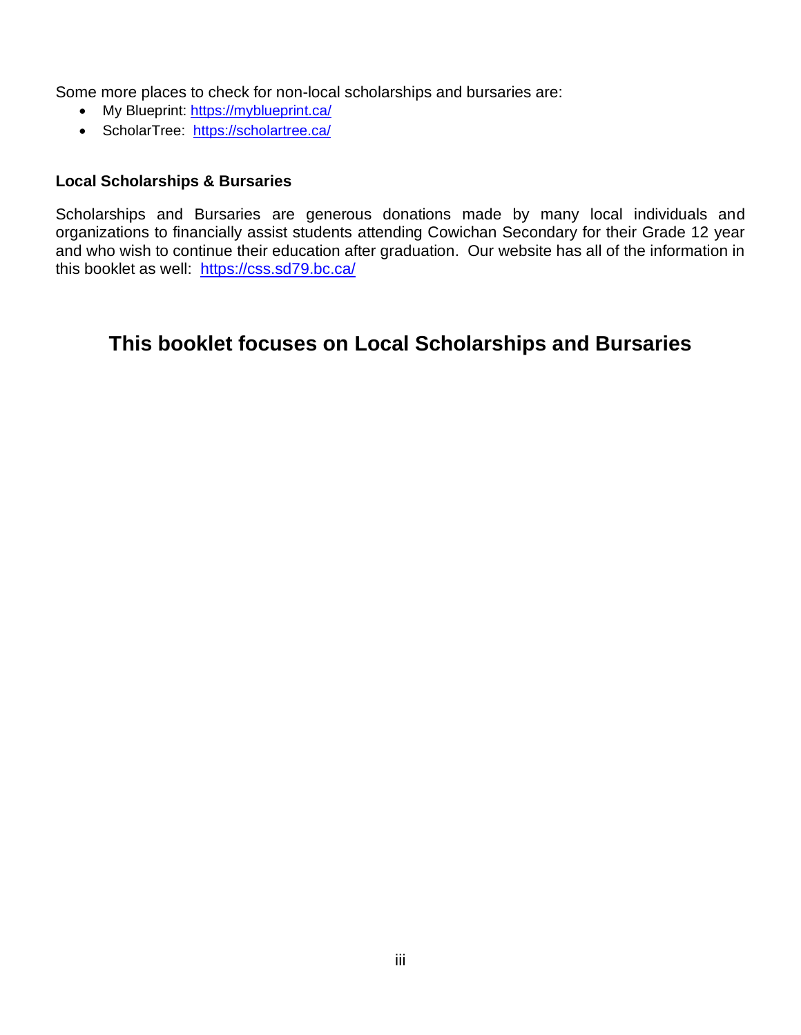Some more places to check for non-local scholarships and bursaries are:

- My Blueprint: https://myblueprint.ca/
- ScholarTree: https://scholartree.ca/

**Local Scholarships & Bursaries**

Scholarships and Bursaries are generous donations made by many local individuals and organizations to financially assist students attending Cowichan Secondary for their Grade 12 year and who wish to continue their education after graduation. Our website has all of the information in this booklet as well: https://css.sd79.bc.ca/

## This booklet focuses on Local Scholarships and Bursaries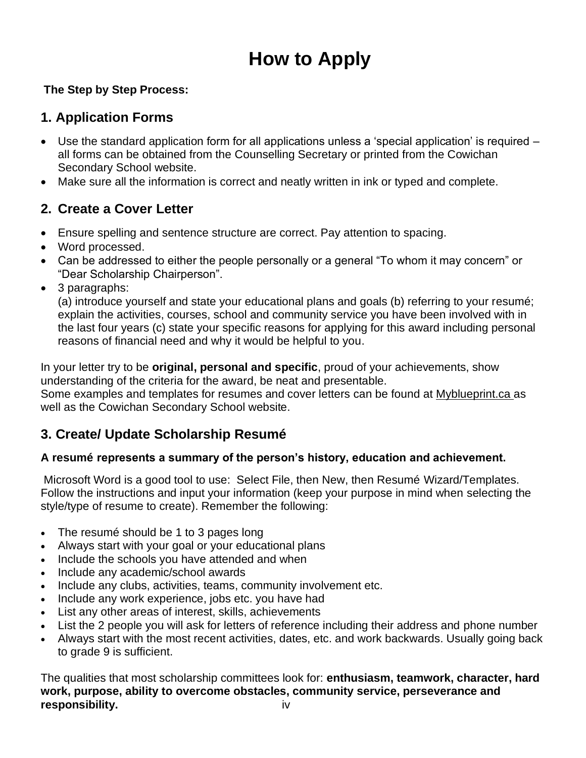# How to Apply

**The Step by Step Process:**

## 1. Application Forms

- Use the standard application form for all applications unless a 'special application' is required – all forms can be obtained from the Counselling Secretary or printed from the Cowichan Secondary School website.
- Make sure all the information is correct and neatly written in ink or typed and complete.

## 2. Create a Cover Letter

- Ensure spelling and sentence structure are correct. Pay attention to spacing.
- Word processed.
- Can be addressed to either the people personally or a general "To whom it may concern" or "Dear Scholarship Chairperson".
- 3 paragraphs:
  (a) introduce yourself and state your educational plans and goals (b) referring to your resumé; explain the activities, courses, school and community service you have been involved with in the last four years (c) state your specific reasons for applying for this award including personal reasons of financial need and why it would be helpful to you.

In your letter try to be **original, personal and specific**, proud of your achievements, show understanding of the criteria for the award, be neat and presentable.
Some examples and templates for resumes and cover letters can be found at Myblueprint.ca as well as the Cowichan Secondary School website.

## 3. Create/ Update Scholarship Resumé

**A resumé represents a summary of the person's history, education and achievement.**

Microsoft Word is a good tool to use: Select File, then New, then Resumé Wizard/Templates. Follow the instructions and input your information (keep your purpose in mind when selecting the style/type of resume to create). Remember the following:

- The resumé should be 1 to 3 pages long
- Always start with your goal or your educational plans
- Include the schools you have attended and when
- Include any academic/school awards
- Include any clubs, activities, teams, community involvement etc.
- Include any work experience, jobs etc. you have had
- List any other areas of interest, skills, achievements
- List the 2 people you will ask for letters of reference including their address and phone number
- Always start with the most recent activities, dates, etc. and work backwards. Usually going back to grade 9 is sufficient.

The qualities that most scholarship committees look for: **enthusiasm, teamwork, character, hard work, purpose, ability to overcome obstacles, community service, perseverance and responsibility.**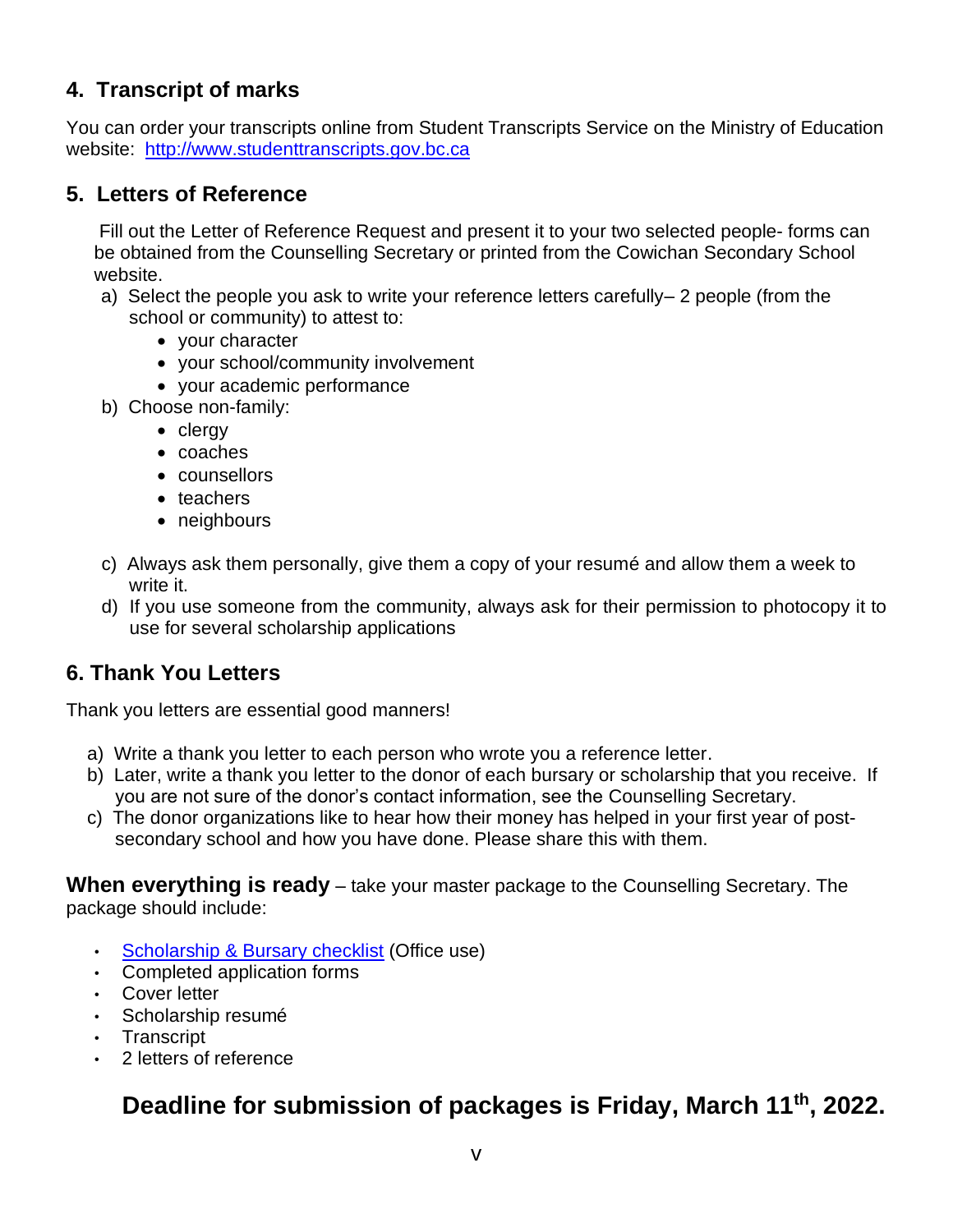## 4. Transcript of marks

You can order your transcripts online from Student Transcripts Service on the Ministry of Education website: [http://www.studenttranscripts.gov.bc.ca](http://www.studenttranscripts.gov.bc.ca)

## 5. Letters of Reference

Fill out the Letter of Reference Request and present it to your two selected people- forms can be obtained from the Counselling Secretary or printed from the Cowichan Secondary School website.

a) Select the people you ask to write your reference letters carefully– 2 people (from the school or community) to attest to:
   - your character
   - your school/community involvement
   - your academic performance

b) Choose non-family:
   - clergy
   - coaches
   - counsellors
   - teachers
   - neighbours

c) Always ask them personally, give them a copy of your resumé and allow them a week to write it.

d) If you use someone from the community, always ask for their permission to photocopy it to use for several scholarship applications

## 6. Thank You Letters

Thank you letters are essential good manners!

a) Write a thank you letter to each person who wrote you a reference letter.

b) Later, write a thank you letter to the donor of each bursary or scholarship that you receive. If you are not sure of the donor's contact information, see the Counselling Secretary.

c) The donor organizations like to hear how their money has helped in your first year of post-secondary school and how you have done. Please share this with them.

**When everything is ready** – take your master package to the Counselling Secretary. The package should include:

- Scholarship & Bursary checklist (Office use)
- Completed application forms
- Cover letter
- Scholarship resumé
- Transcript
- 2 letters of reference

**Deadline for submission of packages is Friday, March 11th, 2022.**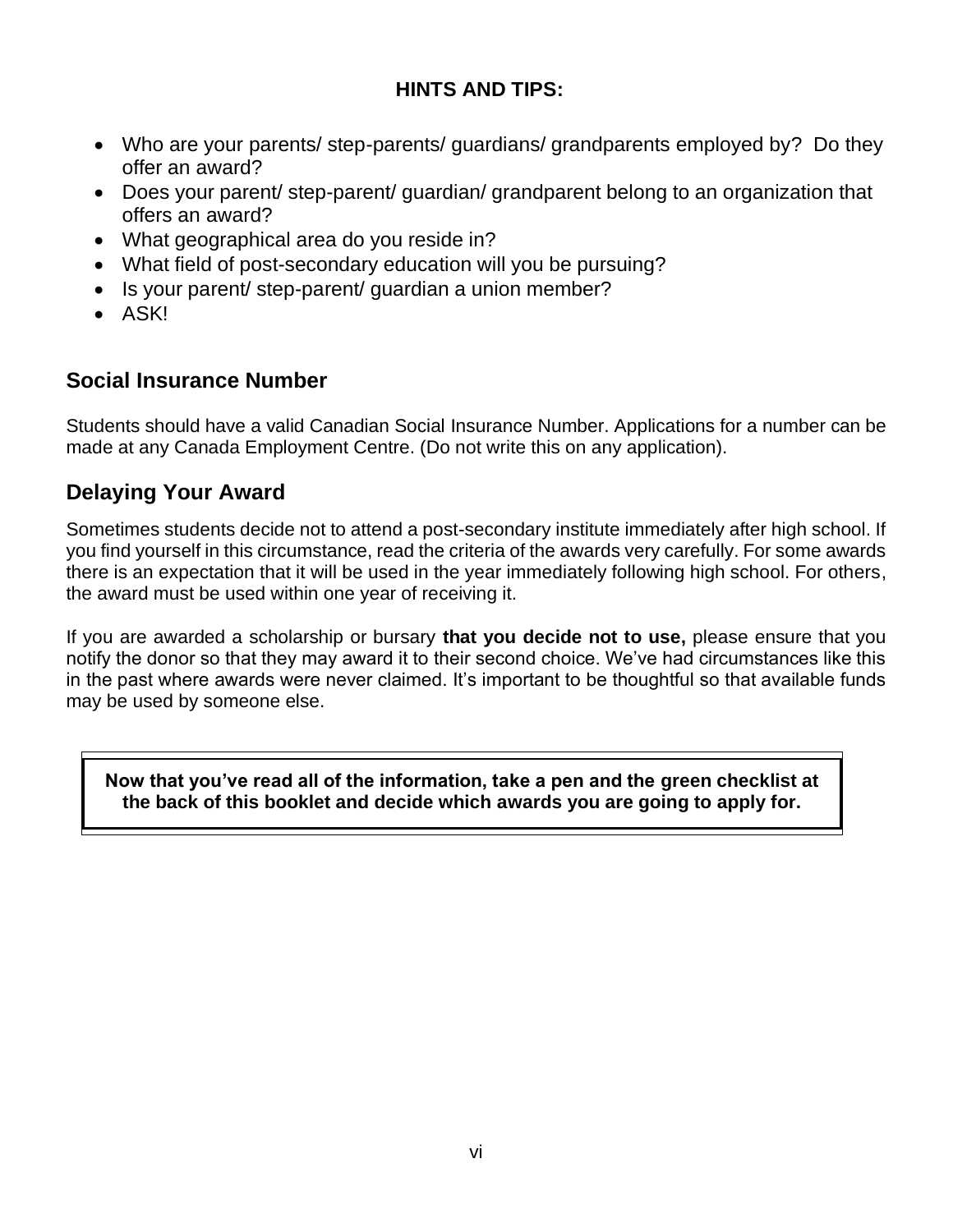**HINTS AND TIPS:**

- Who are your parents/ step-parents/ guardians/ grandparents employed by? Do they offer an award?
- Does your parent/ step-parent/ guardian/ grandparent belong to an organization that offers an award?
- What geographical area do you reside in?
- What field of post-secondary education will you be pursuing?
- Is your parent/ step-parent/ guardian a union member?
- ASK!

## Social Insurance Number

Students should have a valid Canadian Social Insurance Number. Applications for a number can be made at any Canada Employment Centre. (Do not write this on any application).

## Delaying Your Award

Sometimes students decide not to attend a post-secondary institute immediately after high school. If you find yourself in this circumstance, read the criteria of the awards very carefully. For some awards there is an expectation that it will be used in the year immediately following high school. For others, the award must be used within one year of receiving it.

If you are awarded a scholarship or bursary **that you decide not to use,** please ensure that you notify the donor so that they may award it to their second choice. We've had circumstances like this in the past where awards were never claimed. It's important to be thoughtful so that available funds may be used by someone else.

**Now that you've read all of the information, take a pen and the green checklist at the back of this booklet and decide which awards you are going to apply for.**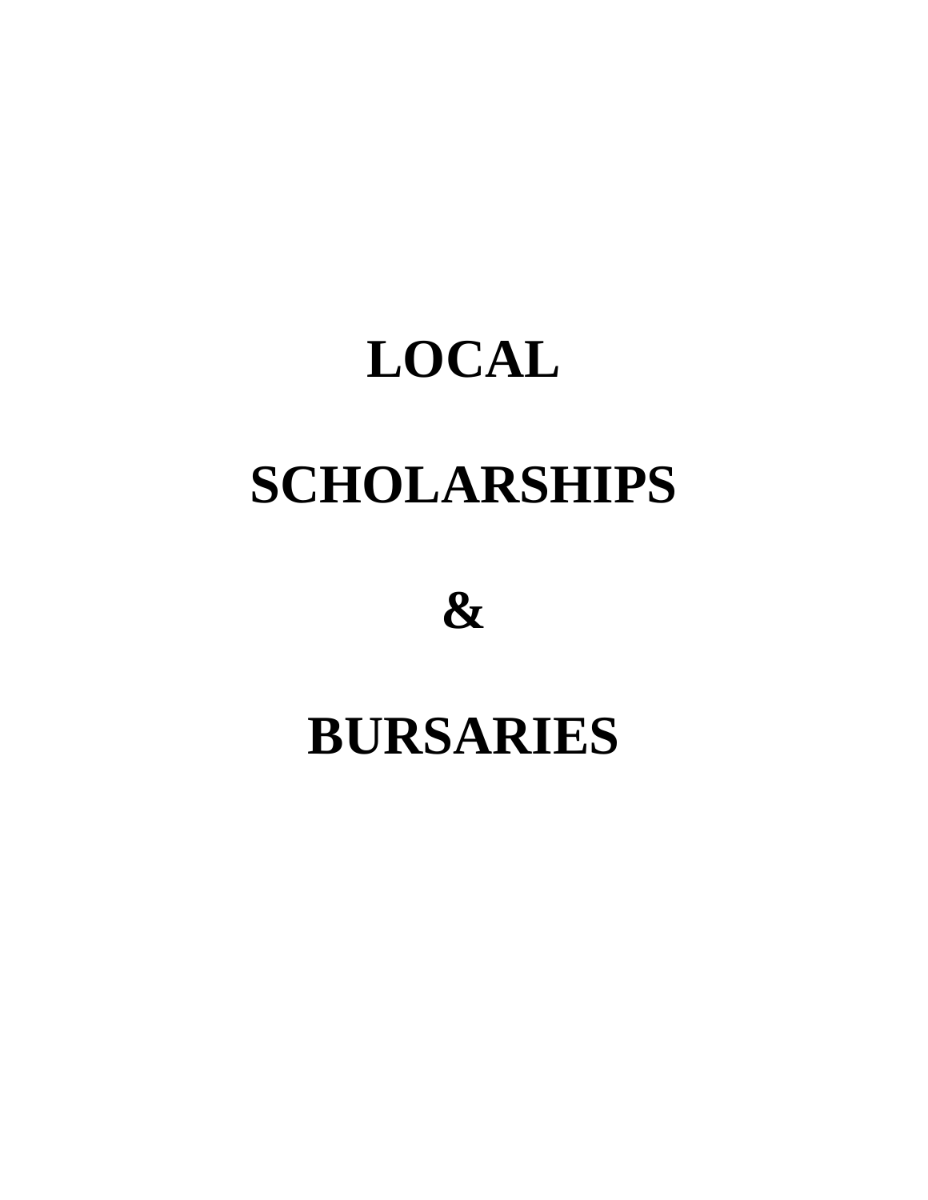# LOCAL

# SCHOLARSHIPS

# &

# BURSARIES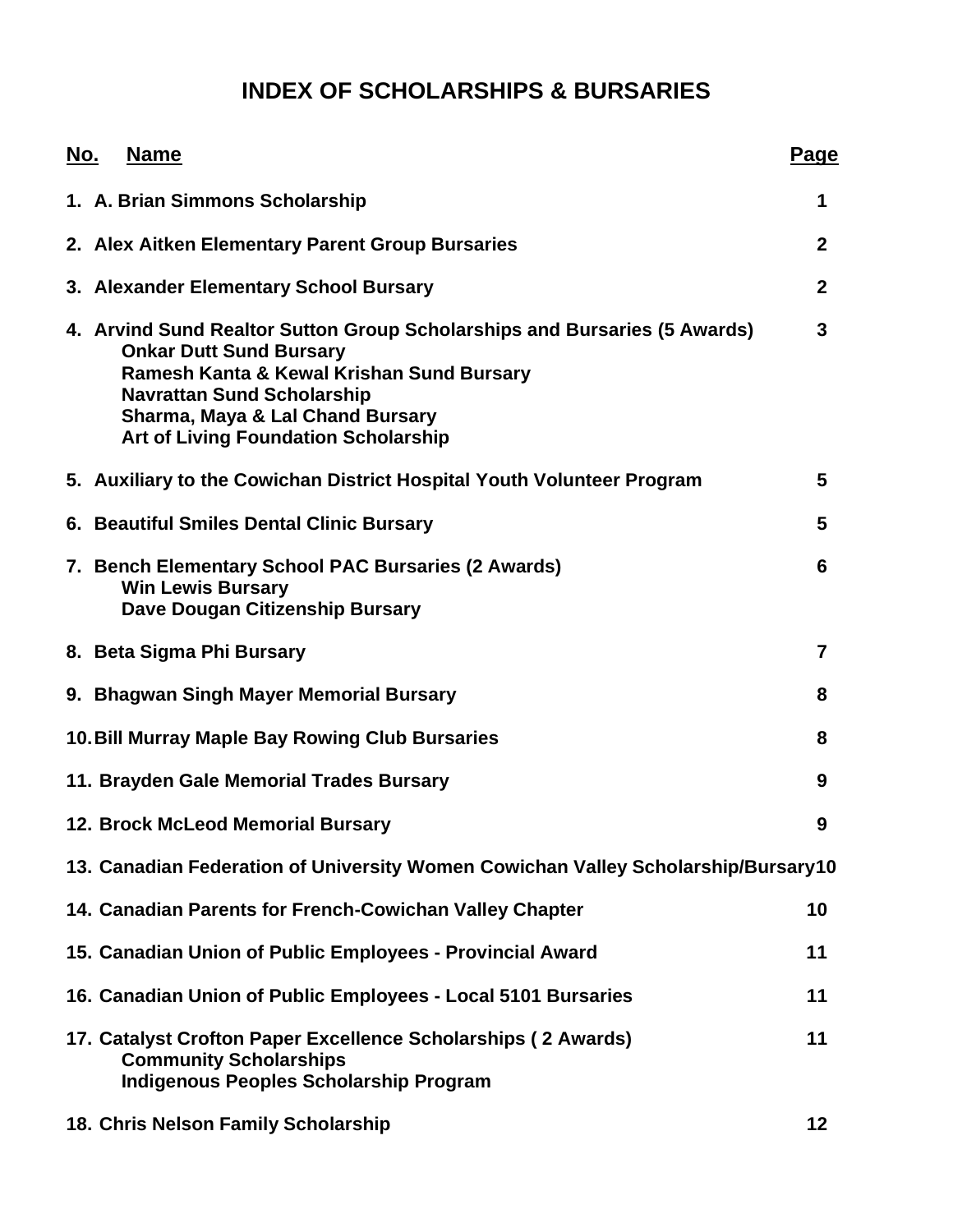# INDEX OF SCHOLARSHIPS & BURSARIES

| No. | Name | Page |
|---|---|---|
| 1. | **A. Brian Simmons Scholarship** | 1 |
| 2. | **Alex Aitken Elementary Parent Group Bursaries** | 2 |
| 3. | **Alexander Elementary School Bursary** | 2 |
| 4. | **Arvind Sund Realtor Sutton Group Scholarships and Bursaries (5 Awards)**<br>Onkar Dutt Sund Bursary<br>Ramesh Kanta & Kewal Krishan Sund Bursary<br>Navrattan Sund Scholarship<br>Sharma, Maya & Lal Chand Bursary<br>Art of Living Foundation Scholarship | 3 |
| 5. | **Auxiliary to the Cowichan District Hospital Youth Volunteer Program** | 5 |
| 6. | **Beautiful Smiles Dental Clinic Bursary** | 5 |
| 7. | **Bench Elementary School PAC Bursaries (2 Awards)**<br>Win Lewis Bursary<br>Dave Dougan Citizenship Bursary | 6 |
| 8. | **Beta Sigma Phi Bursary** | 7 |
| 9. | **Bhagwan Singh Mayer Memorial Bursary** | 8 |
| 10. | **Bill Murray Maple Bay Rowing Club Bursaries** | 8 |
| 11. | **Brayden Gale Memorial Trades Bursary** | 9 |
| 12. | **Brock McLeod Memorial Bursary** | 9 |
| 13. | **Canadian Federation of University Women Cowichan Valley Scholarship/Bursary** | 10 |
| 14. | **Canadian Parents for French-Cowichan Valley Chapter** | 10 |
| 15. | **Canadian Union of Public Employees - Provincial Award** | 11 |
| 16. | **Canadian Union of Public Employees - Local 5101 Bursaries** | 11 |
| 17. | **Catalyst Crofton Paper Excellence Scholarships ( 2 Awards)**<br>Community Scholarships<br>Indigenous Peoples Scholarship Program | 11 |
| 18. | **Chris Nelson Family Scholarship** | 12 |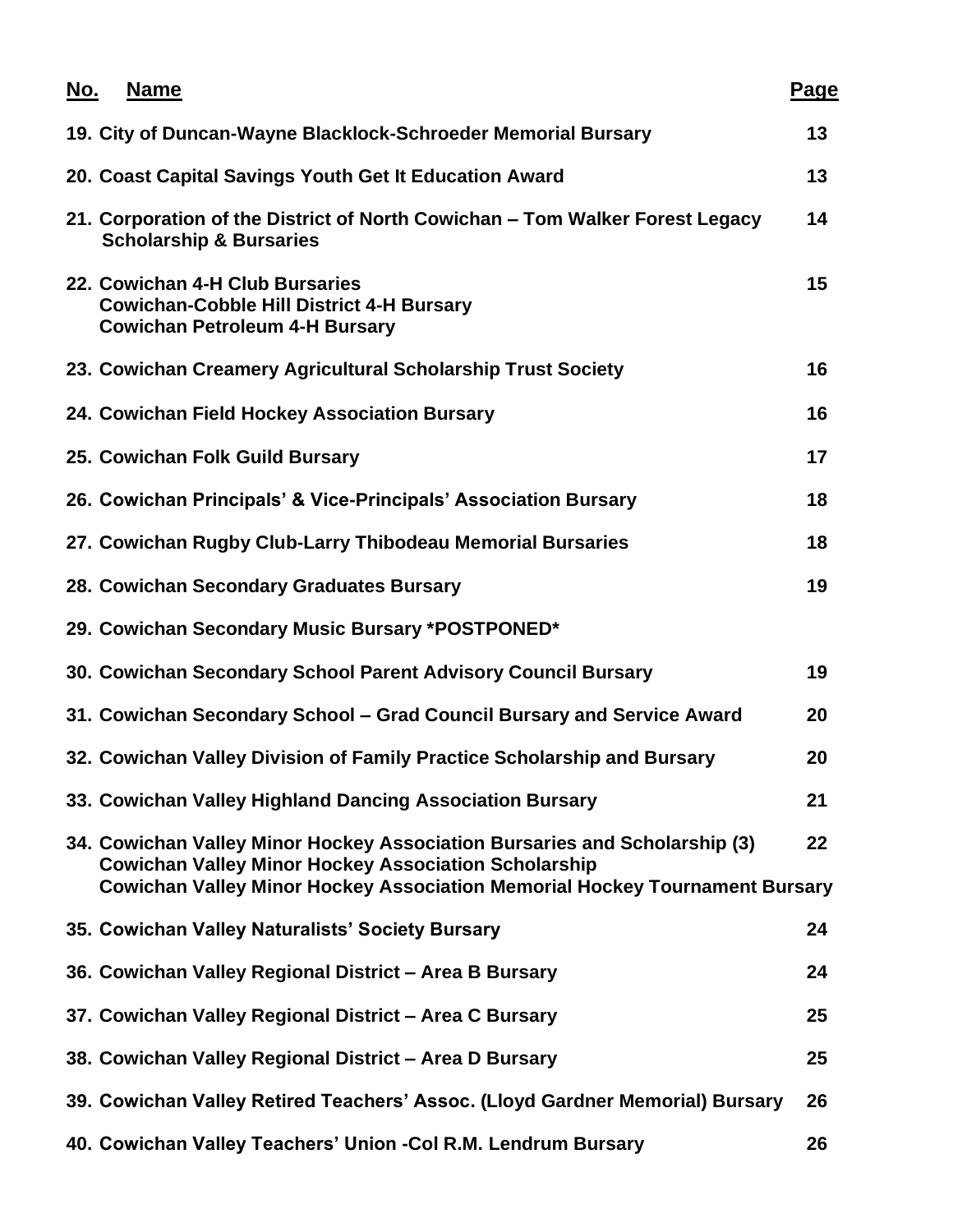| No. | Name | Page |
| --- | --- | --- |
| 19. | City of Duncan-Wayne Blacklock-Schroeder Memorial Bursary | 13 |
| 20. | Coast Capital Savings Youth Get It Education Award | 13 |
| 21. | Corporation of the District of North Cowichan – Tom Walker Forest Legacy Scholarship & Bursaries | 14 |
| 22. | Cowichan 4-H Club Bursaries<br>Cowichan-Cobble Hill District 4-H Bursary<br>Cowichan Petroleum 4-H Bursary | 15 |
| 23. | Cowichan Creamery Agricultural Scholarship Trust Society | 16 |
| 24. | Cowichan Field Hockey Association Bursary | 16 |
| 25. | Cowichan Folk Guild Bursary | 17 |
| 26. | Cowichan Principals' & Vice-Principals' Association Bursary | 18 |
| 27. | Cowichan Rugby Club-Larry Thibodeau Memorial Bursaries | 18 |
| 28. | Cowichan Secondary Graduates Bursary | 19 |
| 29. | Cowichan Secondary Music Bursary *POSTPONED* | |
| 30. | Cowichan Secondary School Parent Advisory Council Bursary | 19 |
| 31. | Cowichan Secondary School – Grad Council Bursary and Service Award | 20 |
| 32. | Cowichan Valley Division of Family Practice Scholarship and Bursary | 20 |
| 33. | Cowichan Valley Highland Dancing Association Bursary | 21 |
| 34. | Cowichan Valley Minor Hockey Association Bursaries and Scholarship (3)<br>Cowichan Valley Minor Hockey Association Scholarship<br>Cowichan Valley Minor Hockey Association Memorial Hockey Tournament Bursary | 22 |
| 35. | Cowichan Valley Naturalists' Society Bursary | 24 |
| 36. | Cowichan Valley Regional District – Area B Bursary | 24 |
| 37. | Cowichan Valley Regional District – Area C Bursary | 25 |
| 38. | Cowichan Valley Regional District – Area D Bursary | 25 |
| 39. | Cowichan Valley Retired Teachers' Assoc. (Lloyd Gardner Memorial) Bursary | 26 |
| 40. | Cowichan Valley Teachers' Union -Col R.M. Lendrum Bursary | 26 |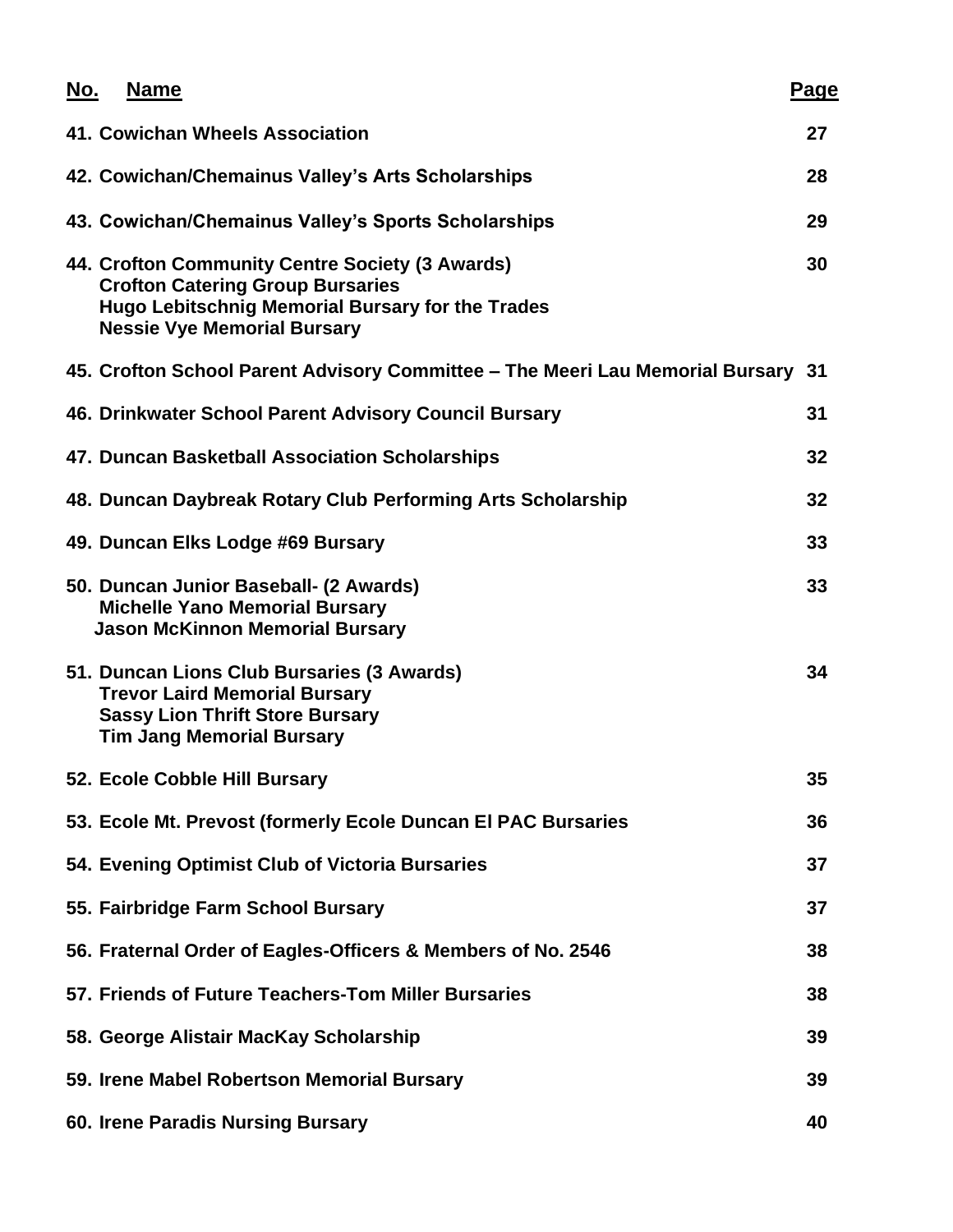| No. Name | Page |
| --- | --- |
| **41. Cowichan Wheels Association** | **27** |
| **42. Cowichan/Chemainus Valley's Arts Scholarships** | **28** |
| **43. Cowichan/Chemainus Valley's Sports Scholarships** | **29** |
| **44. Crofton Community Centre Society (3 Awards)**<br>**Crofton Catering Group Bursaries**<br>**Hugo Lebitschnig Memorial Bursary for the Trades**<br>**Nessie Vye Memorial Bursary** | **30** |
| **45. Crofton School Parent Advisory Committee – The Meeri Lau Memorial Bursary** | **31** |
| **46. Drinkwater School Parent Advisory Council Bursary** | **31** |
| **47. Duncan Basketball Association Scholarships** | **32** |
| **48. Duncan Daybreak Rotary Club Performing Arts Scholarship** | **32** |
| **49. Duncan Elks Lodge #69 Bursary** | **33** |
| **50. Duncan Junior Baseball- (2 Awards)**<br>**Michelle Yano Memorial Bursary**<br>**Jason McKinnon Memorial Bursary** | **33** |
| **51. Duncan Lions Club Bursaries (3 Awards)**<br>**Trevor Laird Memorial Bursary**<br>**Sassy Lion Thrift Store Bursary**<br>**Tim Jang Memorial Bursary** | **34** |
| **52. Ecole Cobble Hill Bursary** | **35** |
| **53. Ecole Mt. Prevost (formerly Ecole Duncan El PAC Bursaries** | **36** |
| **54. Evening Optimist Club of Victoria Bursaries** | **37** |
| **55. Fairbridge Farm School Bursary** | **37** |
| **56. Fraternal Order of Eagles-Officers & Members of No. 2546** | **38** |
| **57. Friends of Future Teachers-Tom Miller Bursaries** | **38** |
| **58. George Alistair MacKay Scholarship** | **39** |
| **59. Irene Mabel Robertson Memorial Bursary** | **39** |
| **60. Irene Paradis Nursing Bursary** | **40** |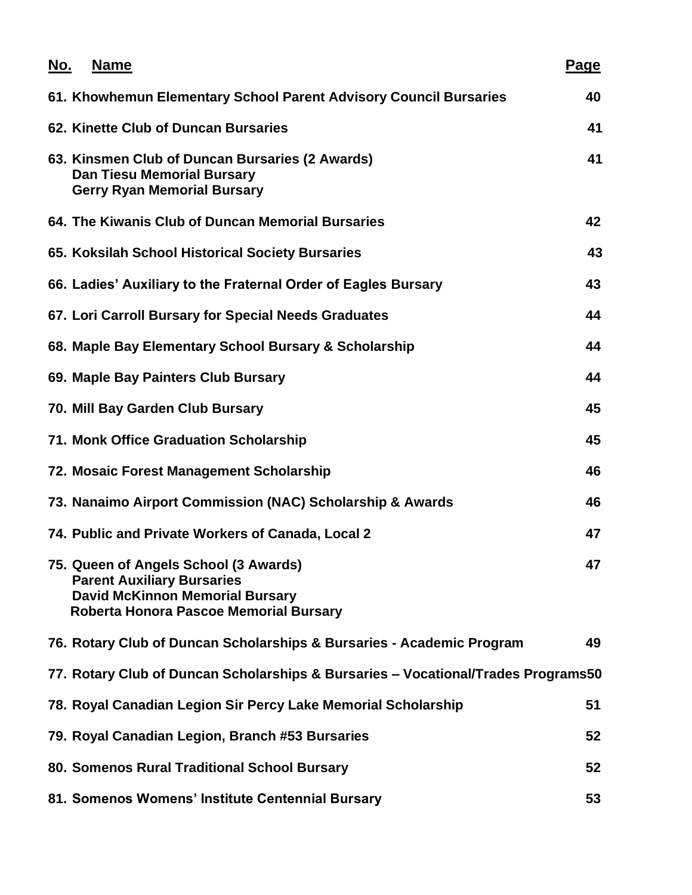| No. | Name | Page |
|---|---|---|
| 61. | Khowhemun Elementary School Parent Advisory Council Bursaries | 40 |
| 62. | Kinette Club of Duncan Bursaries | 41 |
| 63. | Kinsmen Club of Duncan Bursaries (2 Awards)<br>Dan Tiesu Memorial Bursary<br>Gerry Ryan Memorial Bursary | 41 |
| 64. | The Kiwanis Club of Duncan Memorial Bursaries | 42 |
| 65. | Koksilah School Historical Society Bursaries | 43 |
| 66. | Ladies' Auxiliary to the Fraternal Order of Eagles Bursary | 43 |
| 67. | Lori Carroll Bursary for Special Needs Graduates | 44 |
| 68. | Maple Bay Elementary School Bursary & Scholarship | 44 |
| 69. | Maple Bay Painters Club Bursary | 44 |
| 70. | Mill Bay Garden Club Bursary | 45 |
| 71. | Monk Office Graduation Scholarship | 45 |
| 72. | Mosaic Forest Management Scholarship | 46 |
| 73. | Nanaimo Airport Commission (NAC) Scholarship & Awards | 46 |
| 74. | Public and Private Workers of Canada, Local 2 | 47 |
| 75. | Queen of Angels School (3 Awards)<br>Parent Auxiliary Bursaries<br>David McKinnon Memorial Bursary<br>Roberta Honora Pascoe Memorial Bursary | 47 |
| 76. | Rotary Club of Duncan Scholarships & Bursaries - Academic Program | 49 |
| 77. | Rotary Club of Duncan Scholarships & Bursaries – Vocational/Trades Programs | 50 |
| 78. | Royal Canadian Legion Sir Percy Lake Memorial Scholarship | 51 |
| 79. | Royal Canadian Legion, Branch #53 Bursaries | 52 |
| 80. | Somenos Rural Traditional School Bursary | 52 |
| 81. | Somenos Womens' Institute Centennial Bursary | 53 |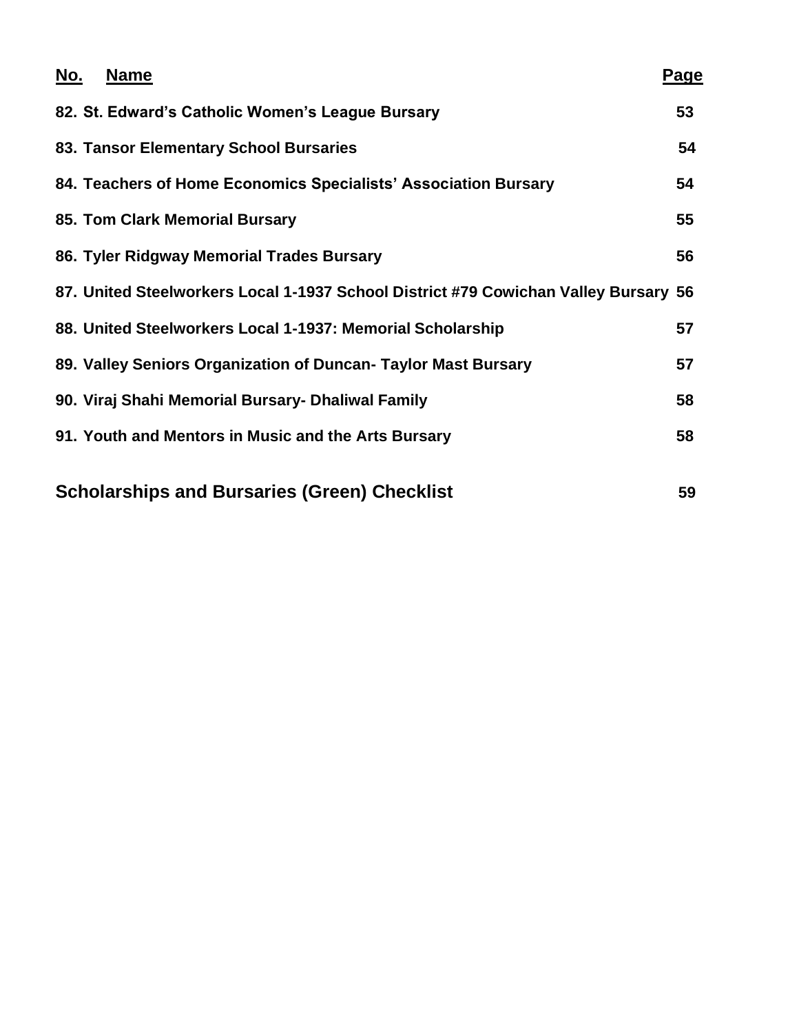| No. | Name | Page |
| --- | --- | --- |
| 82. | St. Edward's Catholic Women's League Bursary | 53 |
| 83. | Tansor Elementary School Bursaries | 54 |
| 84. | Teachers of Home Economics Specialists' Association Bursary | 54 |
| 85. | Tom Clark Memorial Bursary | 55 |
| 86. | Tyler Ridgway Memorial Trades Bursary | 56 |
| 87. | United Steelworkers Local 1-1937 School District #79 Cowichan Valley Bursary | 56 |
| 88. | United Steelworkers Local 1-1937: Memorial Scholarship | 57 |
| 89. | Valley Seniors Organization of Duncan- Taylor Mast Bursary | 57 |
| 90. | Viraj Shahi Memorial Bursary- Dhaliwal Family | 58 |
| 91. | Youth and Mentors in Music and the Arts Bursary | 58 |

**Scholarships and Bursaries (Green) Checklist** 59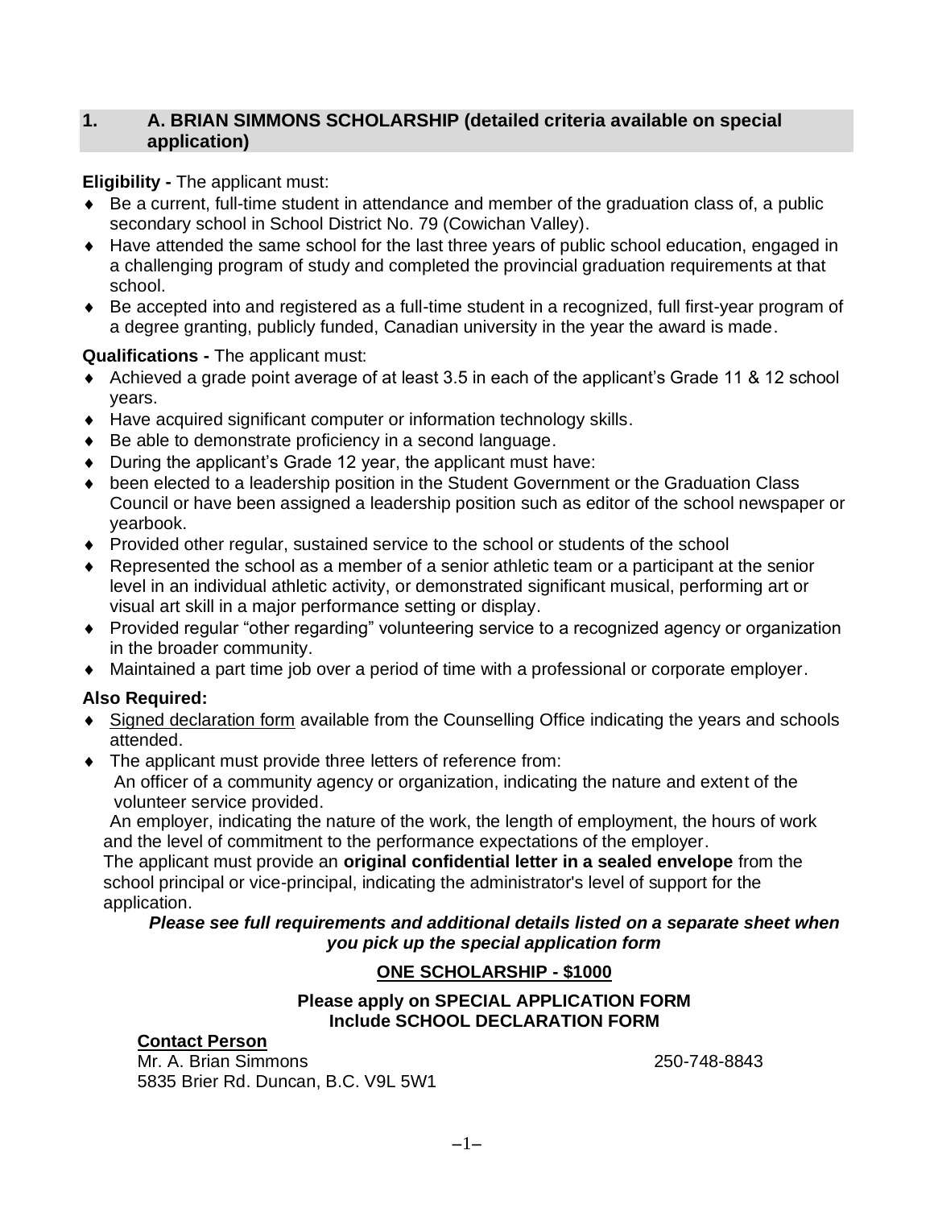## 1. A. BRIAN SIMMONS SCHOLARSHIP (detailed criteria available on special application)

**Eligibility -** The applicant must:

- Be a current, full-time student in attendance and member of the graduation class of, a public secondary school in School District No. 79 (Cowichan Valley).
- Have attended the same school for the last three years of public school education, engaged in a challenging program of study and completed the provincial graduation requirements at that school.
- Be accepted into and registered as a full-time student in a recognized, full first-year program of a degree granting, publicly funded, Canadian university in the year the award is made.

**Qualifications -** The applicant must:

- Achieved a grade point average of at least 3.5 in each of the applicant's Grade 11 & 12 school years.
- Have acquired significant computer or information technology skills.
- Be able to demonstrate proficiency in a second language.
- During the applicant's Grade 12 year, the applicant must have:
- been elected to a leadership position in the Student Government or the Graduation Class Council or have been assigned a leadership position such as editor of the school newspaper or yearbook.
- Provided other regular, sustained service to the school or students of the school
- Represented the school as a member of a senior athletic team or a participant at the senior level in an individual athletic activity, or demonstrated significant musical, performing art or visual art skill in a major performance setting or display.
- Provided regular "other regarding" volunteering service to a recognized agency or organization in the broader community.
- Maintained a part time job over a period of time with a professional or corporate employer.

**Also Required:**

- Signed declaration form available from the Counselling Office indicating the years and schools attended.
- The applicant must provide three letters of reference from:
  An officer of a community agency or organization, indicating the nature and extent of the volunteer service provided.
  An employer, indicating the nature of the work, the length of employment, the hours of work and the level of commitment to the performance expectations of the employer.
  The applicant must provide an **original confidential letter in a sealed envelope** from the school principal or vice-principal, indicating the administrator's level of support for the application.

***Please see full requirements and additional details listed on a separate sheet when you pick up the special application form***

**ONE SCHOLARSHIP - $1000**

**Please apply on SPECIAL APPLICATION FORM**
**Include SCHOOL DECLARATION FORM**

**Contact Person**
Mr. A. Brian Simmons 250-748-8843
5835 Brier Rd. Duncan, B.C. V9L 5W1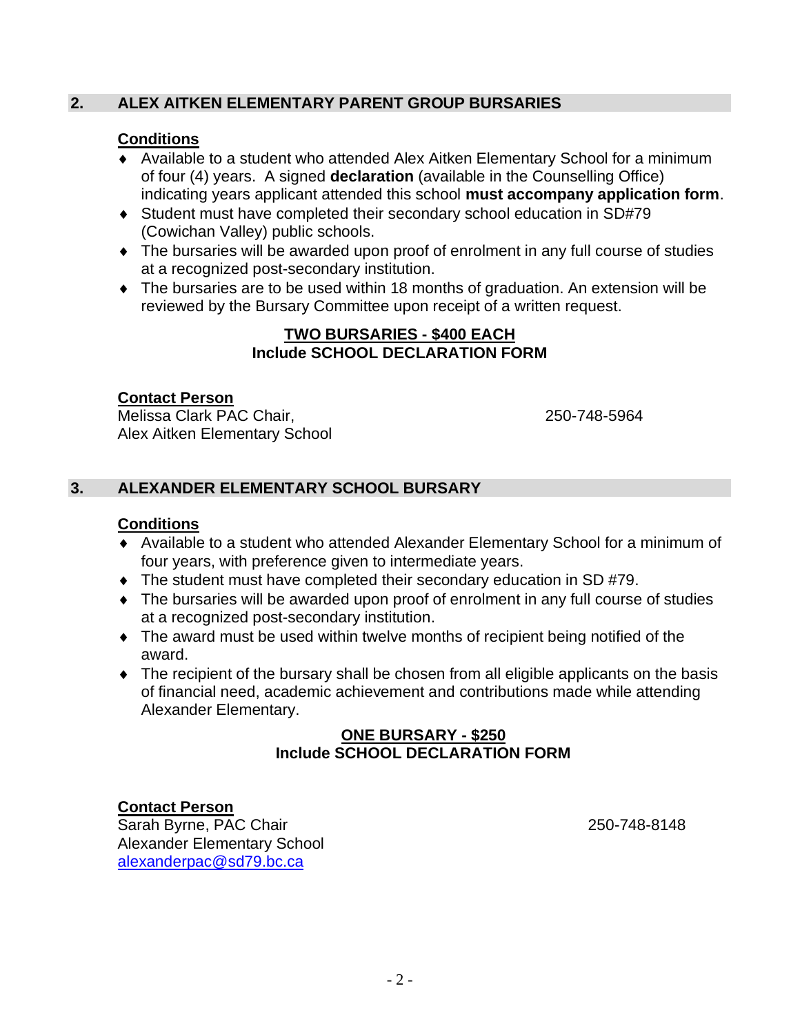## 2. ALEX AITKEN ELEMENTARY PARENT GROUP BURSARIES

**Conditions**

- Available to a student who attended Alex Aitken Elementary School for a minimum of four (4) years. A signed **declaration** (available in the Counselling Office) indicating years applicant attended this school **must accompany application form**.
- Student must have completed their secondary school education in SD#79 (Cowichan Valley) public schools.
- The bursaries will be awarded upon proof of enrolment in any full course of studies at a recognized post-secondary institution.
- The bursaries are to be used within 18 months of graduation. An extension will be reviewed by the Bursary Committee upon receipt of a written request.

**TWO BURSARIES - $400 EACH**
**Include SCHOOL DECLARATION FORM**

**Contact Person**
Melissa Clark PAC Chair, 250-748-5964
Alex Aitken Elementary School

## 3. ALEXANDER ELEMENTARY SCHOOL BURSARY

**Conditions**

- Available to a student who attended Alexander Elementary School for a minimum of four years, with preference given to intermediate years.
- The student must have completed their secondary education in SD #79.
- The bursaries will be awarded upon proof of enrolment in any full course of studies at a recognized post-secondary institution.
- The award must be used within twelve months of recipient being notified of the award.
- The recipient of the bursary shall be chosen from all eligible applicants on the basis of financial need, academic achievement and contributions made while attending Alexander Elementary.

**ONE BURSARY - $250**
**Include SCHOOL DECLARATION FORM**

**Contact Person**
Sarah Byrne, PAC Chair 250-748-8148
Alexander Elementary School
alexanderpac@sd79.bc.ca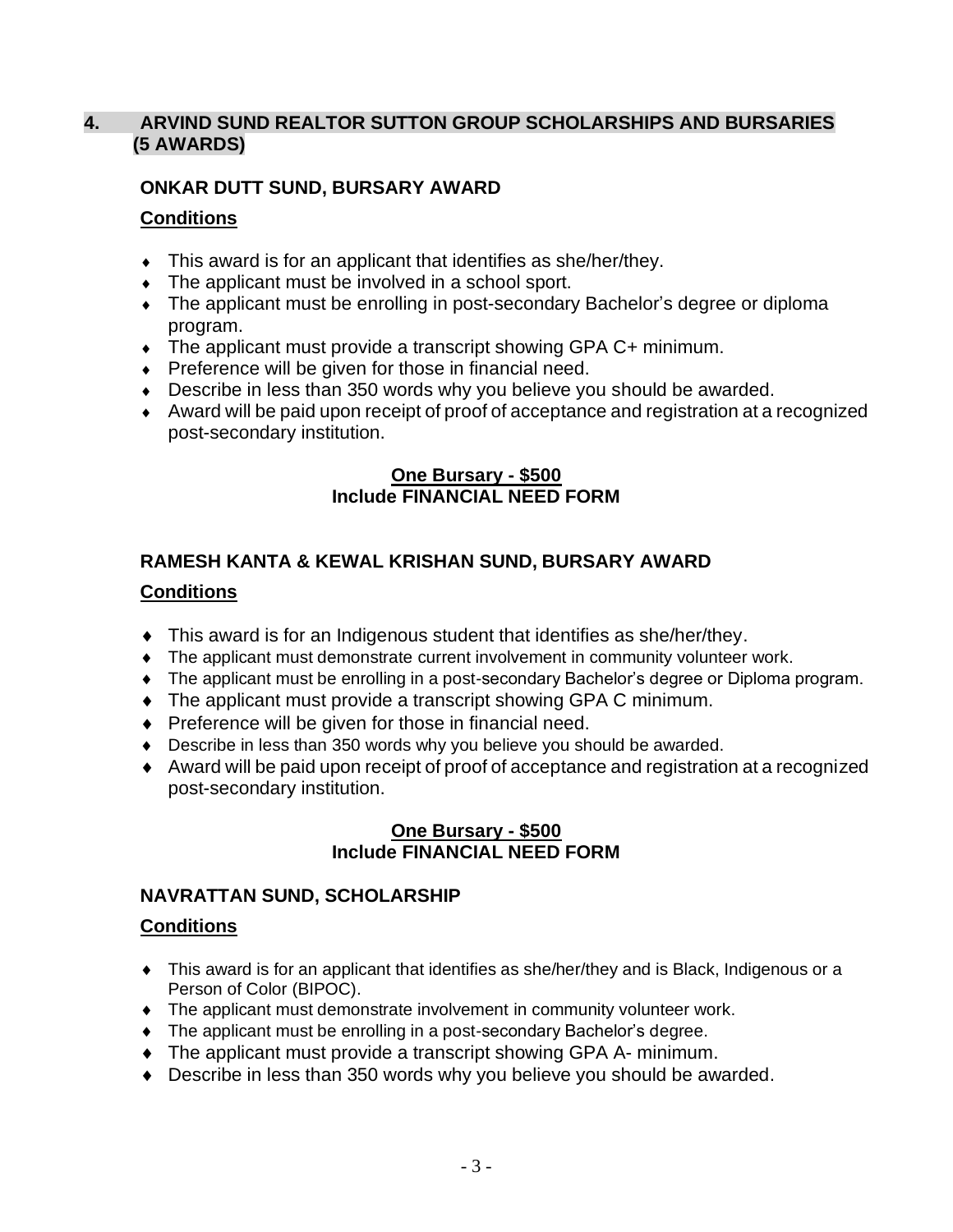## 4. ARVIND SUND REALTOR SUTTON GROUP SCHOLARSHIPS AND BURSARIES (5 AWARDS)

### ONKAR DUTT SUND, BURSARY AWARD

**Conditions**

- This award is for an applicant that identifies as she/her/they.
- The applicant must be involved in a school sport.
- The applicant must be enrolling in post-secondary Bachelor's degree or diploma program.
- The applicant must provide a transcript showing GPA C+ minimum.
- Preference will be given for those in financial need.
- Describe in less than 350 words why you believe you should be awarded.
- Award will be paid upon receipt of proof of acceptance and registration at a recognized post-secondary institution.

**One Bursary - $500**
**Include FINANCIAL NEED FORM**

### RAMESH KANTA & KEWAL KRISHAN SUND, BURSARY AWARD

**Conditions**

- This award is for an Indigenous student that identifies as she/her/they.
- The applicant must demonstrate current involvement in community volunteer work.
- The applicant must be enrolling in a post-secondary Bachelor's degree or Diploma program.
- The applicant must provide a transcript showing GPA C minimum.
- Preference will be given for those in financial need.
- Describe in less than 350 words why you believe you should be awarded.
- Award will be paid upon receipt of proof of acceptance and registration at a recognized post-secondary institution.

**One Bursary - $500**
**Include FINANCIAL NEED FORM**

### NAVRATTAN SUND, SCHOLARSHIP

**Conditions**

- This award is for an applicant that identifies as she/her/they and is Black, Indigenous or a Person of Color (BIPOC).
- The applicant must demonstrate involvement in community volunteer work.
- The applicant must be enrolling in a post-secondary Bachelor's degree.
- The applicant must provide a transcript showing GPA A- minimum.
- Describe in less than 350 words why you believe you should be awarded.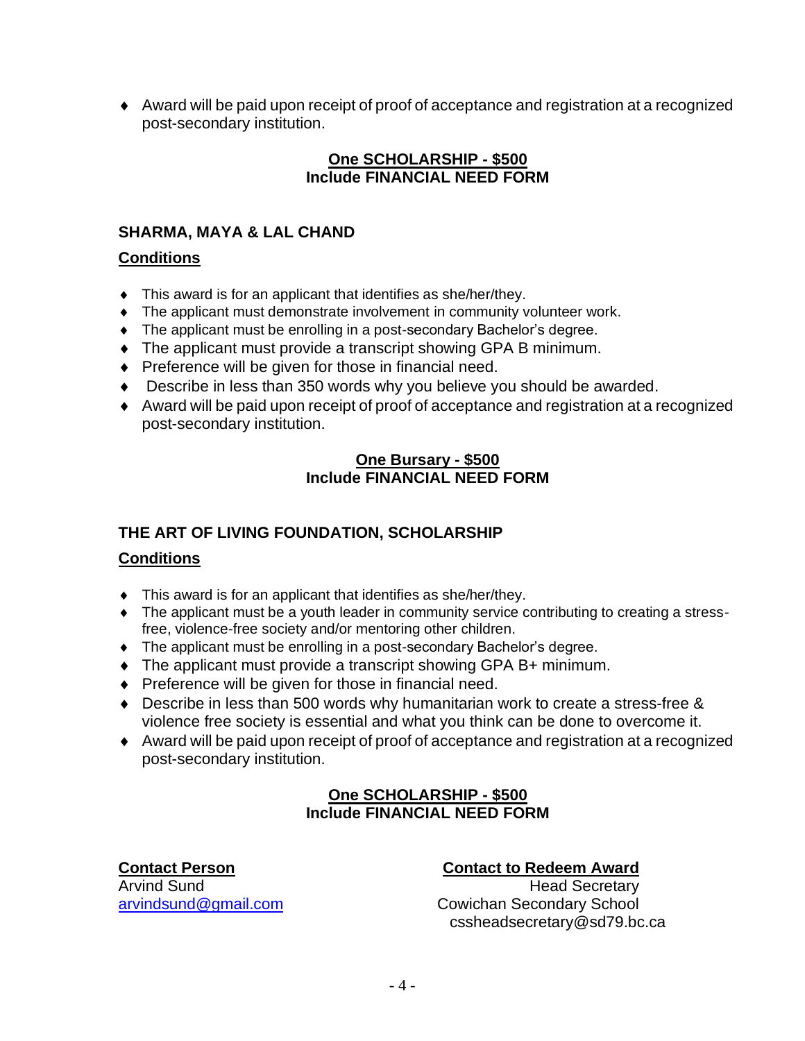- Award will be paid upon receipt of proof of acceptance and registration at a recognized post-secondary institution.

**One SCHOLARSHIP - $500**
**Include FINANCIAL NEED FORM**

### SHARMA, MAYA & LAL CHAND

**Conditions**

- This award is for an applicant that identifies as she/her/they.
- The applicant must demonstrate involvement in community volunteer work.
- The applicant must be enrolling in a post-secondary Bachelor's degree.
- The applicant must provide a transcript showing GPA B minimum.
- Preference will be given for those in financial need.
- Describe in less than 350 words why you believe you should be awarded.
- Award will be paid upon receipt of proof of acceptance and registration at a recognized post-secondary institution.

**One Bursary - $500**
**Include FINANCIAL NEED FORM**

### THE ART OF LIVING FOUNDATION, SCHOLARSHIP

**Conditions**

- This award is for an applicant that identifies as she/her/they.
- The applicant must be a youth leader in community service contributing to creating a stress-free, violence-free society and/or mentoring other children.
- The applicant must be enrolling in a post-secondary Bachelor's degree.
- The applicant must provide a transcript showing GPA B+ minimum.
- Preference will be given for those in financial need.
- Describe in less than 500 words why humanitarian work to create a stress-free & violence free society is essential and what you think can be done to overcome it.
- Award will be paid upon receipt of proof of acceptance and registration at a recognized post-secondary institution.

**One SCHOLARSHIP - $500**
**Include FINANCIAL NEED FORM**

**Contact Person**
Arvind Sund
arvindsund@gmail.com

**Contact to Redeem Award**
Head Secretary
Cowichan Secondary School
cssheadsecretary@sd79.bc.ca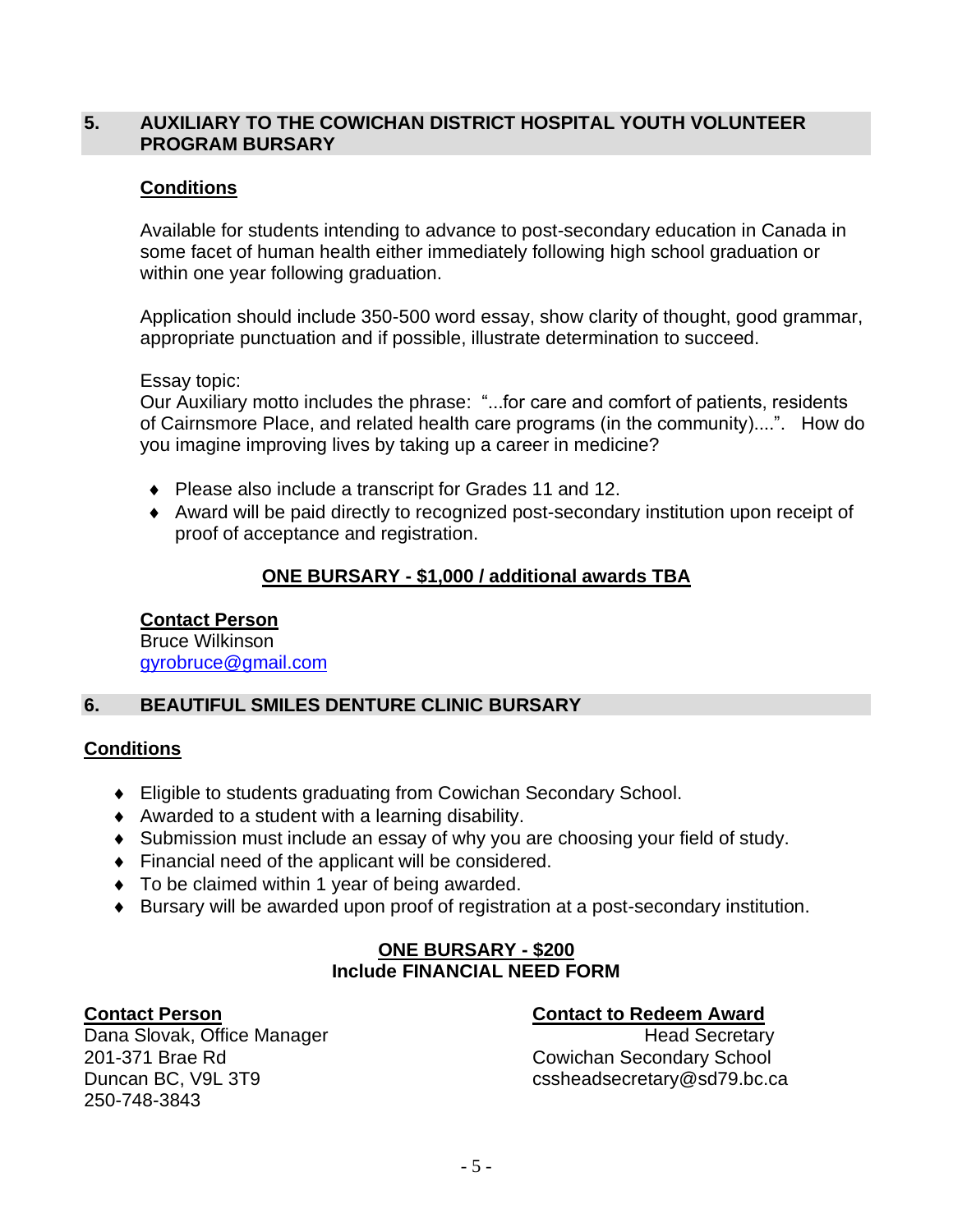## 5. AUXILIARY TO THE COWICHAN DISTRICT HOSPITAL YOUTH VOLUNTEER PROGRAM BURSARY

**Conditions**

Available for students intending to advance to post-secondary education in Canada in some facet of human health either immediately following high school graduation or within one year following graduation.

Application should include 350-500 word essay, show clarity of thought, good grammar, appropriate punctuation and if possible, illustrate determination to succeed.

Essay topic:
Our Auxiliary motto includes the phrase: "...for care and comfort of patients, residents of Cairnsmore Place, and related health care programs (in the community)....". How do you imagine improving lives by taking up a career in medicine?

- Please also include a transcript for Grades 11 and 12.
- Award will be paid directly to recognized post-secondary institution upon receipt of proof of acceptance and registration.

**ONE BURSARY - $1,000 / additional awards TBA**

**Contact Person**
Bruce Wilkinson
gyrobruce@gmail.com

## 6. BEAUTIFUL SMILES DENTURE CLINIC BURSARY

**Conditions**

- Eligible to students graduating from Cowichan Secondary School.
- Awarded to a student with a learning disability.
- Submission must include an essay of why you are choosing your field of study.
- Financial need of the applicant will be considered.
- To be claimed within 1 year of being awarded.
- Bursary will be awarded upon proof of registration at a post-secondary institution.

**ONE BURSARY - $200**
**Include FINANCIAL NEED FORM**

**Contact Person**
Dana Slovak, Office Manager
201-371 Brae Rd
Duncan BC, V9L 3T9
250-748-3843

**Contact to Redeem Award**
Head Secretary
Cowichan Secondary School
cssheadsecretary@sd79.bc.ca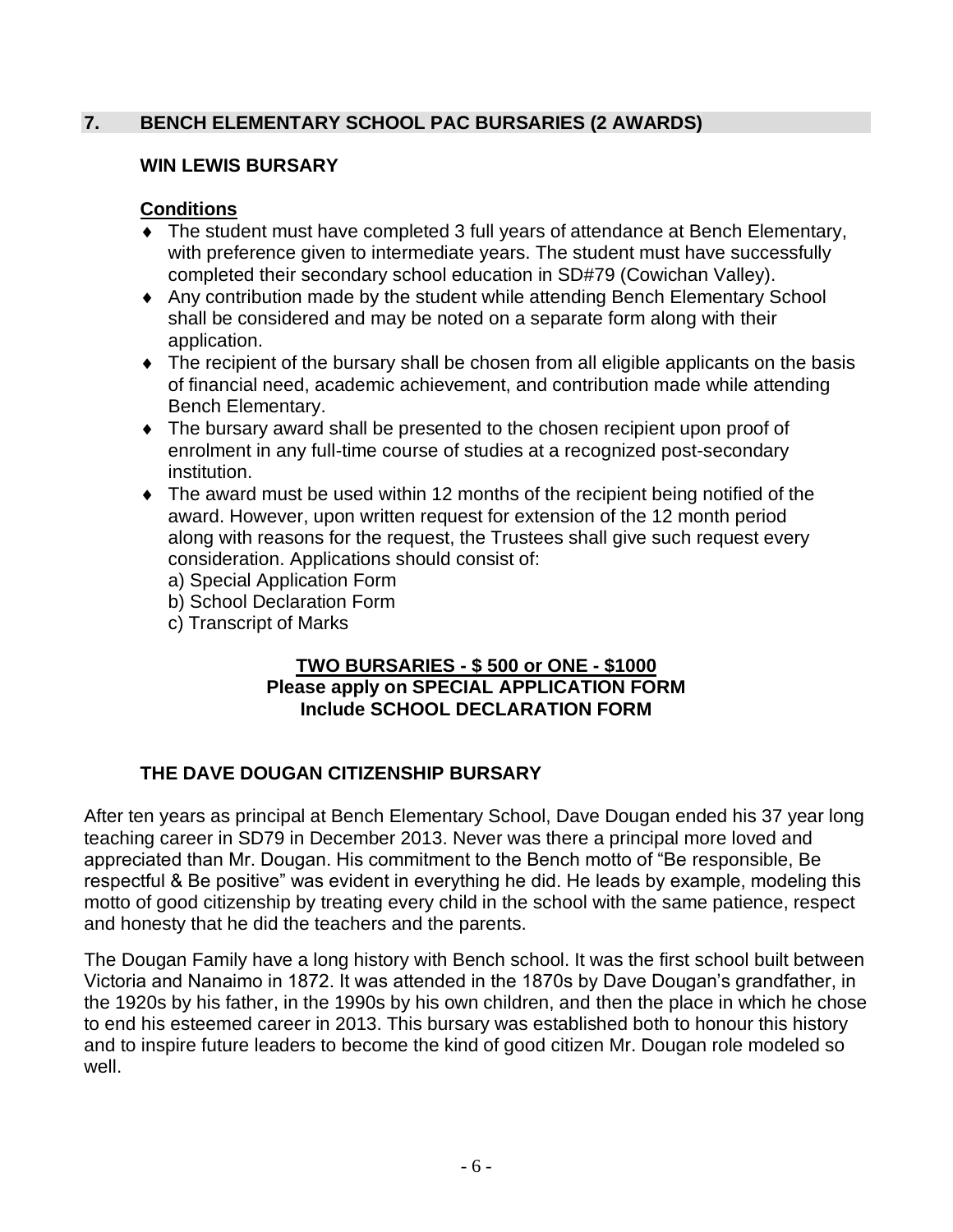## 7. BENCH ELEMENTARY SCHOOL PAC BURSARIES (2 AWARDS)

### WIN LEWIS BURSARY

**Conditions**

- The student must have completed 3 full years of attendance at Bench Elementary, with preference given to intermediate years. The student must have successfully completed their secondary school education in SD#79 (Cowichan Valley).
- Any contribution made by the student while attending Bench Elementary School shall be considered and may be noted on a separate form along with their application.
- The recipient of the bursary shall be chosen from all eligible applicants on the basis of financial need, academic achievement, and contribution made while attending Bench Elementary.
- The bursary award shall be presented to the chosen recipient upon proof of enrolment in any full-time course of studies at a recognized post-secondary institution.
- The award must be used within 12 months of the recipient being notified of the award. However, upon written request for extension of the 12 month period along with reasons for the request, the Trustees shall give such request every consideration. Applications should consist of:
  a) Special Application Form
  b) School Declaration Form
  c) Transcript of Marks

**TWO BURSARIES - $ 500 or ONE - $1000**
**Please apply on SPECIAL APPLICATION FORM**
**Include SCHOOL DECLARATION FORM**

### THE DAVE DOUGAN CITIZENSHIP BURSARY

After ten years as principal at Bench Elementary School, Dave Dougan ended his 37 year long teaching career in SD79 in December 2013. Never was there a principal more loved and appreciated than Mr. Dougan. His commitment to the Bench motto of "Be responsible, Be respectful & Be positive" was evident in everything he did. He leads by example, modeling this motto of good citizenship by treating every child in the school with the same patience, respect and honesty that he did the teachers and the parents.

The Dougan Family have a long history with Bench school. It was the first school built between Victoria and Nanaimo in 1872. It was attended in the 1870s by Dave Dougan's grandfather, in the 1920s by his father, in the 1990s by his own children, and then the place in which he chose to end his esteemed career in 2013. This bursary was established both to honour this history and to inspire future leaders to become the kind of good citizen Mr. Dougan role modeled so well.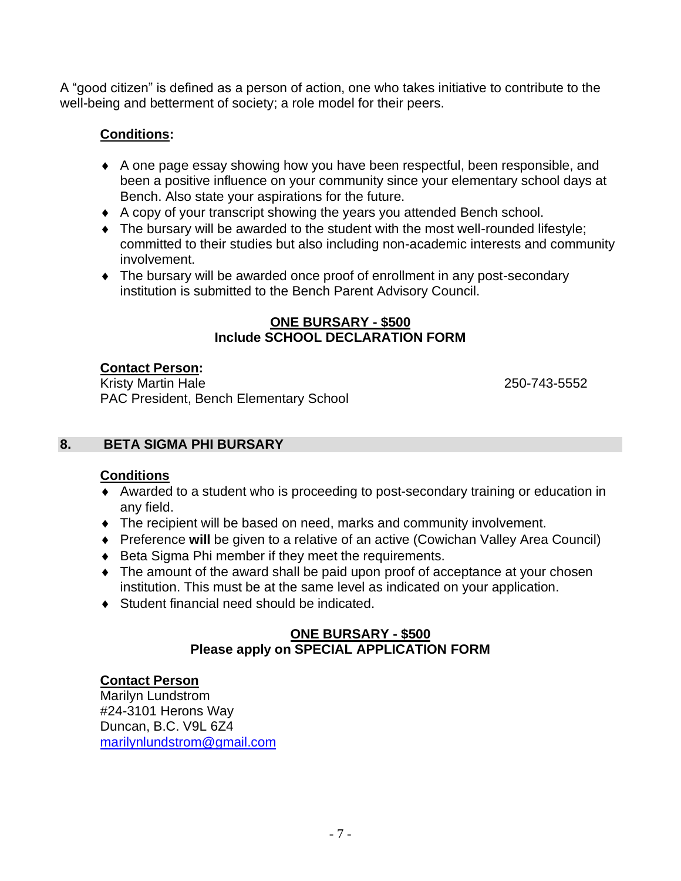A “good citizen” is defined as a person of action, one who takes initiative to contribute to the well-being and betterment of society; a role model for their peers.

**Conditions:**

- A one page essay showing how you have been respectful, been responsible, and been a positive influence on your community since your elementary school days at Bench. Also state your aspirations for the future.
- A copy of your transcript showing the years you attended Bench school.
- The bursary will be awarded to the student with the most well-rounded lifestyle; committed to their studies but also including non-academic interests and community involvement.
- The bursary will be awarded once proof of enrollment in any post-secondary institution is submitted to the Bench Parent Advisory Council.

**ONE BURSARY - $500**
**Include SCHOOL DECLARATION FORM**

**Contact Person:**
Kristy Martin Hale 250-743-5552
PAC President, Bench Elementary School

## 8. BETA SIGMA PHI BURSARY

**Conditions**

- Awarded to a student who is proceeding to post-secondary training or education in any field.
- The recipient will be based on need, marks and community involvement.
- Preference **will** be given to a relative of an active (Cowichan Valley Area Council)
- Beta Sigma Phi member if they meet the requirements.
- The amount of the award shall be paid upon proof of acceptance at your chosen institution. This must be at the same level as indicated on your application.
- Student financial need should be indicated.

**ONE BURSARY - $500**
**Please apply on SPECIAL APPLICATION FORM**

**Contact Person**
Marilyn Lundstrom
#24-3101 Herons Way
Duncan, B.C. V9L 6Z4
marilynlundstrom@gmail.com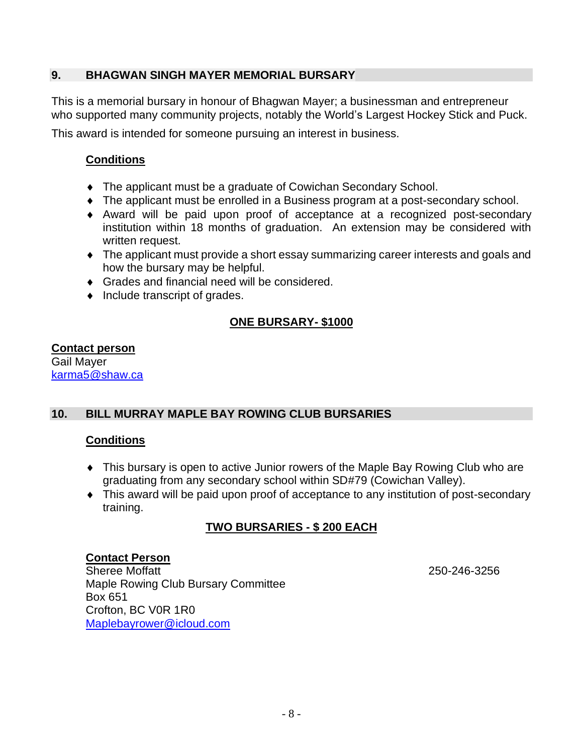## 9. BHAGWAN SINGH MAYER MEMORIAL BURSARY

This is a memorial bursary in honour of Bhagwan Mayer; a businessman and entrepreneur who supported many community projects, notably the World's Largest Hockey Stick and Puck.

This award is intended for someone pursuing an interest in business.

**Conditions**

- The applicant must be a graduate of Cowichan Secondary School.
- The applicant must be enrolled in a Business program at a post-secondary school.
- Award will be paid upon proof of acceptance at a recognized post-secondary institution within 18 months of graduation. An extension may be considered with written request.
- The applicant must provide a short essay summarizing career interests and goals and how the bursary may be helpful.
- Grades and financial need will be considered.
- Include transcript of grades.

**ONE BURSARY- $1000**

**Contact person**
Gail Mayer
karma5@shaw.ca

## 10. BILL MURRAY MAPLE BAY ROWING CLUB BURSARIES

**Conditions**

- This bursary is open to active Junior rowers of the Maple Bay Rowing Club who are graduating from any secondary school within SD#79 (Cowichan Valley).
- This award will be paid upon proof of acceptance to any institution of post-secondary training.

**TWO BURSARIES - $ 200 EACH**

**Contact Person**
Sheree Moffatt 250-246-3256
Maple Rowing Club Bursary Committee
Box 651
Crofton, BC V0R 1R0
Maplebayrower@icloud.com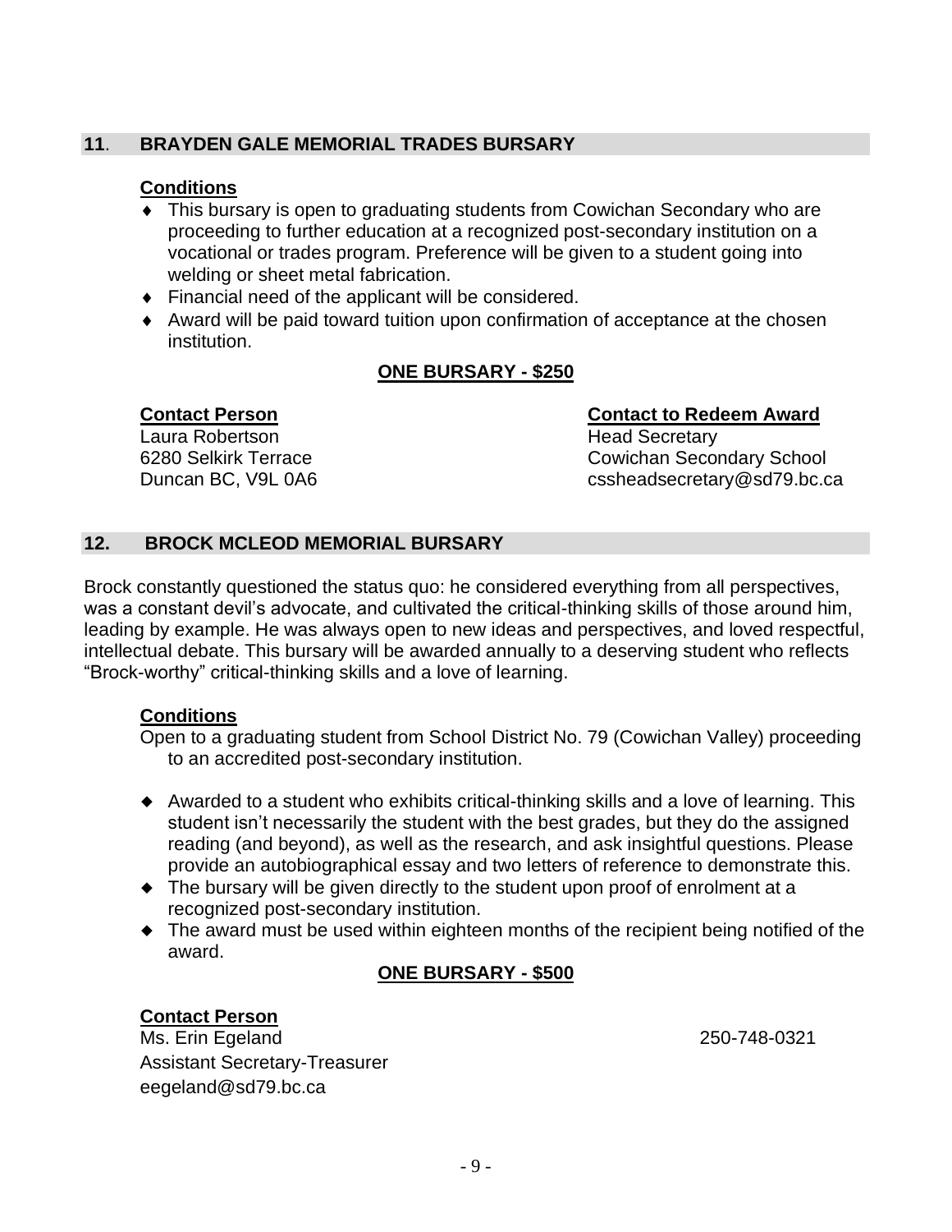## 11. BRAYDEN GALE MEMORIAL TRADES BURSARY

**Conditions**

- This bursary is open to graduating students from Cowichan Secondary who are proceeding to further education at a recognized post-secondary institution on a vocational or trades program. Preference will be given to a student going into welding or sheet metal fabrication.
- Financial need of the applicant will be considered.
- Award will be paid toward tuition upon confirmation of acceptance at the chosen institution.

**ONE BURSARY - $250**

**Contact Person**
Laura Robertson
6280 Selkirk Terrace
Duncan BC, V9L 0A6

**Contact to Redeem Award**
Head Secretary
Cowichan Secondary School
cssheadsecretary@sd79.bc.ca

## 12. BROCK MCLEOD MEMORIAL BURSARY

Brock constantly questioned the status quo: he considered everything from all perspectives, was a constant devil's advocate, and cultivated the critical-thinking skills of those around him, leading by example. He was always open to new ideas and perspectives, and loved respectful, intellectual debate. This bursary will be awarded annually to a deserving student who reflects "Brock-worthy" critical-thinking skills and a love of learning.

**Conditions**

Open to a graduating student from School District No. 79 (Cowichan Valley) proceeding to an accredited post-secondary institution.

- Awarded to a student who exhibits critical-thinking skills and a love of learning. This student isn't necessarily the student with the best grades, but they do the assigned reading (and beyond), as well as the research, and ask insightful questions. Please provide an autobiographical essay and two letters of reference to demonstrate this.
- The bursary will be given directly to the student upon proof of enrolment at a recognized post-secondary institution.
- The award must be used within eighteen months of the recipient being notified of the award.

**ONE BURSARY - $500**

**Contact Person**
Ms. Erin Egeland 250-748-0321
Assistant Secretary-Treasurer
eegeland@sd79.bc.ca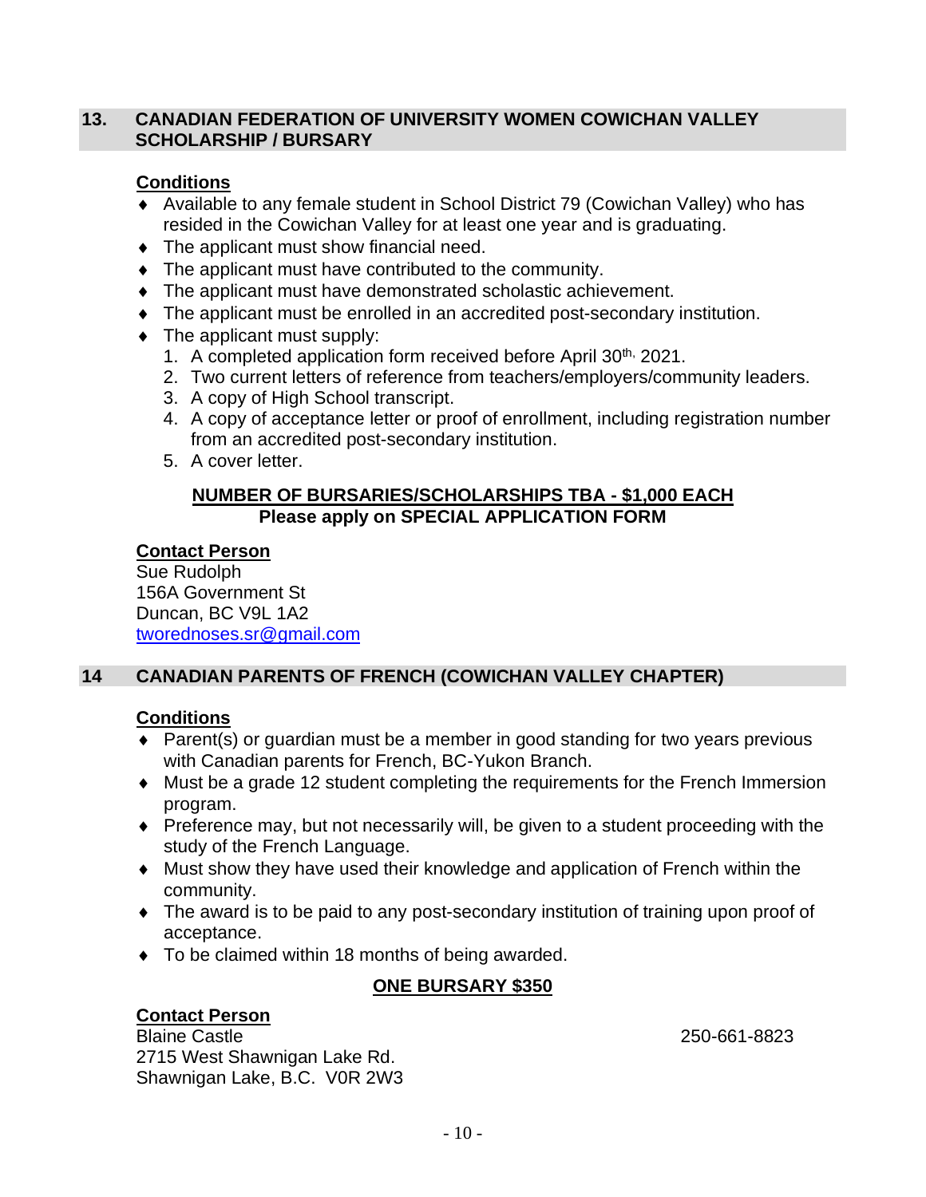## 13. CANADIAN FEDERATION OF UNIVERSITY WOMEN COWICHAN VALLEY SCHOLARSHIP / BURSARY

**Conditions**

- Available to any female student in School District 79 (Cowichan Valley) who has resided in the Cowichan Valley for at least one year and is graduating.
- The applicant must show financial need.
- The applicant must have contributed to the community.
- The applicant must have demonstrated scholastic achievement.
- The applicant must be enrolled in an accredited post-secondary institution.
- The applicant must supply:
  1. A completed application form received before April 30th, 2021.
  2. Two current letters of reference from teachers/employers/community leaders.
  3. A copy of High School transcript.
  4. A copy of acceptance letter or proof of enrollment, including registration number from an accredited post-secondary institution.
  5. A cover letter.

**NUMBER OF BURSARIES/SCHOLARSHIPS TBA - $1,000 EACH**
**Please apply on SPECIAL APPLICATION FORM**

**Contact Person**
Sue Rudolph
156A Government St
Duncan, BC V9L 1A2
twourednoses.sr@gmail.com

## 14 CANADIAN PARENTS OF FRENCH (COWICHAN VALLEY CHAPTER)

**Conditions**

- Parent(s) or guardian must be a member in good standing for two years previous with Canadian parents for French, BC-Yukon Branch.
- Must be a grade 12 student completing the requirements for the French Immersion program.
- Preference may, but not necessarily will, be given to a student proceeding with the study of the French Language.
- Must show they have used their knowledge and application of French within the community.
- The award is to be paid to any post-secondary institution of training upon proof of acceptance.
- To be claimed within 18 months of being awarded.

**ONE BURSARY $350**

**Contact Person**
Blaine Castle 250-661-8823
2715 West Shawnigan Lake Rd.
Shawnigan Lake, B.C. V0R 2W3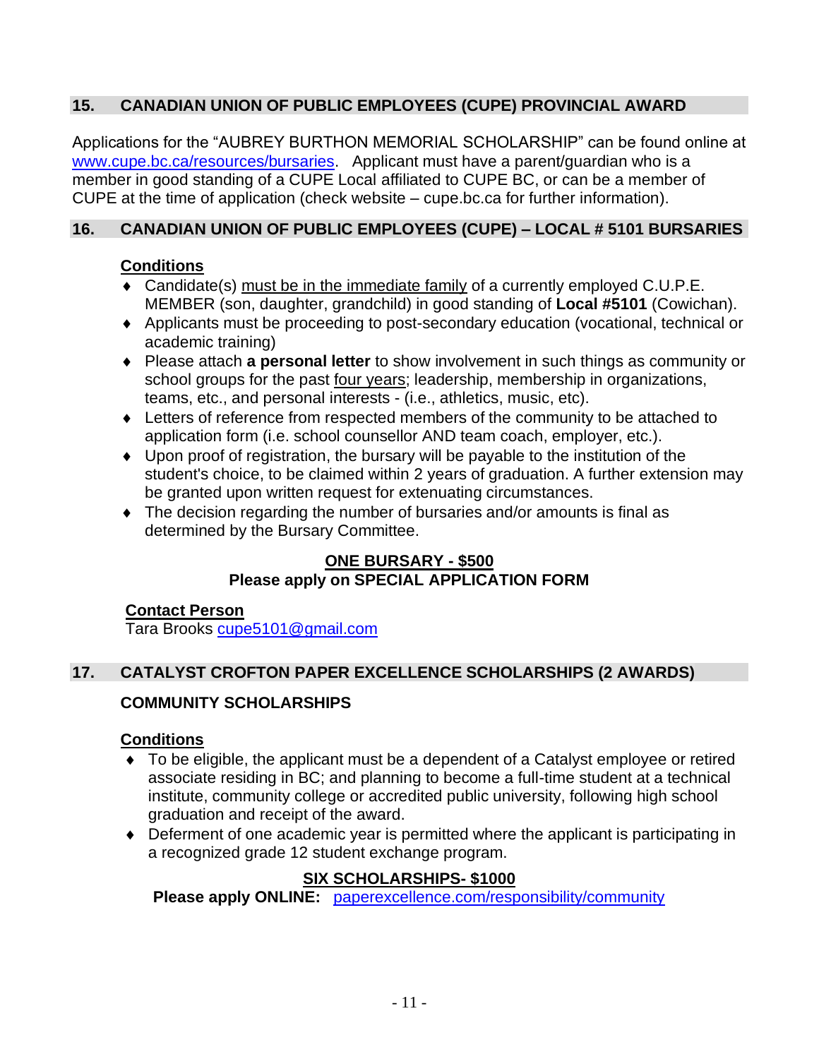## 15. CANADIAN UNION OF PUBLIC EMPLOYEES (CUPE) PROVINCIAL AWARD

Applications for the "AUBREY BURTHON MEMORIAL SCHOLARSHIP" can be found online at www.cupe.bc.ca/resources/bursaries. Applicant must have a parent/guardian who is a member in good standing of a CUPE Local affiliated to CUPE BC, or can be a member of CUPE at the time of application (check website – cupe.bc.ca for further information).

## 16. CANADIAN UNION OF PUBLIC EMPLOYEES (CUPE) – LOCAL # 5101 BURSARIES

**Conditions**

- Candidate(s) must be in the immediate family of a currently employed C.U.P.E. MEMBER (son, daughter, grandchild) in good standing of **Local #5101** (Cowichan).
- Applicants must be proceeding to post-secondary education (vocational, technical or academic training)
- Please attach **a personal letter** to show involvement in such things as community or school groups for the past four years; leadership, membership in organizations, teams, etc., and personal interests - (i.e., athletics, music, etc).
- Letters of reference from respected members of the community to be attached to application form (i.e. school counsellor AND team coach, employer, etc.).
- Upon proof of registration, the bursary will be payable to the institution of the student's choice, to be claimed within 2 years of graduation. A further extension may be granted upon written request for extenuating circumstances.
- The decision regarding the number of bursaries and/or amounts is final as determined by the Bursary Committee.

**ONE BURSARY - $500**
**Please apply on SPECIAL APPLICATION FORM**

**Contact Person**
Tara Brooks cupe5101@gmail.com

## 17. CATALYST CROFTON PAPER EXCELLENCE SCHOLARSHIPS (2 AWARDS)

### COMMUNITY SCHOLARSHIPS

**Conditions**

- To be eligible, the applicant must be a dependent of a Catalyst employee or retired associate residing in BC; and planning to become a full-time student at a technical institute, community college or accredited public university, following high school graduation and receipt of the award.
- Deferment of one academic year is permitted where the applicant is participating in a recognized grade 12 student exchange program.

**SIX SCHOLARSHIPS- $1000**
**Please apply ONLINE:** paperexcellence.com/responsibility/community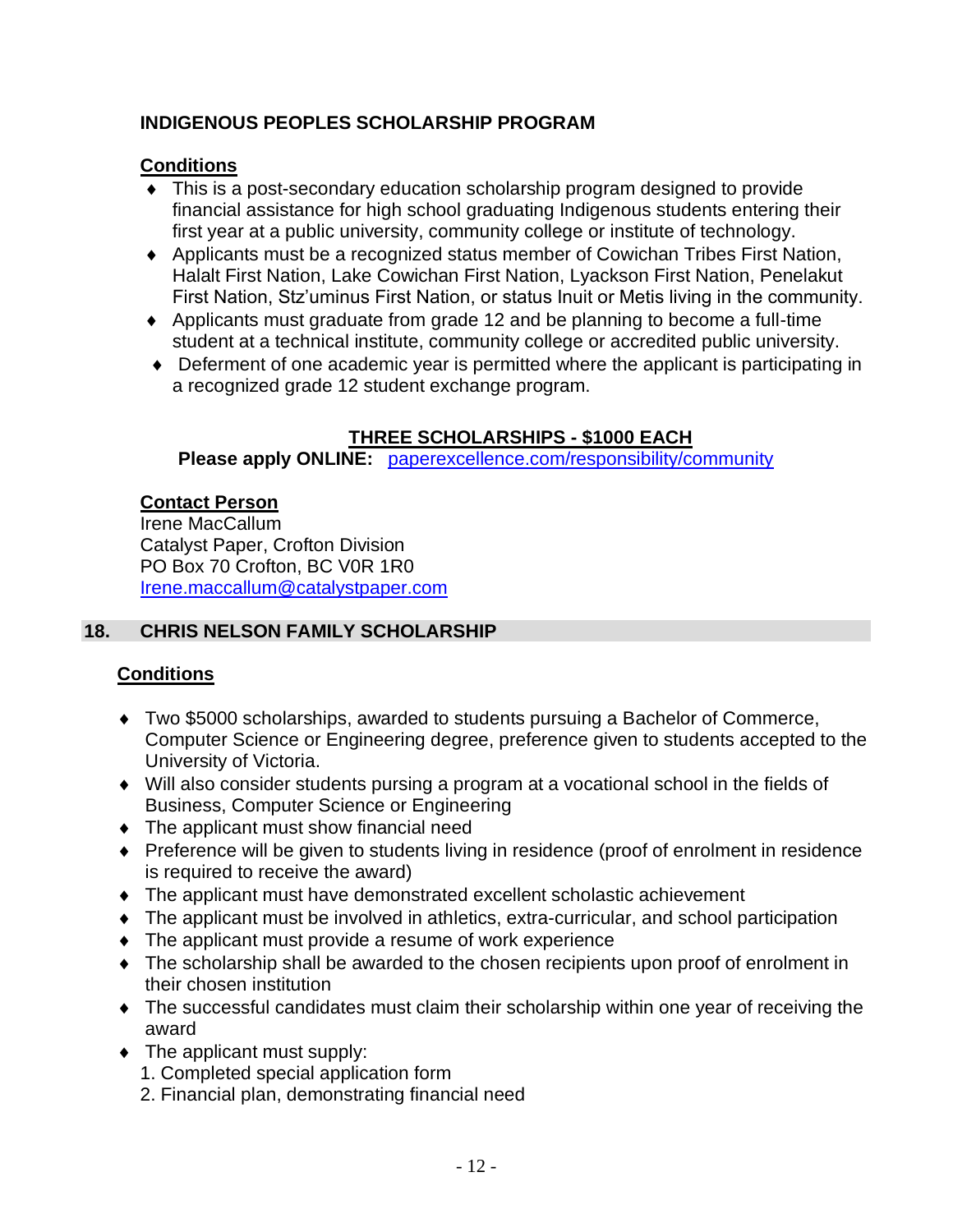### INDIGENOUS PEOPLES SCHOLARSHIP PROGRAM

**Conditions**

- This is a post-secondary education scholarship program designed to provide financial assistance for high school graduating Indigenous students entering their first year at a public university, community college or institute of technology.
- Applicants must be a recognized status member of Cowichan Tribes First Nation, Halalt First Nation, Lake Cowichan First Nation, Lyackson First Nation, Penelakut First Nation, Stz'uminus First Nation, or status Inuit or Metis living in the community.
- Applicants must graduate from grade 12 and be planning to become a full-time student at a technical institute, community college or accredited public university.
- Deferment of one academic year is permitted where the applicant is participating in a recognized grade 12 student exchange program.

**THREE SCHOLARSHIPS - $1000 EACH**

**Please apply ONLINE:** paperexcellence.com/responsibility/community

**Contact Person**

Irene MacCallum
Catalyst Paper, Crofton Division
PO Box 70 Crofton, BC V0R 1R0
Irene.maccallum@catalystpaper.com

## 18. CHRIS NELSON FAMILY SCHOLARSHIP

**Conditions**

- Two $5000 scholarships, awarded to students pursuing a Bachelor of Commerce, Computer Science or Engineering degree, preference given to students accepted to the University of Victoria.
- Will also consider students pursing a program at a vocational school in the fields of Business, Computer Science or Engineering
- The applicant must show financial need
- Preference will be given to students living in residence (proof of enrolment in residence is required to receive the award)
- The applicant must have demonstrated excellent scholastic achievement
- The applicant must be involved in athletics, extra-curricular, and school participation
- The applicant must provide a resume of work experience
- The scholarship shall be awarded to the chosen recipients upon proof of enrolment in their chosen institution
- The successful candidates must claim their scholarship within one year of receiving the award
- The applicant must supply:
  1. Completed special application form
  2. Financial plan, demonstrating financial need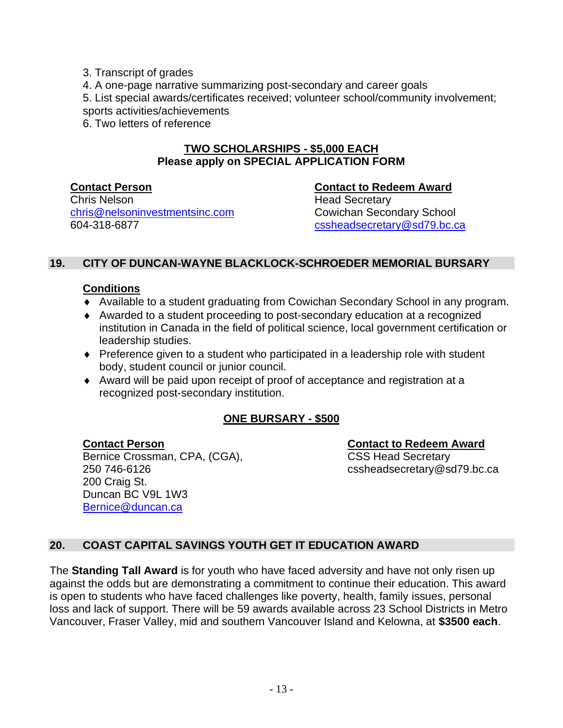3. Transcript of grades
4. A one-page narrative summarizing post-secondary and career goals
5. List special awards/certificates received; volunteer school/community involvement; sports activities/achievements
6. Two letters of reference

**TWO SCHOLARSHIPS - $5,000 EACH**
**Please apply on SPECIAL APPLICATION FORM**

**Contact Person**
Chris Nelson
chris@nelsoninvestmentsinc.com
604-318-6877

**Contact to Redeem Award**
Head Secretary
Cowichan Secondary School
cssheadsecretary@sd79.bc.ca

## 19. CITY OF DUNCAN-WAYNE BLACKLOCK-SCHROEDER MEMORIAL BURSARY

**Conditions**

- Available to a student graduating from Cowichan Secondary School in any program.
- Awarded to a student proceeding to post-secondary education at a recognized institution in Canada in the field of political science, local government certification or leadership studies.
- Preference given to a student who participated in a leadership role with student body, student council or junior council.
- Award will be paid upon receipt of proof of acceptance and registration at a recognized post-secondary institution.

**ONE BURSARY - $500**

**Contact Person**
Bernice Crossman, CPA, (CGA),
250 746-6126
200 Craig St.
Duncan BC V9L 1W3
Bernice@duncan.ca

**Contact to Redeem Award**
CSS Head Secretary
cssheadsecretary@sd79.bc.ca

## 20. COAST CAPITAL SAVINGS YOUTH GET IT EDUCATION AWARD

The **Standing Tall Award** is for youth who have faced adversity and have not only risen up against the odds but are demonstrating a commitment to continue their education. This award is open to students who have faced challenges like poverty, health, family issues, personal loss and lack of support. There will be 59 awards available across 23 School Districts in Metro Vancouver, Fraser Valley, mid and southern Vancouver Island and Kelowna, at **$3500 each**.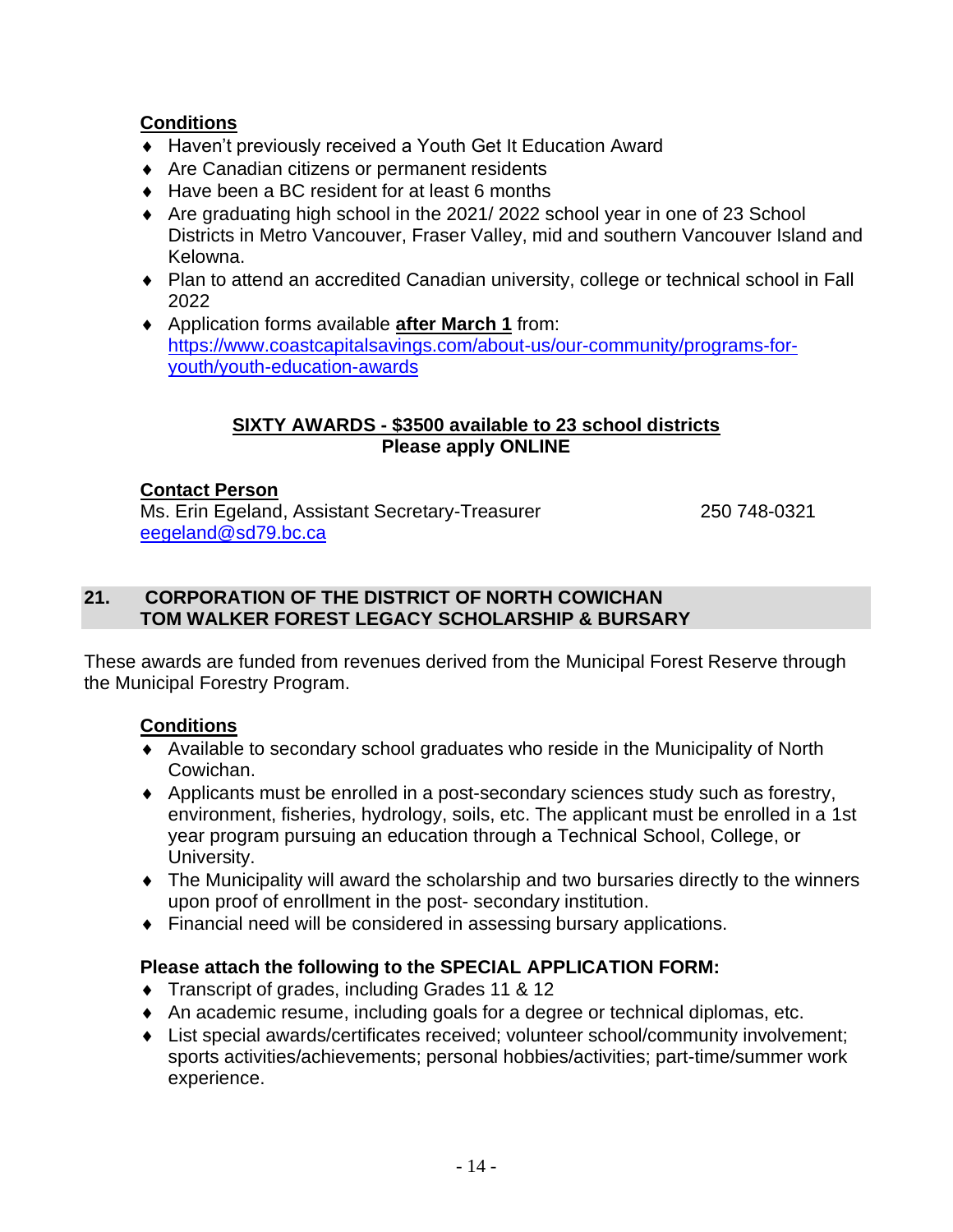**Conditions**

- Haven't previously received a Youth Get It Education Award
- Are Canadian citizens or permanent residents
- Have been a BC resident for at least 6 months
- Are graduating high school in the 2021/ 2022 school year in one of 23 School Districts in Metro Vancouver, Fraser Valley, mid and southern Vancouver Island and Kelowna.
- Plan to attend an accredited Canadian university, college or technical school in Fall 2022
- Application forms available **after March 1** from: https://www.coastcapitalsavings.com/about-us/our-community/programs-for-youth/youth-education-awards

**SIXTY AWARDS - $3500 available to 23 school districts**
**Please apply ONLINE**

**Contact Person**
Ms. Erin Egeland, Assistant Secretary-Treasurer 250 748-0321
eegeland@sd79.bc.ca

## 21. CORPORATION OF THE DISTRICT OF NORTH COWICHAN TOM WALKER FOREST LEGACY SCHOLARSHIP & BURSARY

These awards are funded from revenues derived from the Municipal Forest Reserve through the Municipal Forestry Program.

**Conditions**

- Available to secondary school graduates who reside in the Municipality of North Cowichan.
- Applicants must be enrolled in a post-secondary sciences study such as forestry, environment, fisheries, hydrology, soils, etc. The applicant must be enrolled in a 1st year program pursuing an education through a Technical School, College, or University.
- The Municipality will award the scholarship and two bursaries directly to the winners upon proof of enrollment in the post- secondary institution.
- Financial need will be considered in assessing bursary applications.

**Please attach the following to the SPECIAL APPLICATION FORM:**

- Transcript of grades, including Grades 11 & 12
- An academic resume, including goals for a degree or technical diplomas, etc.
- List special awards/certificates received; volunteer school/community involvement; sports activities/achievements; personal hobbies/activities; part-time/summer work experience.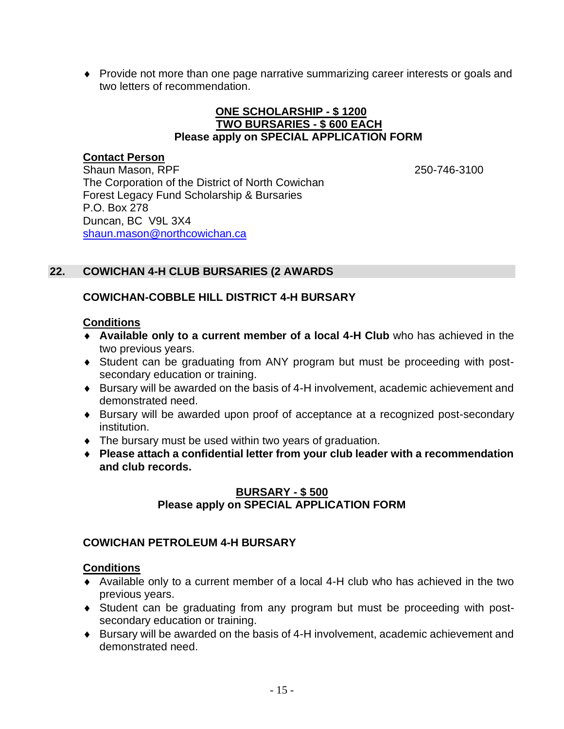- Provide not more than one page narrative summarizing career interests or goals and two letters of recommendation.

**ONE SCHOLARSHIP - $ 1200**
**TWO BURSARIES - $ 600 EACH**
**Please apply on SPECIAL APPLICATION FORM**

**Contact Person**
Shaun Mason, RPF 250-746-3100
The Corporation of the District of North Cowichan
Forest Legacy Fund Scholarship & Bursaries
P.O. Box 278
Duncan, BC V9L 3X4
shaun.mason@northcowichan.ca

## 22. COWICHAN 4-H CLUB BURSARIES (2 AWARDS

### COWICHAN-COBBLE HILL DISTRICT 4-H BURSARY

**Conditions**

- **Available only to a current member of a local 4-H Club** who has achieved in the two previous years.
- Student can be graduating from ANY program but must be proceeding with post-secondary education or training.
- Bursary will be awarded on the basis of 4-H involvement, academic achievement and demonstrated need.
- Bursary will be awarded upon proof of acceptance at a recognized post-secondary institution.
- The bursary must be used within two years of graduation.
- **Please attach a confidential letter from your club leader with a recommendation and club records.**

**BURSARY - $ 500**
**Please apply on SPECIAL APPLICATION FORM**

### COWICHAN PETROLEUM 4-H BURSARY

**Conditions**

- Available only to a current member of a local 4-H club who has achieved in the two previous years.
- Student can be graduating from any program but must be proceeding with post-secondary education or training.
- Bursary will be awarded on the basis of 4-H involvement, academic achievement and demonstrated need.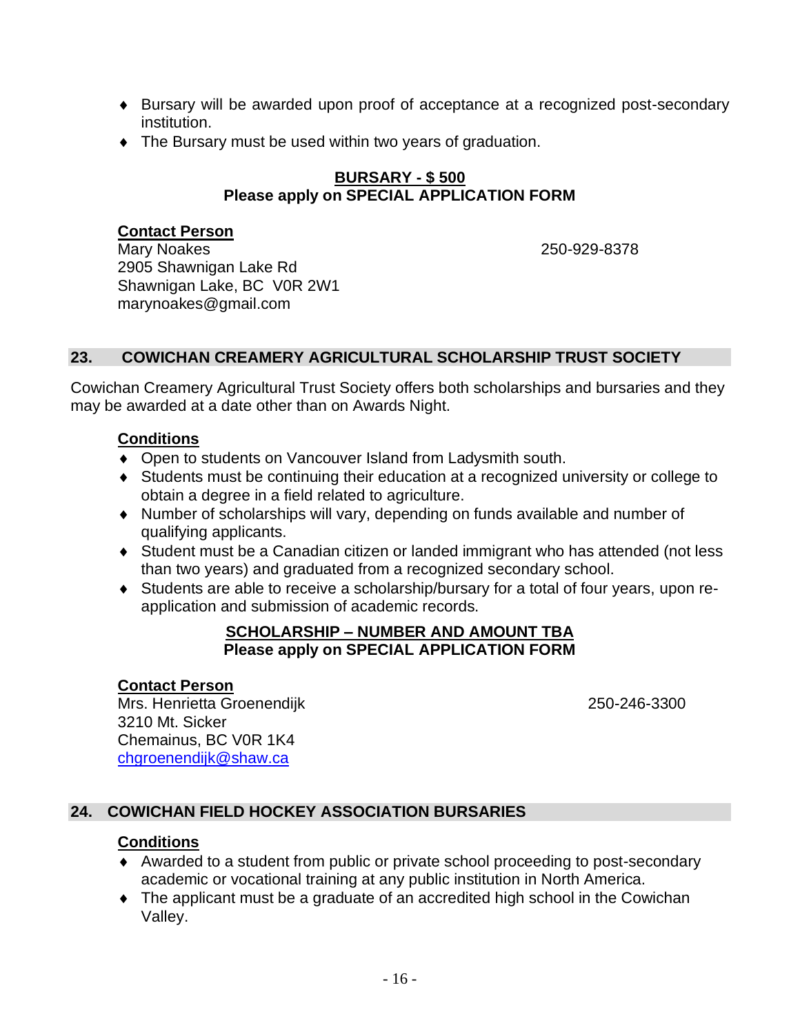- Bursary will be awarded upon proof of acceptance at a recognized post-secondary institution.
- The Bursary must be used within two years of graduation.

**BURSARY - $ 500**
**Please apply on SPECIAL APPLICATION FORM**

**Contact Person**
Mary Noakes 250-929-8378
2905 Shawnigan Lake Rd
Shawnigan Lake, BC V0R 2W1
marynoakes@gmail.com

## 23. COWICHAN CREAMERY AGRICULTURAL SCHOLARSHIP TRUST SOCIETY

Cowichan Creamery Agricultural Trust Society offers both scholarships and bursaries and they may be awarded at a date other than on Awards Night.

**Conditions**

- Open to students on Vancouver Island from Ladysmith south.
- Students must be continuing their education at a recognized university or college to obtain a degree in a field related to agriculture.
- Number of scholarships will vary, depending on funds available and number of qualifying applicants.
- Student must be a Canadian citizen or landed immigrant who has attended (not less than two years) and graduated from a recognized secondary school.
- Students are able to receive a scholarship/bursary for a total of four years, upon re-application and submission of academic records.

**SCHOLARSHIP – NUMBER AND AMOUNT TBA**
**Please apply on SPECIAL APPLICATION FORM**

**Contact Person**
Mrs. Henrietta Groenendijk 250-246-3300
3210 Mt. Sicker
Chemainus, BC V0R 1K4
chgroenendijk@shaw.ca

## 24. COWICHAN FIELD HOCKEY ASSOCIATION BURSARIES

**Conditions**

- Awarded to a student from public or private school proceeding to post-secondary academic or vocational training at any public institution in North America.
- The applicant must be a graduate of an accredited high school in the Cowichan Valley.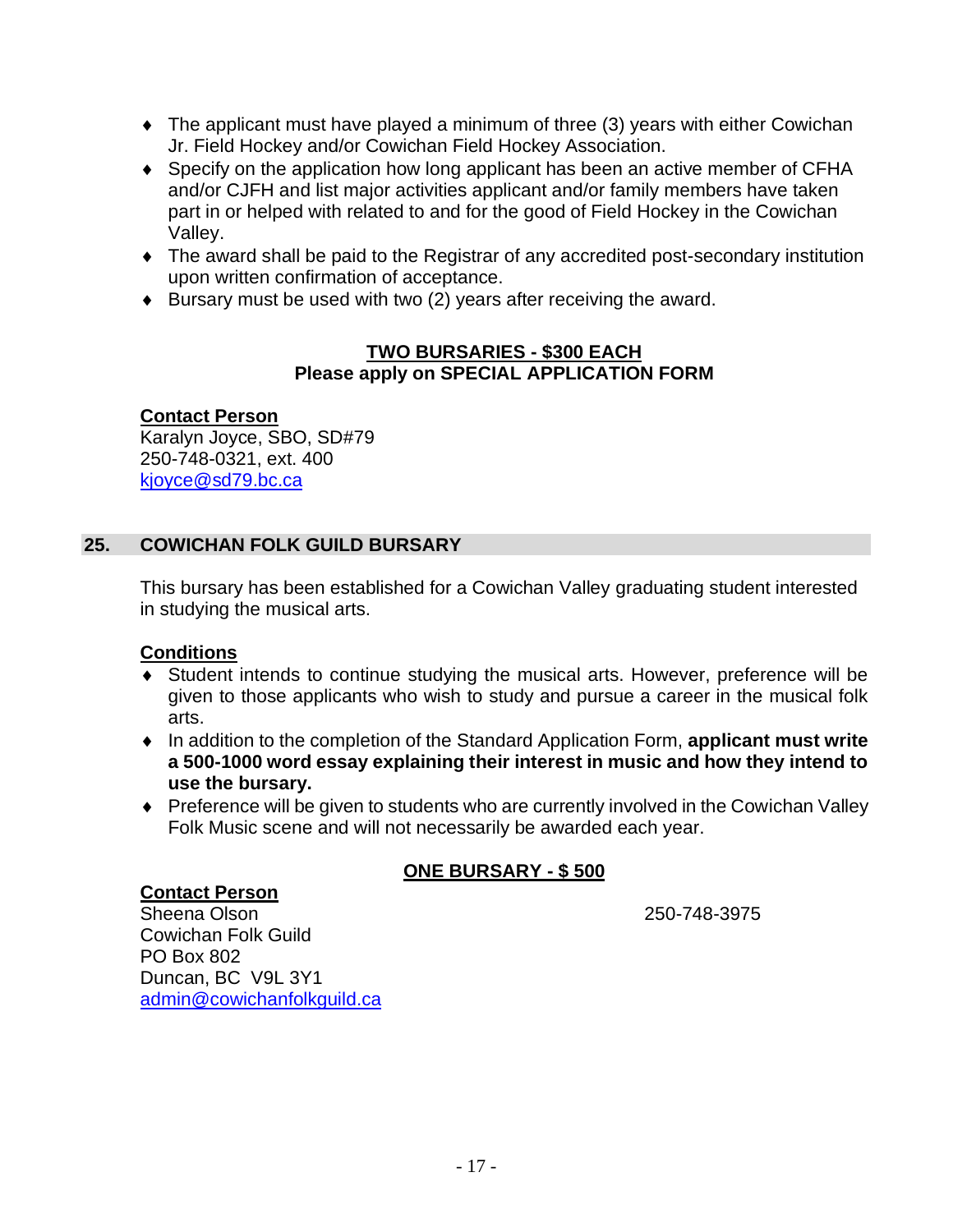- The applicant must have played a minimum of three (3) years with either Cowichan Jr. Field Hockey and/or Cowichan Field Hockey Association.
- Specify on the application how long applicant has been an active member of CFHA and/or CJFH and list major activities applicant and/or family members have taken part in or helped with related to and for the good of Field Hockey in the Cowichan Valley.
- The award shall be paid to the Registrar of any accredited post-secondary institution upon written confirmation of acceptance.
- Bursary must be used with two (2) years after receiving the award.

**TWO BURSARIES - $300 EACH**
**Please apply on SPECIAL APPLICATION FORM**

**Contact Person**
Karalyn Joyce, SBO, SD#79
250-748-0321, ext. 400
kjoyce@sd79.bc.ca

## 25. COWICHAN FOLK GUILD BURSARY

This bursary has been established for a Cowichan Valley graduating student interested in studying the musical arts.

**Conditions**

- Student intends to continue studying the musical arts. However, preference will be given to those applicants who wish to study and pursue a career in the musical folk arts.
- In addition to the completion of the Standard Application Form, **applicant must write a 500-1000 word essay explaining their interest in music and how they intend to use the bursary.**
- Preference will be given to students who are currently involved in the Cowichan Valley Folk Music scene and will not necessarily be awarded each year.

**ONE BURSARY - $ 500**

**Contact Person**
Sheena Olson — 250-748-3975
Cowichan Folk Guild
PO Box 802
Duncan, BC V9L 3Y1
admin@cowichanfolkguild.ca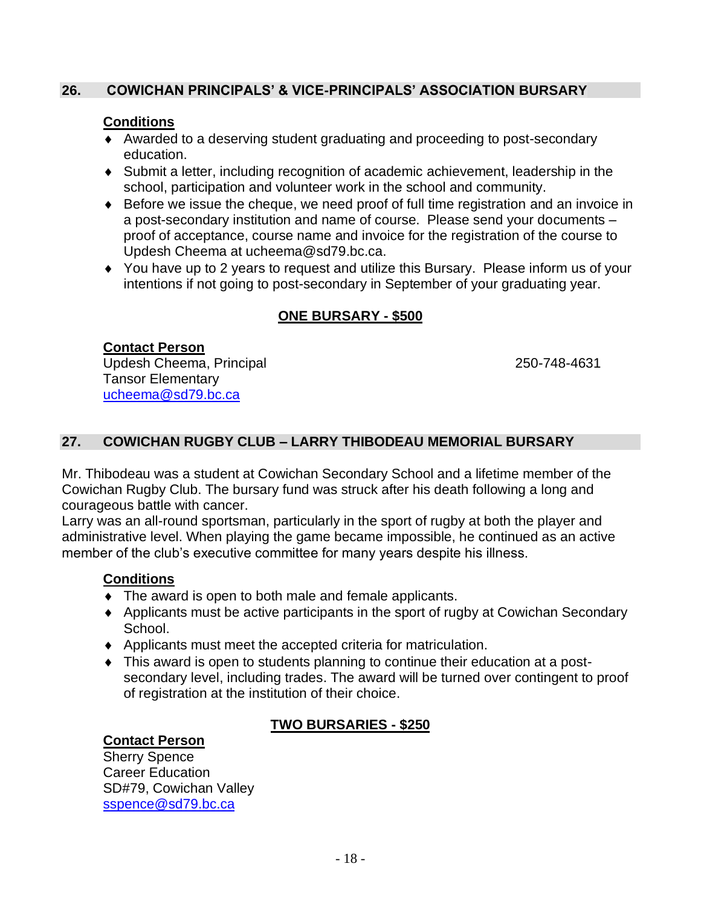## 26. COWICHAN PRINCIPALS' & VICE-PRINCIPALS' ASSOCIATION BURSARY

**Conditions**

- Awarded to a deserving student graduating and proceeding to post-secondary education.
- Submit a letter, including recognition of academic achievement, leadership in the school, participation and volunteer work in the school and community.
- Before we issue the cheque, we need proof of full time registration and an invoice in a post-secondary institution and name of course. Please send your documents – proof of acceptance, course name and invoice for the registration of the course to Updesh Cheema at ucheema@sd79.bc.ca.
- You have up to 2 years to request and utilize this Bursary. Please inform us of your intentions if not going to post-secondary in September of your graduating year.

**ONE BURSARY - $500**

**Contact Person**
Updesh Cheema, Principal 250-748-4631
Tansor Elementary
ucheema@sd79.bc.ca

## 27. COWICHAN RUGBY CLUB – LARRY THIBODEAU MEMORIAL BURSARY

Mr. Thibodeau was a student at Cowichan Secondary School and a lifetime member of the Cowichan Rugby Club. The bursary fund was struck after his death following a long and courageous battle with cancer.
Larry was an all-round sportsman, particularly in the sport of rugby at both the player and administrative level. When playing the game became impossible, he continued as an active member of the club's executive committee for many years despite his illness.

**Conditions**

- The award is open to both male and female applicants.
- Applicants must be active participants in the sport of rugby at Cowichan Secondary School.
- Applicants must meet the accepted criteria for matriculation.
- This award is open to students planning to continue their education at a post-secondary level, including trades. The award will be turned over contingent to proof of registration at the institution of their choice.

**TWO BURSARIES - $250**

**Contact Person**
Sherry Spence
Career Education
SD#79, Cowichan Valley
sspence@sd79.bc.ca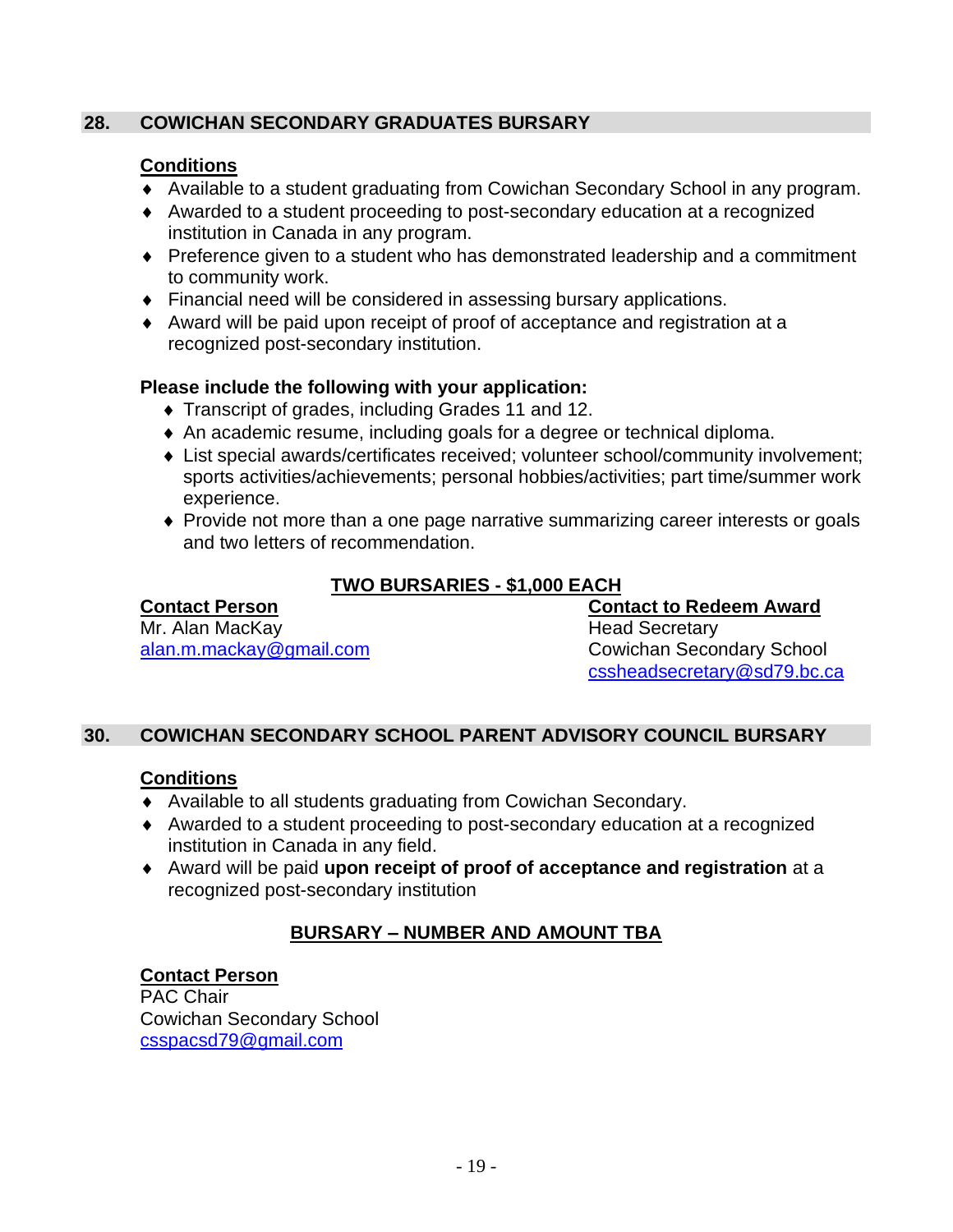## 28. COWICHAN SECONDARY GRADUATES BURSARY

**Conditions**

- Available to a student graduating from Cowichan Secondary School in any program.
- Awarded to a student proceeding to post-secondary education at a recognized institution in Canada in any program.
- Preference given to a student who has demonstrated leadership and a commitment to community work.
- Financial need will be considered in assessing bursary applications.
- Award will be paid upon receipt of proof of acceptance and registration at a recognized post-secondary institution.

**Please include the following with your application:**

- Transcript of grades, including Grades 11 and 12.
- An academic resume, including goals for a degree or technical diploma.
- List special awards/certificates received; volunteer school/community involvement; sports activities/achievements; personal hobbies/activities; part time/summer work experience.
- Provide not more than a one page narrative summarizing career interests or goals and two letters of recommendation.

**TWO BURSARIES - $1,000 EACH**

**Contact Person**
Mr. Alan MacKay
alan.m.mackay@gmail.com

**Contact to Redeem Award**
Head Secretary
Cowichan Secondary School
cssheadsecretary@sd79.bc.ca

## 30. COWICHAN SECONDARY SCHOOL PARENT ADVISORY COUNCIL BURSARY

**Conditions**

- Available to all students graduating from Cowichan Secondary.
- Awarded to a student proceeding to post-secondary education at a recognized institution in Canada in any field.
- Award will be paid **upon receipt of proof of acceptance and registration** at a recognized post-secondary institution

**BURSARY – NUMBER AND AMOUNT TBA**

**Contact Person**
PAC Chair
Cowichan Secondary School
csspacsd79@gmail.com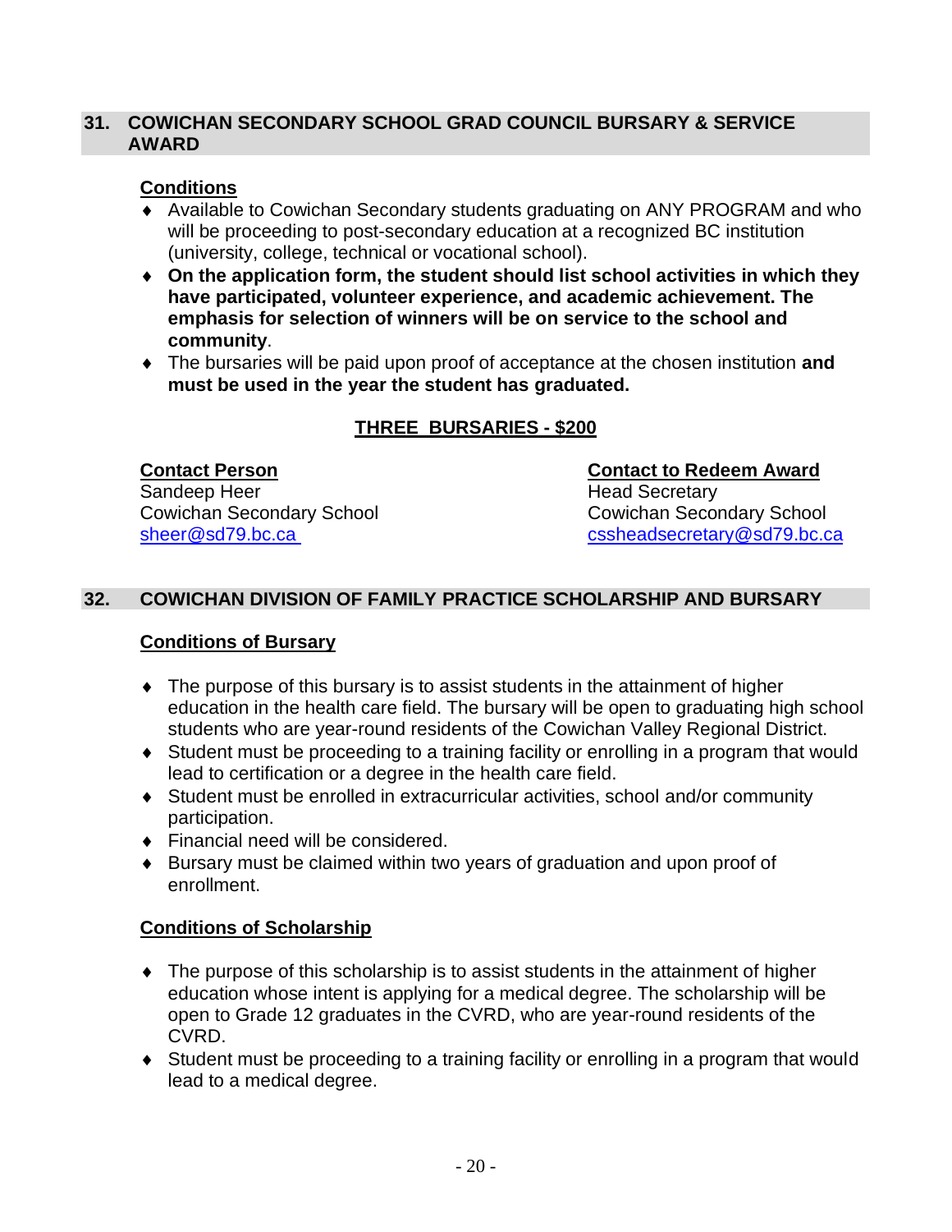## 31. COWICHAN SECONDARY SCHOOL GRAD COUNCIL BURSARY & SERVICE AWARD

**Conditions**

- Available to Cowichan Secondary students graduating on ANY PROGRAM and who will be proceeding to post-secondary education at a recognized BC institution (university, college, technical or vocational school).
- **On the application form, the student should list school activities in which they have participated, volunteer experience, and academic achievement. The emphasis for selection of winners will be on service to the school and community**.
- The bursaries will be paid upon proof of acceptance at the chosen institution **and must be used in the year the student has graduated.**

**THREE BURSARIES - $200**

**Contact Person**
Sandeep Heer
Cowichan Secondary School
sheer@sd79.bc.ca

**Contact to Redeem Award**
Head Secretary
Cowichan Secondary School
cssheadsecretary@sd79.bc.ca

## 32. COWICHAN DIVISION OF FAMILY PRACTICE SCHOLARSHIP AND BURSARY

**Conditions of Bursary**

- The purpose of this bursary is to assist students in the attainment of higher education in the health care field. The bursary will be open to graduating high school students who are year-round residents of the Cowichan Valley Regional District.
- Student must be proceeding to a training facility or enrolling in a program that would lead to certification or a degree in the health care field.
- Student must be enrolled in extracurricular activities, school and/or community participation.
- Financial need will be considered.
- Bursary must be claimed within two years of graduation and upon proof of enrollment.

**Conditions of Scholarship**

- The purpose of this scholarship is to assist students in the attainment of higher education whose intent is applying for a medical degree. The scholarship will be open to Grade 12 graduates in the CVRD, who are year-round residents of the CVRD.
- Student must be proceeding to a training facility or enrolling in a program that would lead to a medical degree.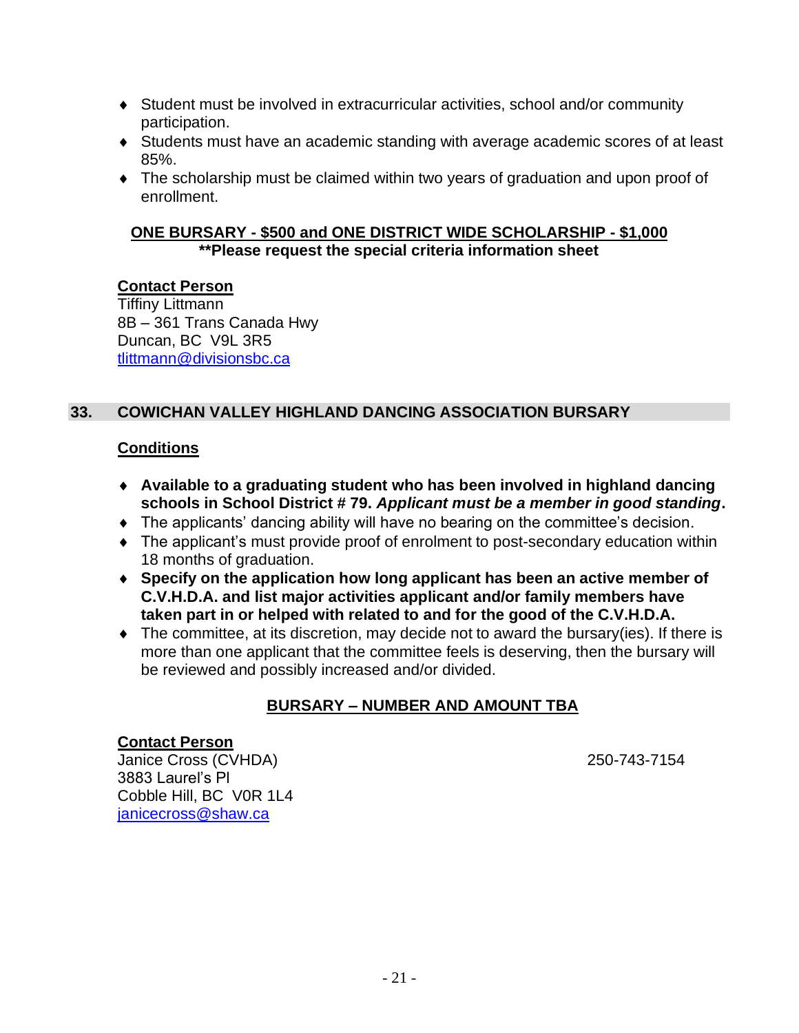- Student must be involved in extracurricular activities, school and/or community participation.
- Students must have an academic standing with average academic scores of at least 85%.
- The scholarship must be claimed within two years of graduation and upon proof of enrollment.

**ONE BURSARY - $500 and ONE DISTRICT WIDE SCHOLARSHIP - $1,000**
****Please request the special criteria information sheet**

**Contact Person**
Tiffiny Littmann
8B – 361 Trans Canada Hwy
Duncan, BC V9L 3R5
tlittmann@divisionsbc.ca

## 33. COWICHAN VALLEY HIGHLAND DANCING ASSOCIATION BURSARY

**Conditions**

- **Available to a graduating student who has been involved in highland dancing schools in School District # 79.** ***Applicant must be a member in good standing*****.**
- The applicants' dancing ability will have no bearing on the committee's decision.
- The applicant's must provide proof of enrolment to post-secondary education within 18 months of graduation.
- **Specify on the application how long applicant has been an active member of C.V.H.D.A. and list major activities applicant and/or family members have taken part in or helped with related to and for the good of the C.V.H.D.A.**
- The committee, at its discretion, may decide not to award the bursary(ies). If there is more than one applicant that the committee feels is deserving, then the bursary will be reviewed and possibly increased and/or divided.

**BURSARY – NUMBER AND AMOUNT TBA**

**Contact Person**
Janice Cross (CVHDA) 250-743-7154
3883 Laurel's Pl
Cobble Hill, BC V0R 1L4
janicecross@shaw.ca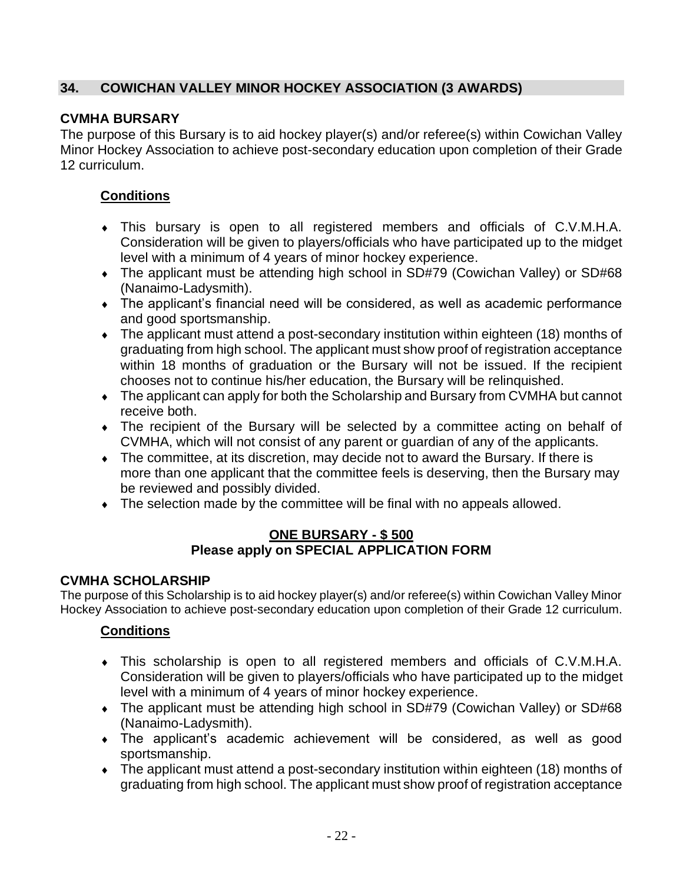## 34. COWICHAN VALLEY MINOR HOCKEY ASSOCIATION (3 AWARDS)

### CVMHA BURSARY

The purpose of this Bursary is to aid hockey player(s) and/or referee(s) within Cowichan Valley Minor Hockey Association to achieve post-secondary education upon completion of their Grade 12 curriculum.

**Conditions**

- This bursary is open to all registered members and officials of C.V.M.H.A. Consideration will be given to players/officials who have participated up to the midget level with a minimum of 4 years of minor hockey experience.
- The applicant must be attending high school in SD#79 (Cowichan Valley) or SD#68 (Nanaimo-Ladysmith).
- The applicant's financial need will be considered, as well as academic performance and good sportsmanship.
- The applicant must attend a post-secondary institution within eighteen (18) months of graduating from high school. The applicant must show proof of registration acceptance within 18 months of graduation or the Bursary will not be issued. If the recipient chooses not to continue his/her education, the Bursary will be relinquished.
- The applicant can apply for both the Scholarship and Bursary from CVMHA but cannot receive both.
- The recipient of the Bursary will be selected by a committee acting on behalf of CVMHA, which will not consist of any parent or guardian of any of the applicants.
- The committee, at its discretion, may decide not to award the Bursary. If there is more than one applicant that the committee feels is deserving, then the Bursary may be reviewed and possibly divided.
- The selection made by the committee will be final with no appeals allowed.

**ONE BURSARY - $ 500**
**Please apply on SPECIAL APPLICATION FORM**

### CVMHA SCHOLARSHIP

The purpose of this Scholarship is to aid hockey player(s) and/or referee(s) within Cowichan Valley Minor Hockey Association to achieve post-secondary education upon completion of their Grade 12 curriculum.

**Conditions**

- This scholarship is open to all registered members and officials of C.V.M.H.A. Consideration will be given to players/officials who have participated up to the midget level with a minimum of 4 years of minor hockey experience.
- The applicant must be attending high school in SD#79 (Cowichan Valley) or SD#68 (Nanaimo-Ladysmith).
- The applicant's academic achievement will be considered, as well as good sportsmanship.
- The applicant must attend a post-secondary institution within eighteen (18) months of graduating from high school. The applicant must show proof of registration acceptance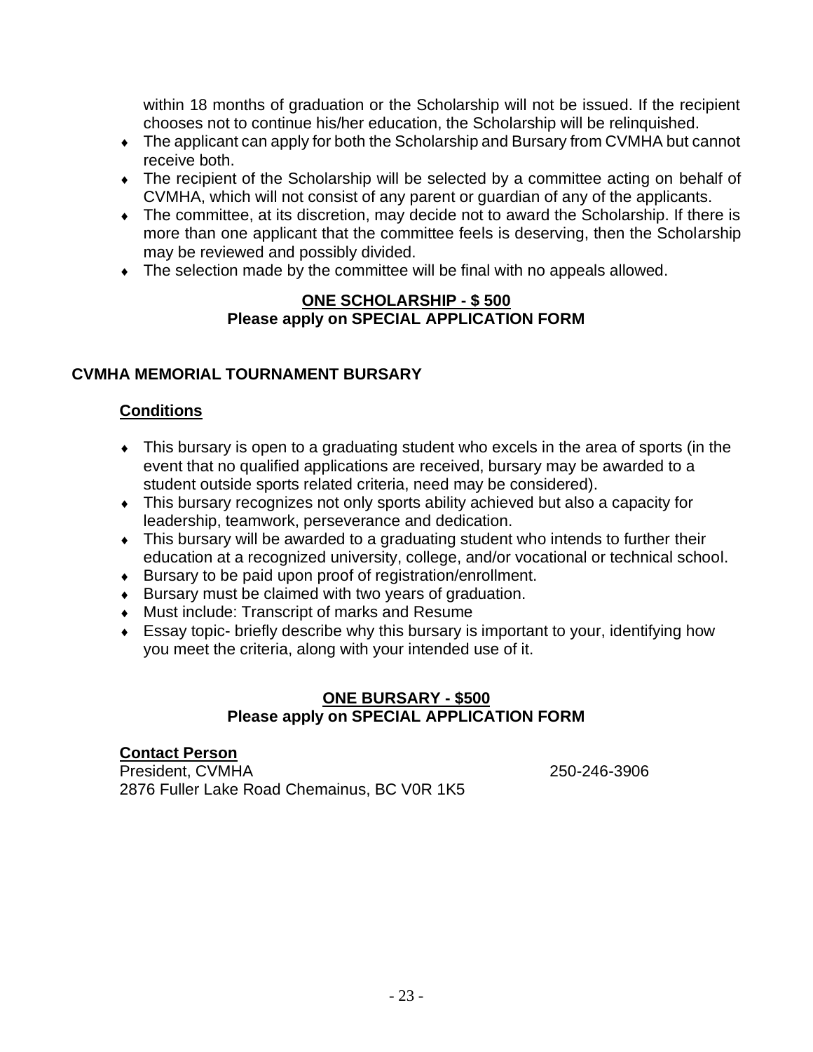within 18 months of graduation or the Scholarship will not be issued. If the recipient chooses not to continue his/her education, the Scholarship will be relinquished.

- The applicant can apply for both the Scholarship and Bursary from CVMHA but cannot receive both.
- The recipient of the Scholarship will be selected by a committee acting on behalf of CVMHA, which will not consist of any parent or guardian of any of the applicants.
- The committee, at its discretion, may decide not to award the Scholarship. If there is more than one applicant that the committee feels is deserving, then the Scholarship may be reviewed and possibly divided.
- The selection made by the committee will be final with no appeals allowed.

**ONE SCHOLARSHIP - $ 500**
**Please apply on SPECIAL APPLICATION FORM**

## CVMHA MEMORIAL TOURNAMENT BURSARY

### Conditions

- This bursary is open to a graduating student who excels in the area of sports (in the event that no qualified applications are received, bursary may be awarded to a student outside sports related criteria, need may be considered).
- This bursary recognizes not only sports ability achieved but also a capacity for leadership, teamwork, perseverance and dedication.
- This bursary will be awarded to a graduating student who intends to further their education at a recognized university, college, and/or vocational or technical school.
- Bursary to be paid upon proof of registration/enrollment.
- Bursary must be claimed with two years of graduation.
- Must include: Transcript of marks and Resume
- Essay topic- briefly describe why this bursary is important to your, identifying how you meet the criteria, along with your intended use of it.

**ONE BURSARY - $500**
**Please apply on SPECIAL APPLICATION FORM**

**Contact Person**
President, CVMHA 250-246-3906
2876 Fuller Lake Road Chemainus, BC V0R 1K5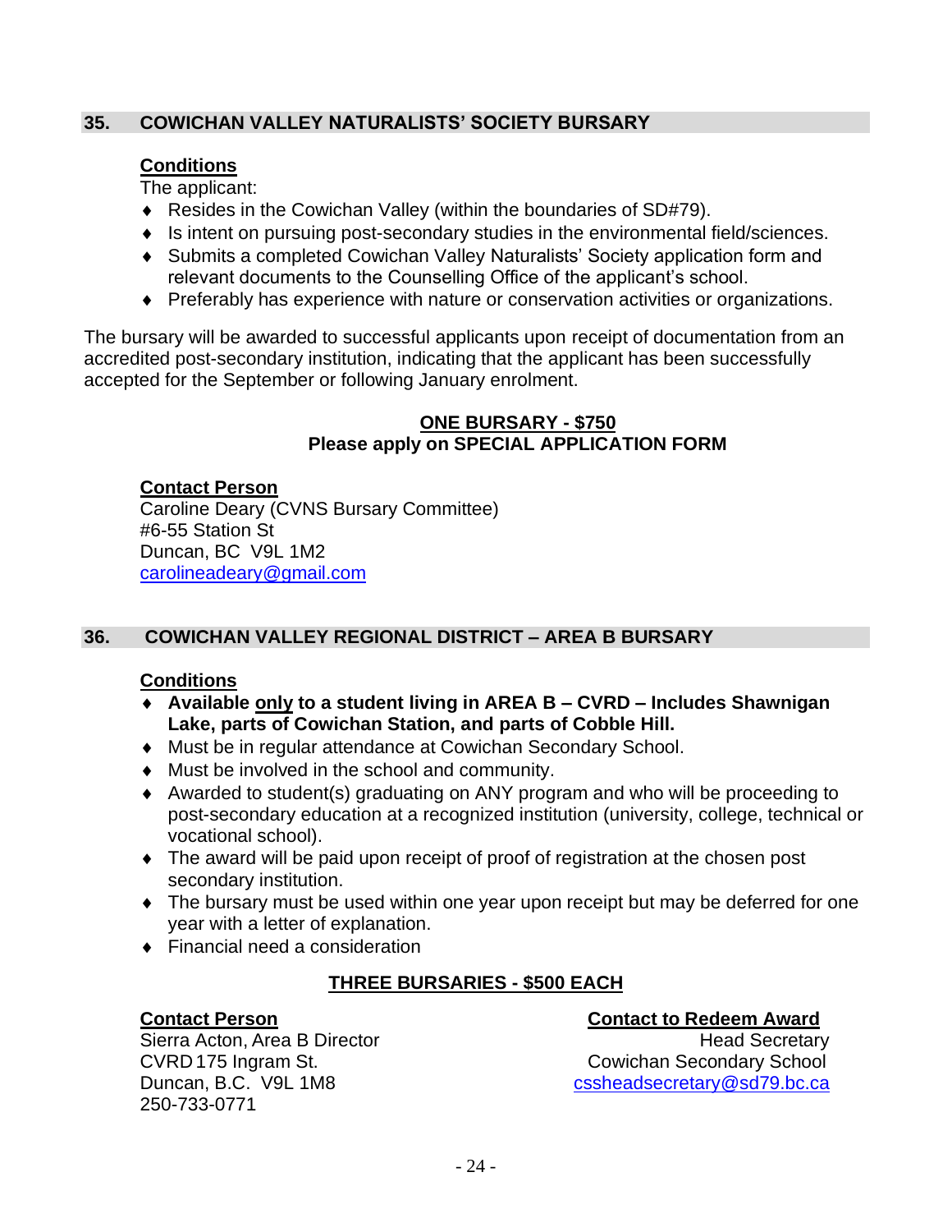## 35. COWICHAN VALLEY NATURALISTS' SOCIETY BURSARY

**Conditions**

The applicant:

- Resides in the Cowichan Valley (within the boundaries of SD#79).
- Is intent on pursuing post-secondary studies in the environmental field/sciences.
- Submits a completed Cowichan Valley Naturalists' Society application form and relevant documents to the Counselling Office of the applicant's school.
- Preferably has experience with nature or conservation activities or organizations.

The bursary will be awarded to successful applicants upon receipt of documentation from an accredited post-secondary institution, indicating that the applicant has been successfully accepted for the September or following January enrolment.

**ONE BURSARY - $750**
**Please apply on SPECIAL APPLICATION FORM**

**Contact Person**
Caroline Deary (CVNS Bursary Committee)
#6-55 Station St
Duncan, BC V9L 1M2
carolineadeary@gmail.com

## 36. COWICHAN VALLEY REGIONAL DISTRICT – AREA B BURSARY

**Conditions**

- **Available only to a student living in AREA B – CVRD – Includes Shawnigan Lake, parts of Cowichan Station, and parts of Cobble Hill.**
- Must be in regular attendance at Cowichan Secondary School.
- Must be involved in the school and community.
- Awarded to student(s) graduating on ANY program and who will be proceeding to post-secondary education at a recognized institution (university, college, technical or vocational school).
- The award will be paid upon receipt of proof of registration at the chosen post secondary institution.
- The bursary must be used within one year upon receipt but may be deferred for one year with a letter of explanation.
- Financial need a consideration

**THREE BURSARIES - $500 EACH**

**Contact Person**
Sierra Acton, Area B Director
CVRD 175 Ingram St.
Duncan, B.C. V9L 1M8
250-733-0771

**Contact to Redeem Award**
Head Secretary
Cowichan Secondary School
cssheadsecretary@sd79.bc.ca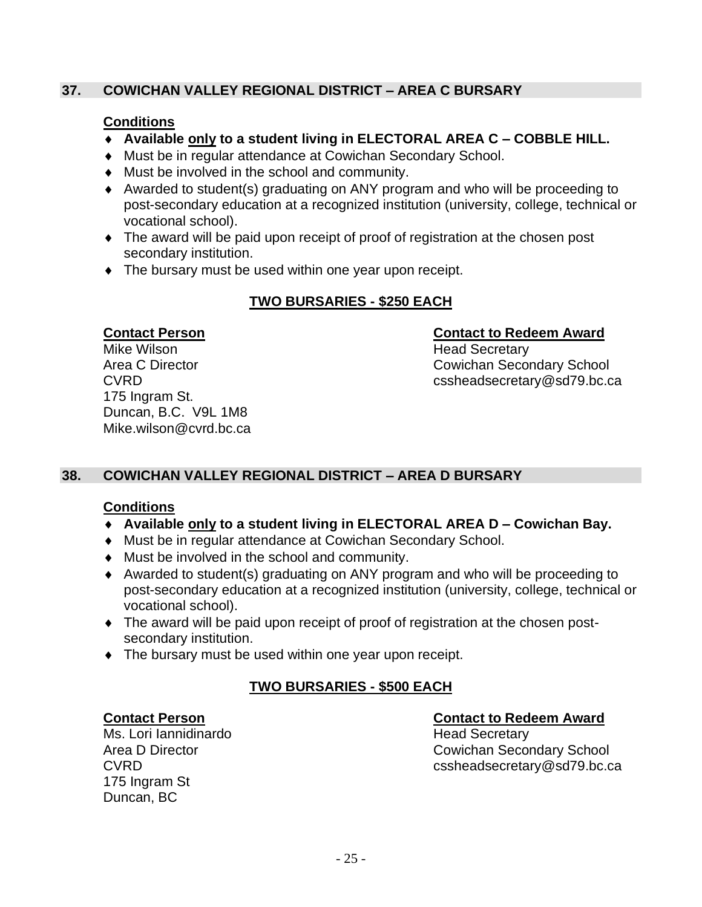## 37. COWICHAN VALLEY REGIONAL DISTRICT – AREA C BURSARY

**Conditions**

- **Available only to a student living in ELECTORAL AREA C – COBBLE HILL.**
- Must be in regular attendance at Cowichan Secondary School.
- Must be involved in the school and community.
- Awarded to student(s) graduating on ANY program and who will be proceeding to post-secondary education at a recognized institution (university, college, technical or vocational school).
- The award will be paid upon receipt of proof of registration at the chosen post secondary institution.
- The bursary must be used within one year upon receipt.

**TWO BURSARIES - $250 EACH**

**Contact Person**
Mike Wilson
Area C Director
CVRD
175 Ingram St.
Duncan, B.C. V9L 1M8
Mike.wilson@cvrd.bc.ca

**Contact to Redeem Award**
Head Secretary
Cowichan Secondary School
cssheadsecretary@sd79.bc.ca

## 38. COWICHAN VALLEY REGIONAL DISTRICT – AREA D BURSARY

**Conditions**

- **Available only to a student living in ELECTORAL AREA D – Cowichan Bay.**
- Must be in regular attendance at Cowichan Secondary School.
- Must be involved in the school and community.
- Awarded to student(s) graduating on ANY program and who will be proceeding to post-secondary education at a recognized institution (university, college, technical or vocational school).
- The award will be paid upon receipt of proof of registration at the chosen post-secondary institution.
- The bursary must be used within one year upon receipt.

**TWO BURSARIES - $500 EACH**

**Contact Person**
Ms. Lori Iannidinardo
Area D Director
CVRD
175 Ingram St
Duncan, BC

**Contact to Redeem Award**
Head Secretary
Cowichan Secondary School
cssheadsecretary@sd79.bc.ca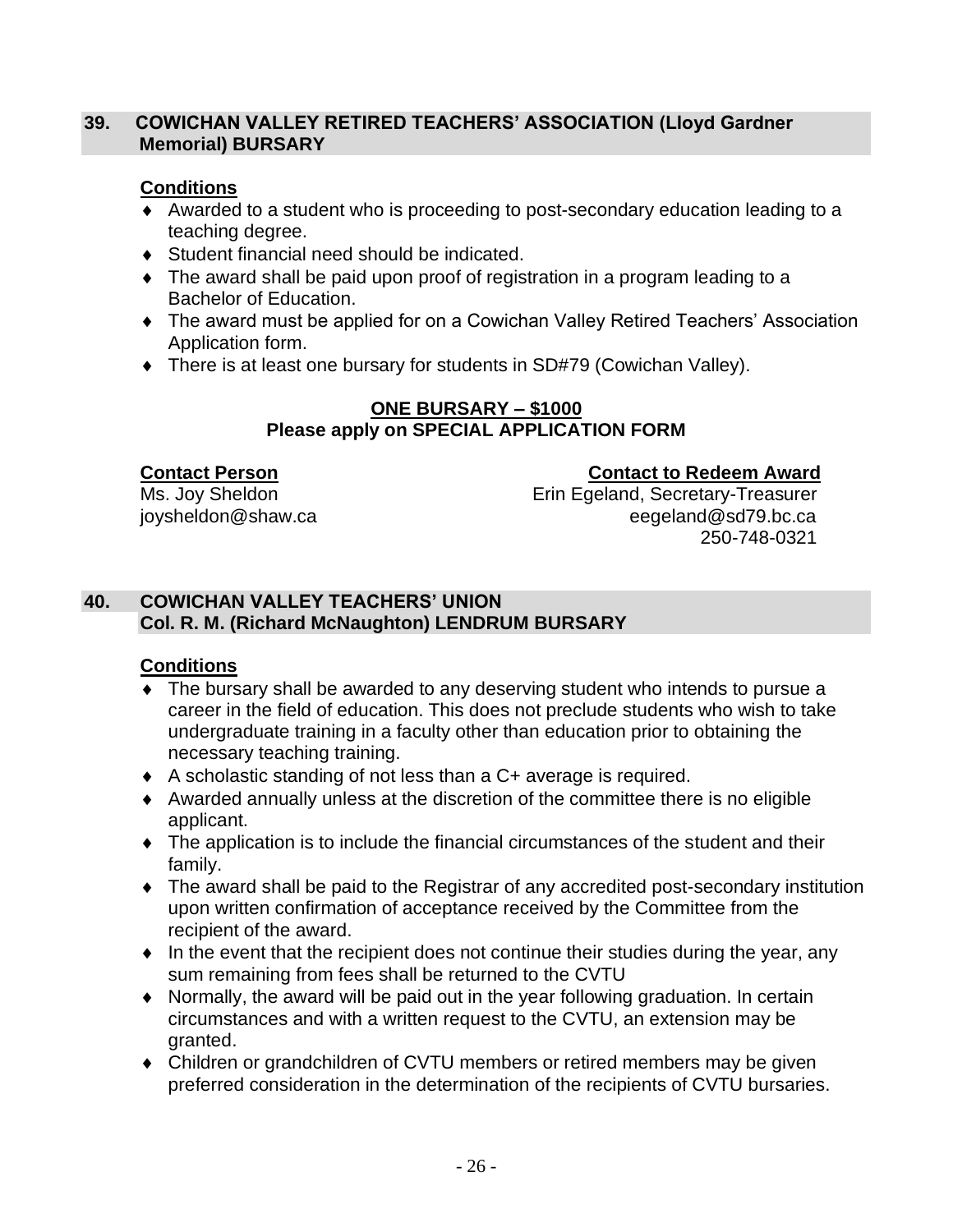## 39. COWICHAN VALLEY RETIRED TEACHERS' ASSOCIATION (Lloyd Gardner Memorial) BURSARY

**Conditions**

- Awarded to a student who is proceeding to post-secondary education leading to a teaching degree.
- Student financial need should be indicated.
- The award shall be paid upon proof of registration in a program leading to a Bachelor of Education.
- The award must be applied for on a Cowichan Valley Retired Teachers' Association Application form.
- There is at least one bursary for students in SD#79 (Cowichan Valley).

**ONE BURSARY – $1000**
**Please apply on SPECIAL APPLICATION FORM**

**Contact Person**
Ms. Joy Sheldon
joysheldon@shaw.ca

**Contact to Redeem Award**
Erin Egeland, Secretary-Treasurer
eegeland@sd79.bc.ca
250-748-0321

## 40. COWICHAN VALLEY TEACHERS' UNION Col. R. M. (Richard McNaughton) LENDRUM BURSARY

**Conditions**

- The bursary shall be awarded to any deserving student who intends to pursue a career in the field of education. This does not preclude students who wish to take undergraduate training in a faculty other than education prior to obtaining the necessary teaching training.
- A scholastic standing of not less than a C+ average is required.
- Awarded annually unless at the discretion of the committee there is no eligible applicant.
- The application is to include the financial circumstances of the student and their family.
- The award shall be paid to the Registrar of any accredited post-secondary institution upon written confirmation of acceptance received by the Committee from the recipient of the award.
- In the event that the recipient does not continue their studies during the year, any sum remaining from fees shall be returned to the CVTU
- Normally, the award will be paid out in the year following graduation. In certain circumstances and with a written request to the CVTU, an extension may be granted.
- Children or grandchildren of CVTU members or retired members may be given preferred consideration in the determination of the recipients of CVTU bursaries.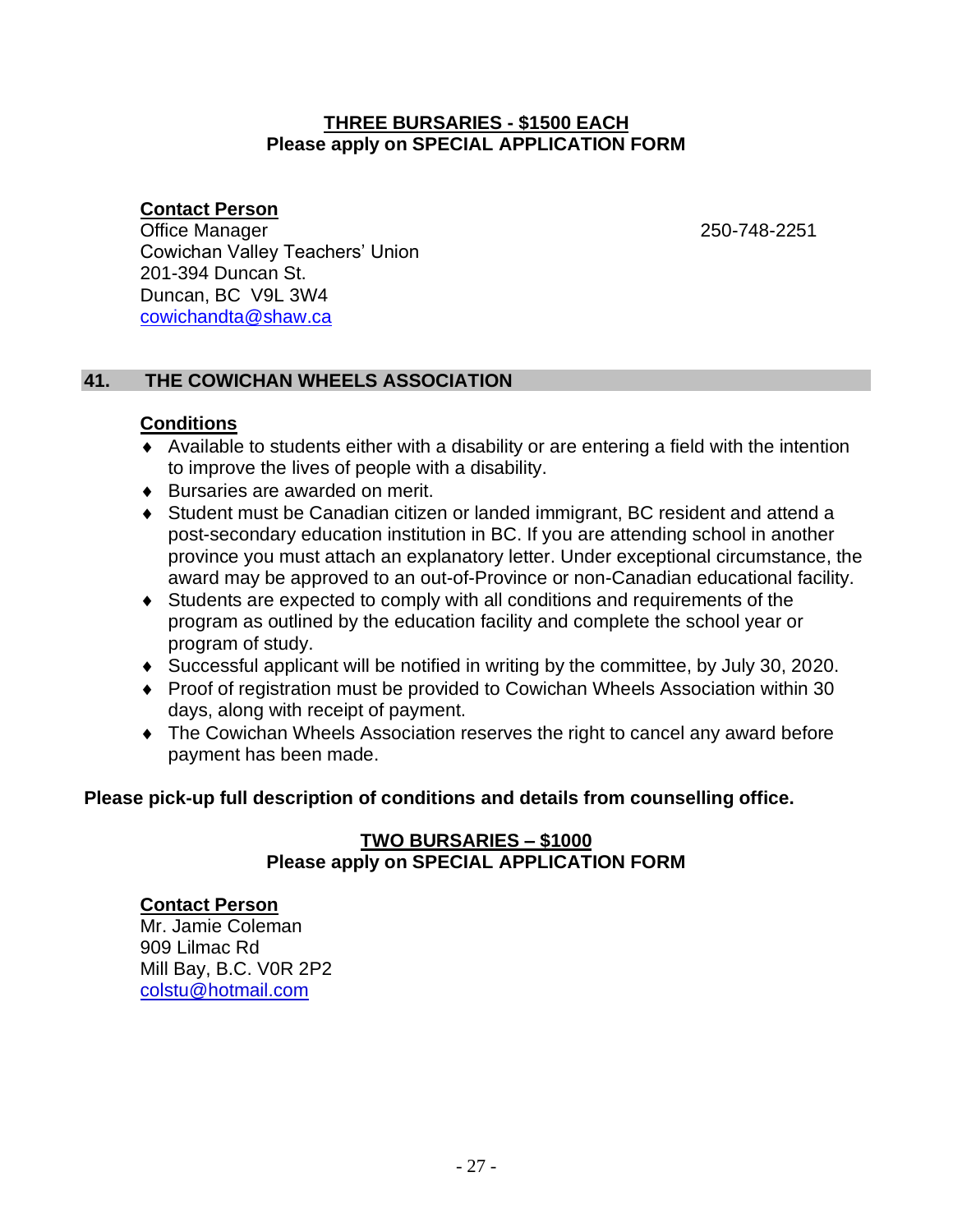**<u>THREE BURSARIES - $1500 EACH</u>**
**Please apply on SPECIAL APPLICATION FORM**

**<u>Contact Person</u>**
Office Manager 250-748-2251
Cowichan Valley Teachers' Union
201-394 Duncan St.
Duncan, BC V9L 3W4
cowichandta@shaw.ca

## 41. THE COWICHAN WHEELS ASSOCIATION

**<u>Conditions</u>**

- Available to students either with a disability or are entering a field with the intention to improve the lives of people with a disability.
- Bursaries are awarded on merit.
- Student must be Canadian citizen or landed immigrant, BC resident and attend a post-secondary education institution in BC. If you are attending school in another province you must attach an explanatory letter. Under exceptional circumstance, the award may be approved to an out-of-Province or non-Canadian educational facility.
- Students are expected to comply with all conditions and requirements of the program as outlined by the education facility and complete the school year or program of study.
- Successful applicant will be notified in writing by the committee, by July 30, 2020.
- Proof of registration must be provided to Cowichan Wheels Association within 30 days, along with receipt of payment.
- The Cowichan Wheels Association reserves the right to cancel any award before payment has been made.

**Please pick-up full description of conditions and details from counselling office.**

**<u>TWO BURSARIES – $1000</u>**
**Please apply on SPECIAL APPLICATION FORM**

**<u>Contact Person</u>**
Mr. Jamie Coleman
909 Lilmac Rd
Mill Bay, B.C. V0R 2P2
colstu@hotmail.com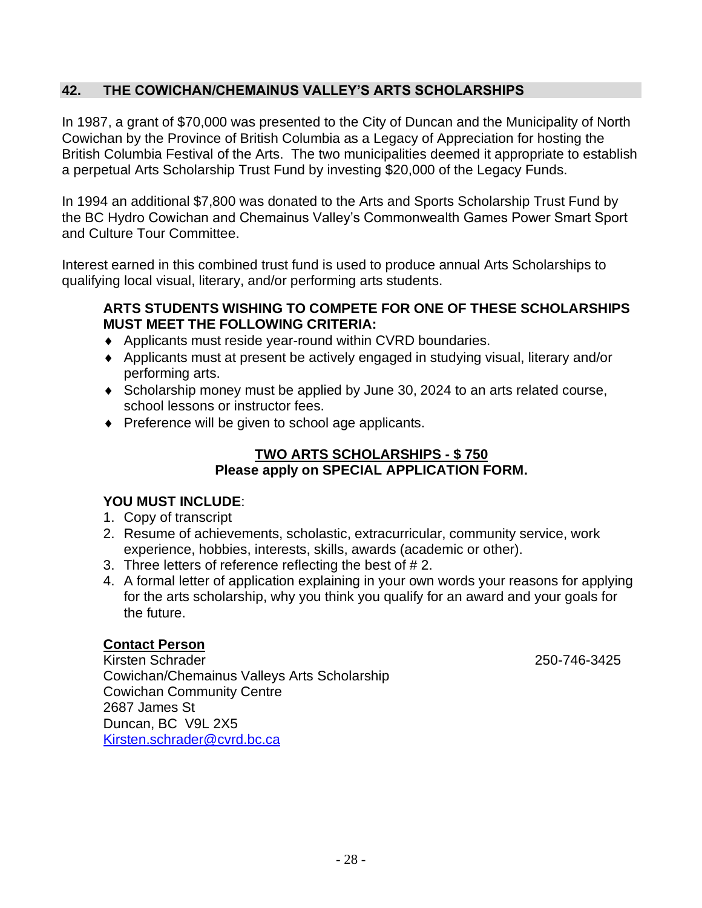## 42. THE COWICHAN/CHEMAINUS VALLEY'S ARTS SCHOLARSHIPS

In 1987, a grant of $70,000 was presented to the City of Duncan and the Municipality of North Cowichan by the Province of British Columbia as a Legacy of Appreciation for hosting the British Columbia Festival of the Arts. The two municipalities deemed it appropriate to establish a perpetual Arts Scholarship Trust Fund by investing $20,000 of the Legacy Funds.

In 1994 an additional $7,800 was donated to the Arts and Sports Scholarship Trust Fund by the BC Hydro Cowichan and Chemainus Valley's Commonwealth Games Power Smart Sport and Culture Tour Committee.

Interest earned in this combined trust fund is used to produce annual Arts Scholarships to qualifying local visual, literary, and/or performing arts students.

**ARTS STUDENTS WISHING TO COMPETE FOR ONE OF THESE SCHOLARSHIPS MUST MEET THE FOLLOWING CRITERIA:**

- Applicants must reside year-round within CVRD boundaries.
- Applicants must at present be actively engaged in studying visual, literary and/or performing arts.
- Scholarship money must be applied by June 30, 2024 to an arts related course, school lessons or instructor fees.
- Preference will be given to school age applicants.

**TWO ARTS SCHOLARSHIPS - $ 750**
**Please apply on SPECIAL APPLICATION FORM.**

**YOU MUST INCLUDE**:

1. Copy of transcript
2. Resume of achievements, scholastic, extracurricular, community service, work experience, hobbies, interests, skills, awards (academic or other).
3. Three letters of reference reflecting the best of # 2.
4. A formal letter of application explaining in your own words your reasons for applying for the arts scholarship, why you think you qualify for an award and your goals for the future.

**Contact Person**
Kirsten Schrader 250-746-3425
Cowichan/Chemainus Valleys Arts Scholarship
Cowichan Community Centre
2687 James St
Duncan, BC V9L 2X5
Kirsten.schrader@cvrd.bc.ca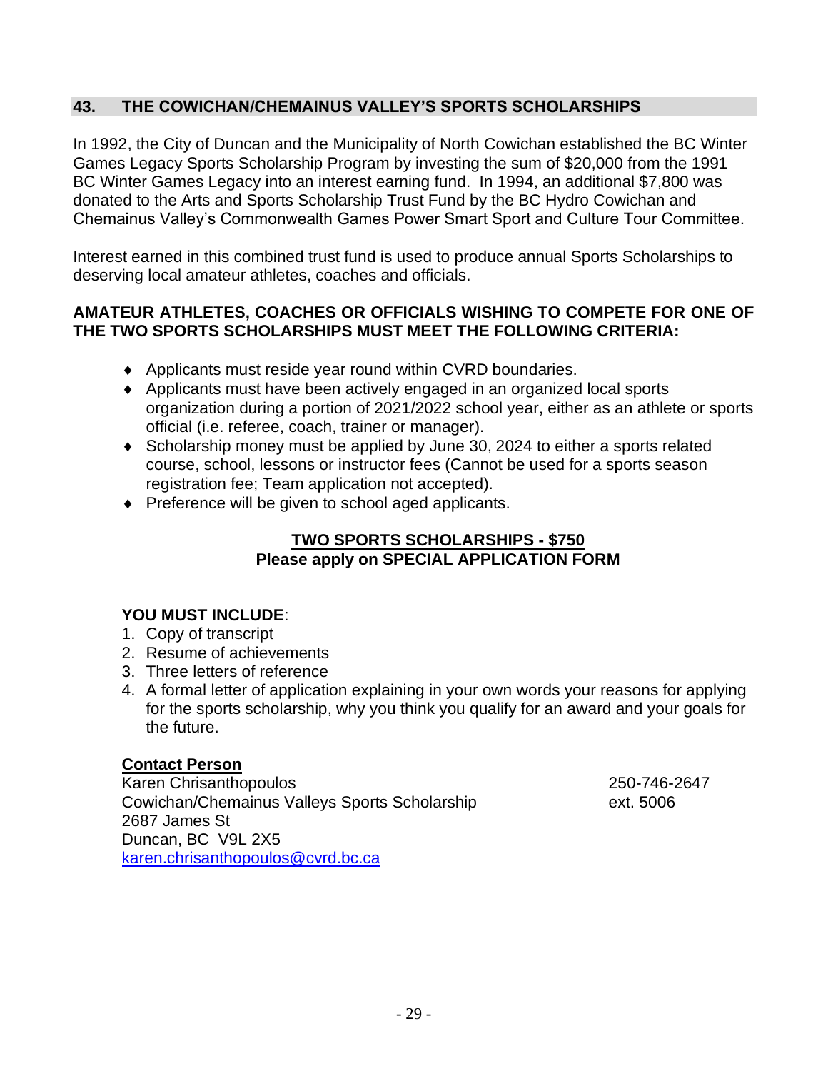## 43. THE COWICHAN/CHEMAINUS VALLEY'S SPORTS SCHOLARSHIPS

In 1992, the City of Duncan and the Municipality of North Cowichan established the BC Winter Games Legacy Sports Scholarship Program by investing the sum of $20,000 from the 1991 BC Winter Games Legacy into an interest earning fund. In 1994, an additional $7,800 was donated to the Arts and Sports Scholarship Trust Fund by the BC Hydro Cowichan and Chemainus Valley's Commonwealth Games Power Smart Sport and Culture Tour Committee.

Interest earned in this combined trust fund is used to produce annual Sports Scholarships to deserving local amateur athletes, coaches and officials.

**AMATEUR ATHLETES, COACHES OR OFFICIALS WISHING TO COMPETE FOR ONE OF THE TWO SPORTS SCHOLARSHIPS MUST MEET THE FOLLOWING CRITERIA:**

- Applicants must reside year round within CVRD boundaries.
- Applicants must have been actively engaged in an organized local sports organization during a portion of 2021/2022 school year, either as an athlete or sports official (i.e. referee, coach, trainer or manager).
- Scholarship money must be applied by June 30, 2024 to either a sports related course, school, lessons or instructor fees (Cannot be used for a sports season registration fee; Team application not accepted).
- Preference will be given to school aged applicants.

**TWO SPORTS SCHOLARSHIPS - $750**
**Please apply on SPECIAL APPLICATION FORM**

**YOU MUST INCLUDE**:

1. Copy of transcript
2. Resume of achievements
3. Three letters of reference
4. A formal letter of application explaining in your own words your reasons for applying for the sports scholarship, why you think you qualify for an award and your goals for the future.

**Contact Person**

Karen Chrisanthopoulos — 250-746-2647 ext. 5006
Cowichan/Chemainus Valleys Sports Scholarship
2687 James St
Duncan, BC V9L 2X5
karen.chrisanthopoulos@cvrd.bc.ca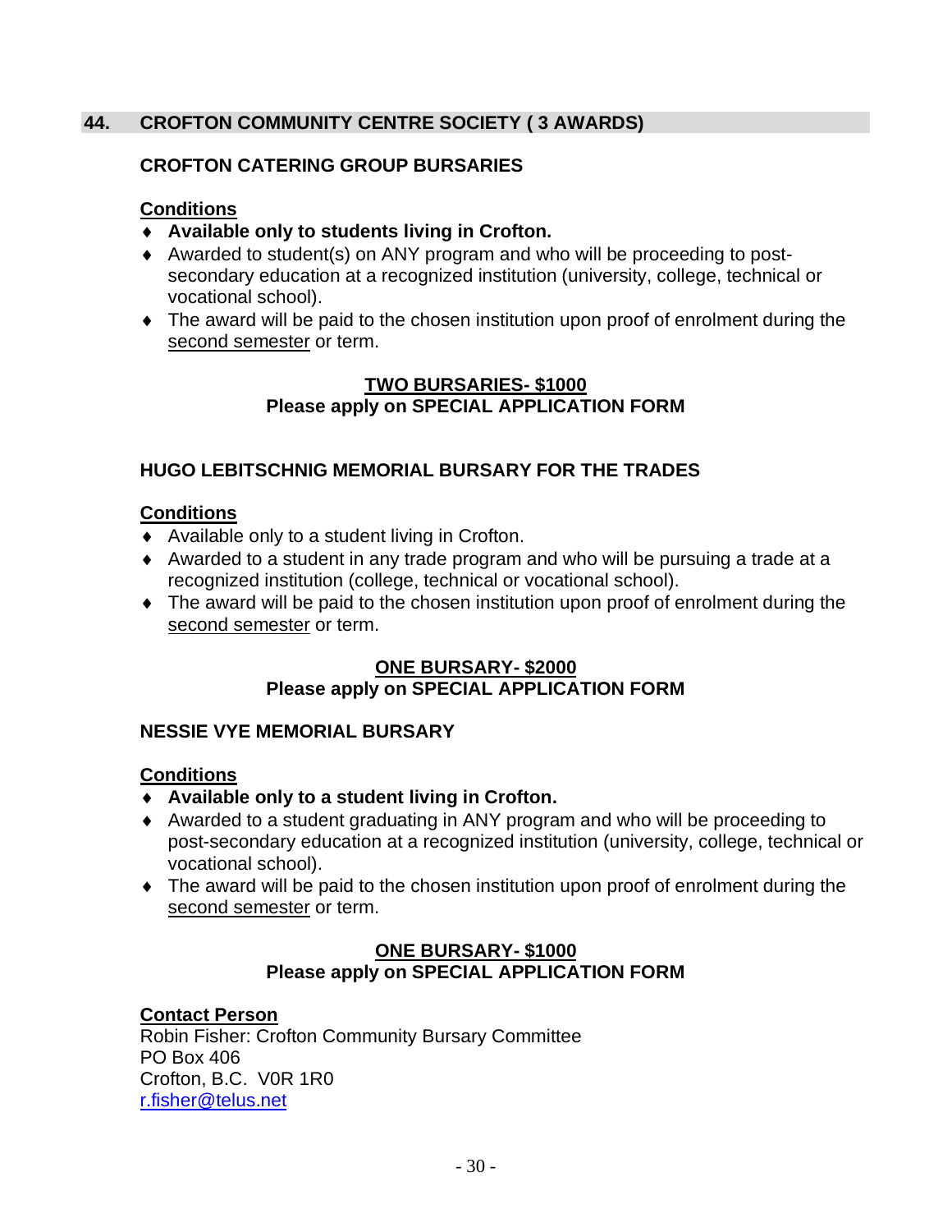## 44. CROFTON COMMUNITY CENTRE SOCIETY ( 3 AWARDS)

### CROFTON CATERING GROUP BURSARIES

**Conditions**

- **Available only to students living in Crofton.**
- Awarded to student(s) on ANY program and who will be proceeding to post-secondary education at a recognized institution (university, college, technical or vocational school).
- The award will be paid to the chosen institution upon proof of enrolment during the second semester or term.

**TWO BURSARIES- $1000**
**Please apply on SPECIAL APPLICATION FORM**

### HUGO LEBITSCHNIG MEMORIAL BURSARY FOR THE TRADES

**Conditions**

- Available only to a student living in Crofton.
- Awarded to a student in any trade program and who will be pursuing a trade at a recognized institution (college, technical or vocational school).
- The award will be paid to the chosen institution upon proof of enrolment during the second semester or term.

**ONE BURSARY- $2000**
**Please apply on SPECIAL APPLICATION FORM**

### NESSIE VYE MEMORIAL BURSARY

**Conditions**

- **Available only to a student living in Crofton.**
- Awarded to a student graduating in ANY program and who will be proceeding to post-secondary education at a recognized institution (university, college, technical or vocational school).
- The award will be paid to the chosen institution upon proof of enrolment during the second semester or term.

**ONE BURSARY- $1000**
**Please apply on SPECIAL APPLICATION FORM**

**Contact Person**

Robin Fisher: Crofton Community Bursary Committee
PO Box 406
Crofton, B.C. V0R 1R0
r.fisher@telus.net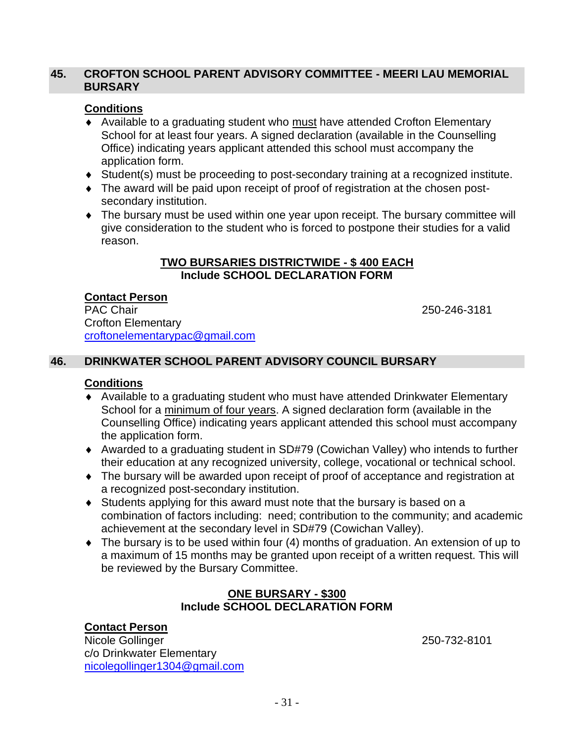## 45. CROFTON SCHOOL PARENT ADVISORY COMMITTEE - MEERI LAU MEMORIAL BURSARY

**Conditions**

- Available to a graduating student who must have attended Crofton Elementary School for at least four years. A signed declaration (available in the Counselling Office) indicating years applicant attended this school must accompany the application form.
- Student(s) must be proceeding to post-secondary training at a recognized institute.
- The award will be paid upon receipt of proof of registration at the chosen post-secondary institution.
- The bursary must be used within one year upon receipt. The bursary committee will give consideration to the student who is forced to postpone their studies for a valid reason.

**TWO BURSARIES DISTRICTWIDE - $ 400 EACH**
**Include SCHOOL DECLARATION FORM**

**Contact Person**
PAC Chair — 250-246-3181
Crofton Elementary
croftonelementarypac@gmail.com

## 46. DRINKWATER SCHOOL PARENT ADVISORY COUNCIL BURSARY

**Conditions**

- Available to a graduating student who must have attended Drinkwater Elementary School for a minimum of four years. A signed declaration form (available in the Counselling Office) indicating years applicant attended this school must accompany the application form.
- Awarded to a graduating student in SD#79 (Cowichan Valley) who intends to further their education at any recognized university, college, vocational or technical school.
- The bursary will be awarded upon receipt of proof of acceptance and registration at a recognized post-secondary institution.
- Students applying for this award must note that the bursary is based on a combination of factors including: need; contribution to the community; and academic achievement at the secondary level in SD#79 (Cowichan Valley).
- The bursary is to be used within four (4) months of graduation. An extension of up to a maximum of 15 months may be granted upon receipt of a written request. This will be reviewed by the Bursary Committee.

**ONE BURSARY - $300**
**Include SCHOOL DECLARATION FORM**

**Contact Person**
Nicole Gollinger — 250-732-8101
c/o Drinkwater Elementary
nicolegollinger1304@gmail.com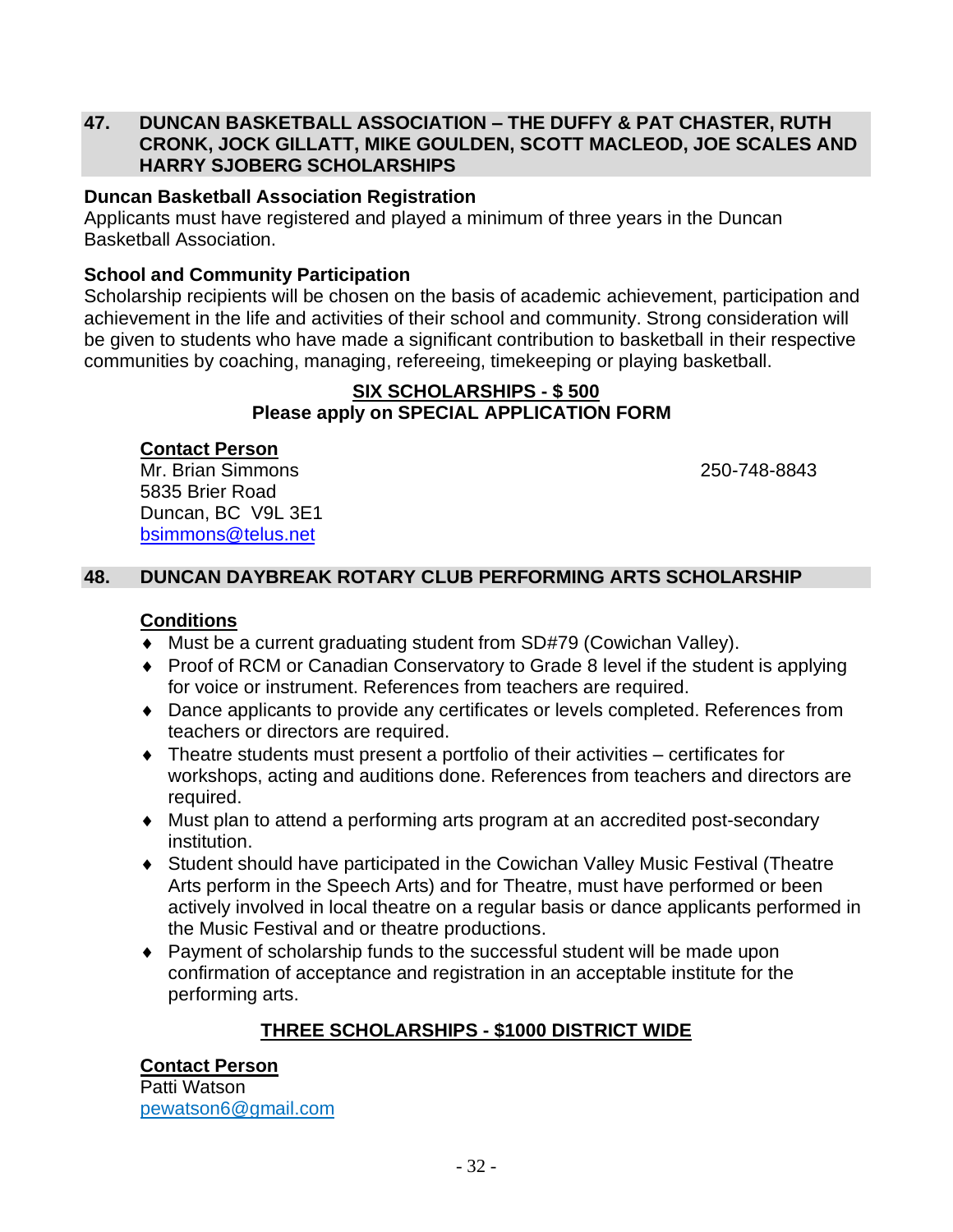## 47. DUNCAN BASKETBALL ASSOCIATION – THE DUFFY & PAT CHASTER, RUTH CRONK, JOCK GILLATT, MIKE GOULDEN, SCOTT MACLEOD, JOE SCALES AND HARRY SJOBERG SCHOLARSHIPS

**Duncan Basketball Association Registration**

Applicants must have registered and played a minimum of three years in the Duncan Basketball Association.

**School and Community Participation**

Scholarship recipients will be chosen on the basis of academic achievement, participation and achievement in the life and activities of their school and community. Strong consideration will be given to students who have made a significant contribution to basketball in their respective communities by coaching, managing, refereeing, timekeeping or playing basketball.

**SIX SCHOLARSHIPS - $ 500**

**Please apply on SPECIAL APPLICATION FORM**

**Contact Person**

Mr. Brian Simmons 250-748-8843
5835 Brier Road
Duncan, BC V9L 3E1
bsimmons@telus.net

## 48. DUNCAN DAYBREAK ROTARY CLUB PERFORMING ARTS SCHOLARSHIP

**Conditions**

- Must be a current graduating student from SD#79 (Cowichan Valley).
- Proof of RCM or Canadian Conservatory to Grade 8 level if the student is applying for voice or instrument. References from teachers are required.
- Dance applicants to provide any certificates or levels completed. References from teachers or directors are required.
- Theatre students must present a portfolio of their activities – certificates for workshops, acting and auditions done. References from teachers and directors are required.
- Must plan to attend a performing arts program at an accredited post-secondary institution.
- Student should have participated in the Cowichan Valley Music Festival (Theatre Arts perform in the Speech Arts) and for Theatre, must have performed or been actively involved in local theatre on a regular basis or dance applicants performed in the Music Festival and or theatre productions.
- Payment of scholarship funds to the successful student will be made upon confirmation of acceptance and registration in an acceptable institute for the performing arts.

**THREE SCHOLARSHIPS - $1000 DISTRICT WIDE**

**Contact Person**

Patti Watson
pewatson6@gmail.com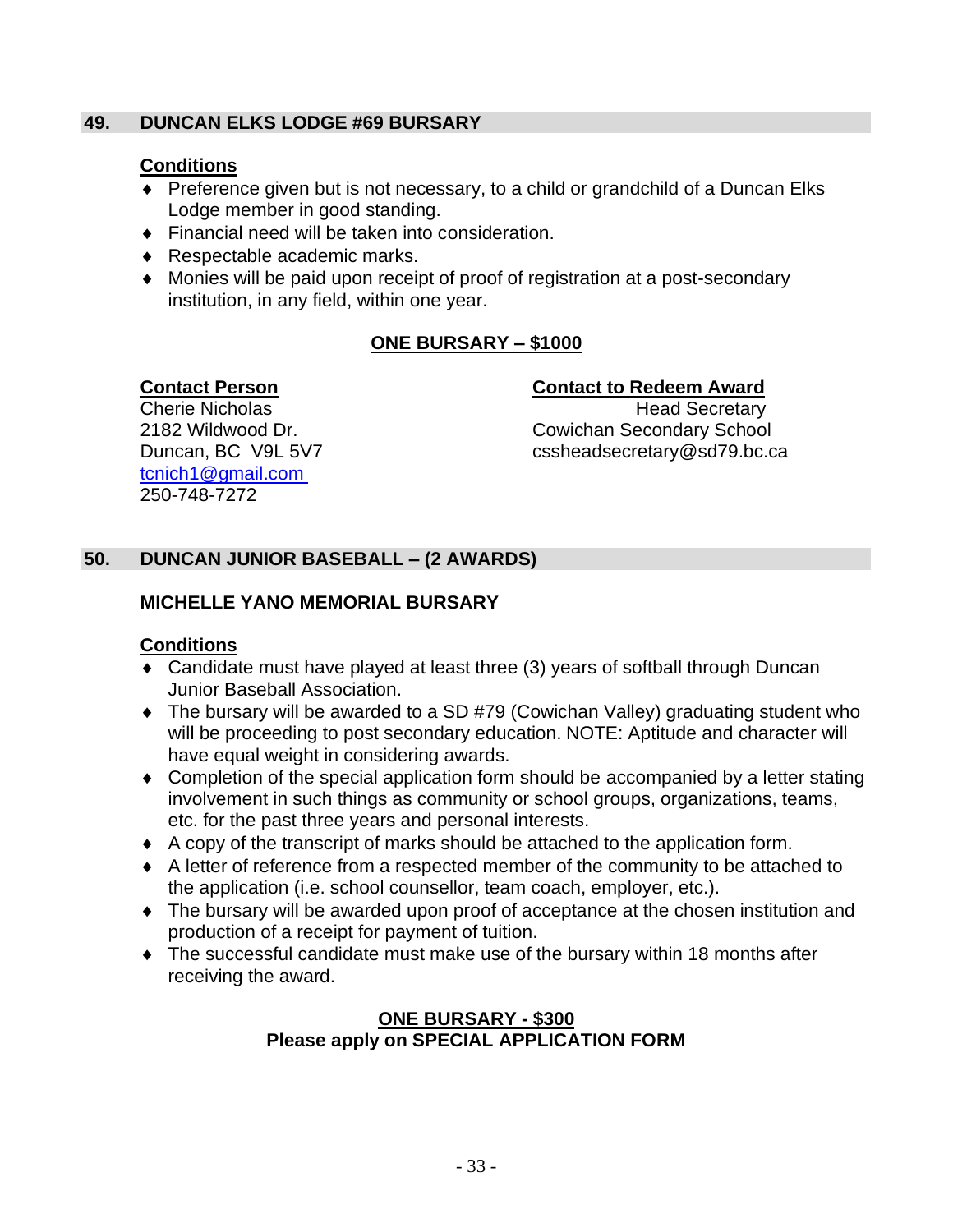## 49. DUNCAN ELKS LODGE #69 BURSARY

**Conditions**

- Preference given but is not necessary, to a child or grandchild of a Duncan Elks Lodge member in good standing.
- Financial need will be taken into consideration.
- Respectable academic marks.
- Monies will be paid upon receipt of proof of registration at a post-secondary institution, in any field, within one year.

**ONE BURSARY – $1000**

**Contact Person**
Cherie Nicholas
2182 Wildwood Dr.
Duncan, BC V9L 5V7
tcnich1@gmail.com
250-748-7272

**Contact to Redeem Award**
Head Secretary
Cowichan Secondary School
cssheadsecretary@sd79.bc.ca

## 50. DUNCAN JUNIOR BASEBALL – (2 AWARDS)

### MICHELLE YANO MEMORIAL BURSARY

**Conditions**

- Candidate must have played at least three (3) years of softball through Duncan Junior Baseball Association.
- The bursary will be awarded to a SD #79 (Cowichan Valley) graduating student who will be proceeding to post secondary education. NOTE: Aptitude and character will have equal weight in considering awards.
- Completion of the special application form should be accompanied by a letter stating involvement in such things as community or school groups, organizations, teams, etc. for the past three years and personal interests.
- A copy of the transcript of marks should be attached to the application form.
- A letter of reference from a respected member of the community to be attached to the application (i.e. school counsellor, team coach, employer, etc.).
- The bursary will be awarded upon proof of acceptance at the chosen institution and production of a receipt for payment of tuition.
- The successful candidate must make use of the bursary within 18 months after receiving the award.

**ONE BURSARY - $300**
**Please apply on SPECIAL APPLICATION FORM**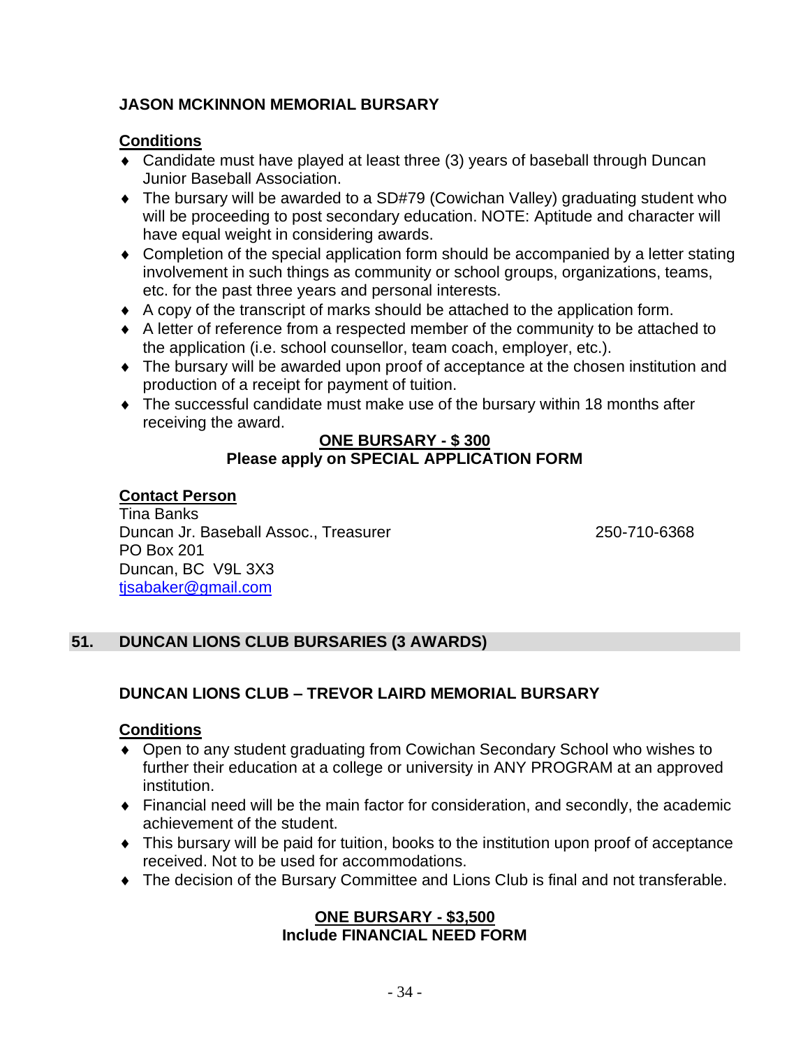### JASON MCKINNON MEMORIAL BURSARY

**Conditions**

- Candidate must have played at least three (3) years of baseball through Duncan Junior Baseball Association.
- The bursary will be awarded to a SD#79 (Cowichan Valley) graduating student who will be proceeding to post secondary education. NOTE: Aptitude and character will have equal weight in considering awards.
- Completion of the special application form should be accompanied by a letter stating involvement in such things as community or school groups, organizations, teams, etc. for the past three years and personal interests.
- A copy of the transcript of marks should be attached to the application form.
- A letter of reference from a respected member of the community to be attached to the application (i.e. school counsellor, team coach, employer, etc.).
- The bursary will be awarded upon proof of acceptance at the chosen institution and production of a receipt for payment of tuition.
- The successful candidate must make use of the bursary within 18 months after receiving the award.

**ONE BURSARY - $ 300**
**Please apply on SPECIAL APPLICATION FORM**

**Contact Person**
Tina Banks
Duncan Jr. Baseball Assoc., Treasurer 250-710-6368
PO Box 201
Duncan, BC V9L 3X3
tjsabaker@gmail.com

## 51. DUNCAN LIONS CLUB BURSARIES (3 AWARDS)

### DUNCAN LIONS CLUB – TREVOR LAIRD MEMORIAL BURSARY

**Conditions**

- Open to any student graduating from Cowichan Secondary School who wishes to further their education at a college or university in ANY PROGRAM at an approved institution.
- Financial need will be the main factor for consideration, and secondly, the academic achievement of the student.
- This bursary will be paid for tuition, books to the institution upon proof of acceptance received. Not to be used for accommodations.
- The decision of the Bursary Committee and Lions Club is final and not transferable.

**ONE BURSARY - $3,500**
**Include FINANCIAL NEED FORM**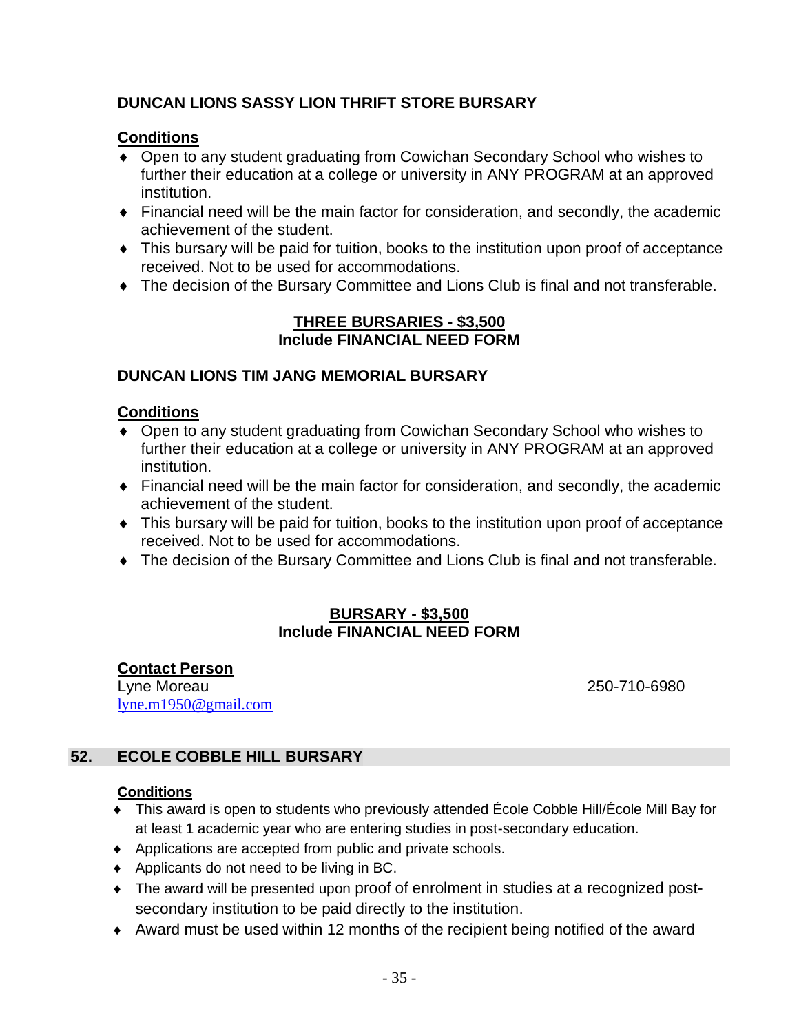### DUNCAN LIONS SASSY LION THRIFT STORE BURSARY

**Conditions**

- Open to any student graduating from Cowichan Secondary School who wishes to further their education at a college or university in ANY PROGRAM at an approved institution.
- Financial need will be the main factor for consideration, and secondly, the academic achievement of the student.
- This bursary will be paid for tuition, books to the institution upon proof of acceptance received. Not to be used for accommodations.
- The decision of the Bursary Committee and Lions Club is final and not transferable.

**THREE BURSARIES - $3,500**
**Include FINANCIAL NEED FORM**

### DUNCAN LIONS TIM JANG MEMORIAL BURSARY

**Conditions**

- Open to any student graduating from Cowichan Secondary School who wishes to further their education at a college or university in ANY PROGRAM at an approved institution.
- Financial need will be the main factor for consideration, and secondly, the academic achievement of the student.
- This bursary will be paid for tuition, books to the institution upon proof of acceptance received. Not to be used for accommodations.
- The decision of the Bursary Committee and Lions Club is final and not transferable.

**BURSARY - $3,500**
**Include FINANCIAL NEED FORM**

**Contact Person**
Lyne Moreau 250-710-6980
lyne.m1950@gmail.com

## 52. ECOLE COBBLE HILL BURSARY

**Conditions**

- This award is open to students who previously attended École Cobble Hill/École Mill Bay for at least 1 academic year who are entering studies in post-secondary education.
- Applications are accepted from public and private schools.
- Applicants do not need to be living in BC.
- The award will be presented upon proof of enrolment in studies at a recognized post-secondary institution to be paid directly to the institution.
- Award must be used within 12 months of the recipient being notified of the award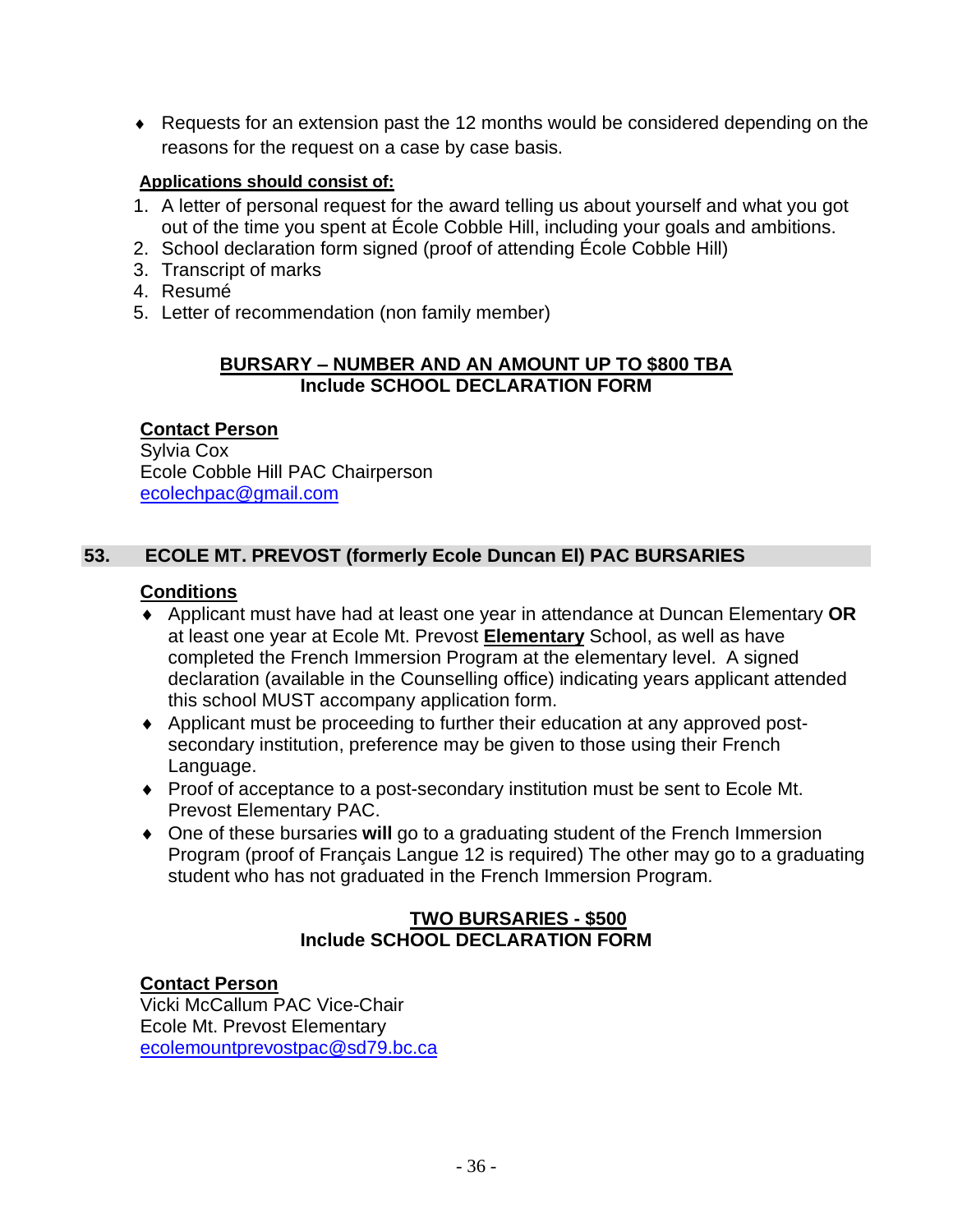- Requests for an extension past the 12 months would be considered depending on the reasons for the request on a case by case basis.

**Applications should consist of:**

1. A letter of personal request for the award telling us about yourself and what you got out of the time you spent at École Cobble Hill, including your goals and ambitions.
2. School declaration form signed (proof of attending École Cobble Hill)
3. Transcript of marks
4. Resumé
5. Letter of recommendation (non family member)

**BURSARY – NUMBER AND AN AMOUNT UP TO $800 TBA**
**Include SCHOOL DECLARATION FORM**

**Contact Person**
Sylvia Cox
Ecole Cobble Hill PAC Chairperson
ecolechpac@gmail.com

## 53. ECOLE MT. PREVOST (formerly Ecole Duncan El) PAC BURSARIES

**Conditions**

- Applicant must have had at least one year in attendance at Duncan Elementary **OR** at least one year at Ecole Mt. Prevost **Elementary** School, as well as have completed the French Immersion Program at the elementary level. A signed declaration (available in the Counselling office) indicating years applicant attended this school MUST accompany application form.
- Applicant must be proceeding to further their education at any approved post-secondary institution, preference may be given to those using their French Language.
- Proof of acceptance to a post-secondary institution must be sent to Ecole Mt. Prevost Elementary PAC.
- One of these bursaries **will** go to a graduating student of the French Immersion Program (proof of Français Langue 12 is required) The other may go to a graduating student who has not graduated in the French Immersion Program.

**TWO BURSARIES - $500**
**Include SCHOOL DECLARATION FORM**

**Contact Person**
Vicki McCallum PAC Vice-Chair
Ecole Mt. Prevost Elementary
ecolemountprevostpac@sd79.bc.ca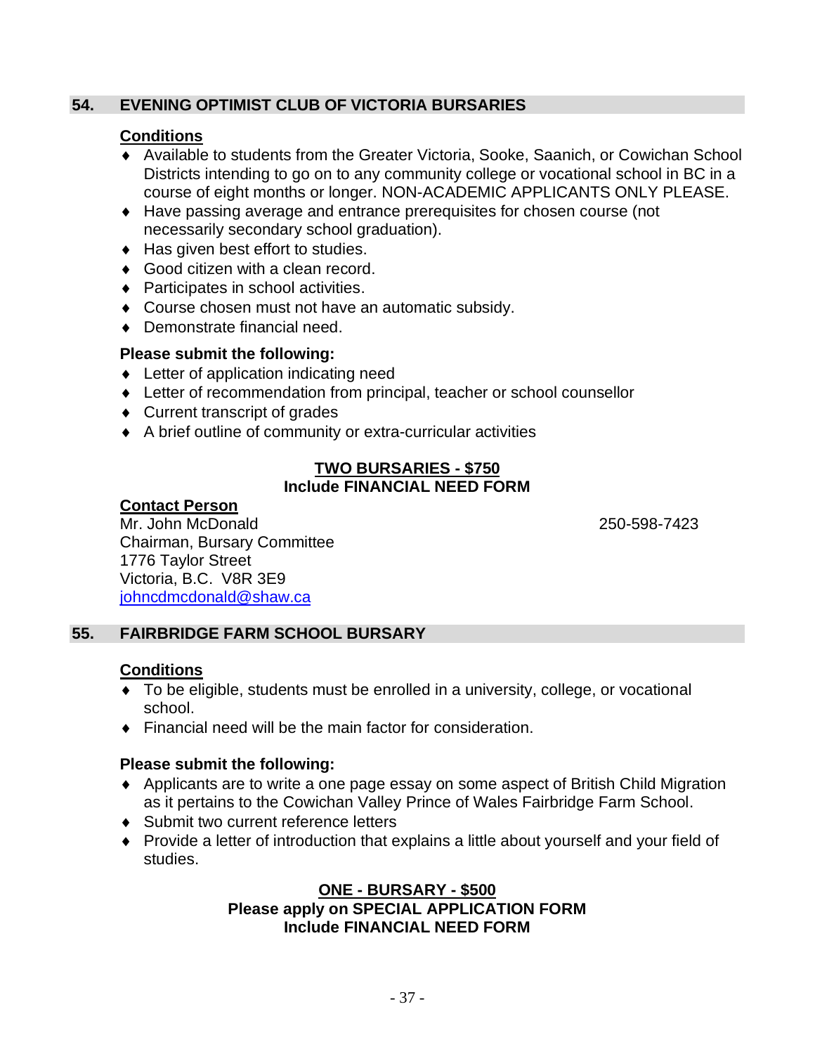## 54. EVENING OPTIMIST CLUB OF VICTORIA BURSARIES

**Conditions**

- Available to students from the Greater Victoria, Sooke, Saanich, or Cowichan School Districts intending to go on to any community college or vocational school in BC in a course of eight months or longer. NON-ACADEMIC APPLICANTS ONLY PLEASE.
- Have passing average and entrance prerequisites for chosen course (not necessarily secondary school graduation).
- Has given best effort to studies.
- Good citizen with a clean record.
- Participates in school activities.
- Course chosen must not have an automatic subsidy.
- Demonstrate financial need.

**Please submit the following:**

- Letter of application indicating need
- Letter of recommendation from principal, teacher or school counsellor
- Current transcript of grades
- A brief outline of community or extra-curricular activities

**TWO BURSARIES - $750**
**Include FINANCIAL NEED FORM**

**Contact Person**

Mr. John McDonald — 250-598-7423
Chairman, Bursary Committee
1776 Taylor Street
Victoria, B.C. V8R 3E9
johncdmcdonald@shaw.ca

## 55. FAIRBRIDGE FARM SCHOOL BURSARY

**Conditions**

- To be eligible, students must be enrolled in a university, college, or vocational school.
- Financial need will be the main factor for consideration.

**Please submit the following:**

- Applicants are to write a one page essay on some aspect of British Child Migration as it pertains to the Cowichan Valley Prince of Wales Fairbridge Farm School.
- Submit two current reference letters
- Provide a letter of introduction that explains a little about yourself and your field of studies.

**ONE - BURSARY - $500**
**Please apply on SPECIAL APPLICATION FORM**
**Include FINANCIAL NEED FORM**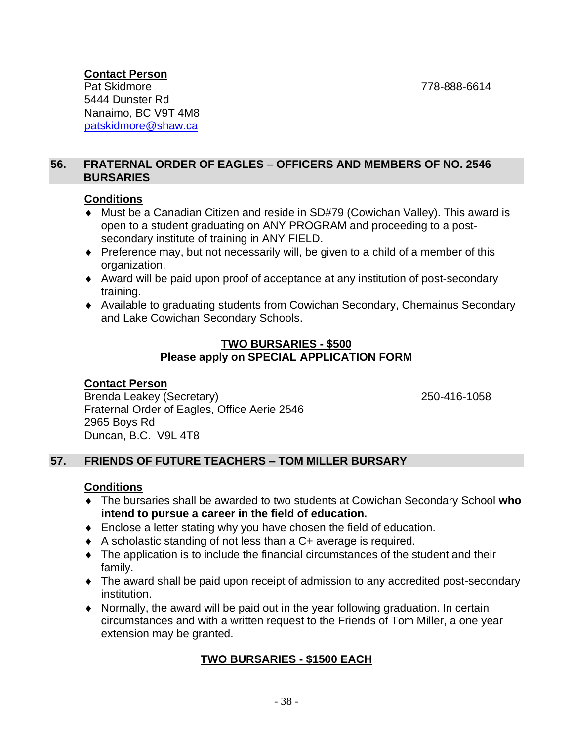**Contact Person**
Pat Skidmore 778-888-6614
5444 Dunster Rd
Nanaimo, BC V9T 4M8
patskidmore@shaw.ca

## 56. FRATERNAL ORDER OF EAGLES – OFFICERS AND MEMBERS OF NO. 2546 BURSARIES

**Conditions**

- Must be a Canadian Citizen and reside in SD#79 (Cowichan Valley). This award is open to a student graduating on ANY PROGRAM and proceeding to a post-secondary institute of training in ANY FIELD.
- Preference may, but not necessarily will, be given to a child of a member of this organization.
- Award will be paid upon proof of acceptance at any institution of post-secondary training.
- Available to graduating students from Cowichan Secondary, Chemainus Secondary and Lake Cowichan Secondary Schools.

**TWO BURSARIES - $500**
**Please apply on SPECIAL APPLICATION FORM**

**Contact Person**
Brenda Leakey (Secretary) 250-416-1058
Fraternal Order of Eagles, Office Aerie 2546
2965 Boys Rd
Duncan, B.C. V9L 4T8

## 57. FRIENDS OF FUTURE TEACHERS – TOM MILLER BURSARY

**Conditions**

- The bursaries shall be awarded to two students at Cowichan Secondary School **who intend to pursue a career in the field of education.**
- Enclose a letter stating why you have chosen the field of education.
- A scholastic standing of not less than a C+ average is required.
- The application is to include the financial circumstances of the student and their family.
- The award shall be paid upon receipt of admission to any accredited post-secondary institution.
- Normally, the award will be paid out in the year following graduation. In certain circumstances and with a written request to the Friends of Tom Miller, a one year extension may be granted.

**TWO BURSARIES - $1500 EACH**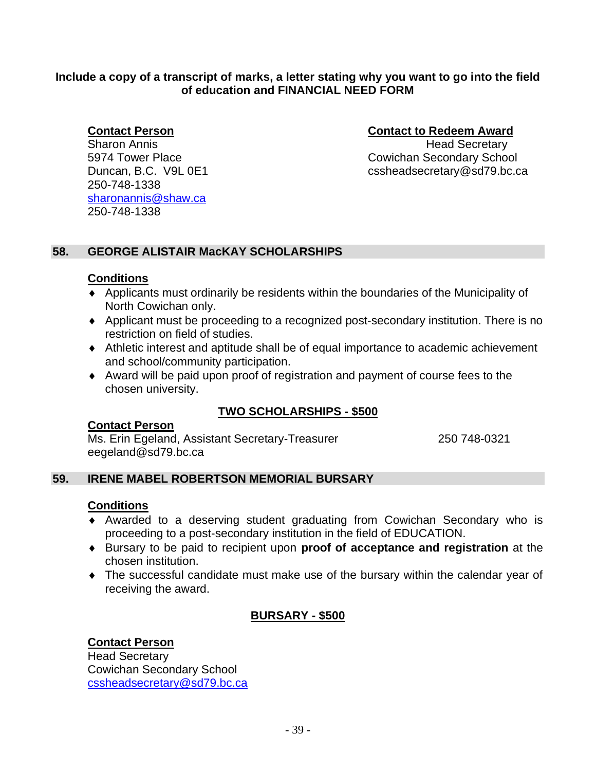**Include a copy of a transcript of marks, a letter stating why you want to go into the field of education and FINANCIAL NEED FORM**

**Contact Person**
Sharon Annis
5974 Tower Place
Duncan, B.C. V9L 0E1
250-748-1338
sharonannis@shaw.ca
250-748-1338

**Contact to Redeem Award**
Head Secretary
Cowichan Secondary School
cssheadsecretary@sd79.bc.ca

## 58. GEORGE ALISTAIR MacKAY SCHOLARSHIPS

**Conditions**

- Applicants must ordinarily be residents within the boundaries of the Municipality of North Cowichan only.
- Applicant must be proceeding to a recognized post-secondary institution. There is no restriction on field of studies.
- Athletic interest and aptitude shall be of equal importance to academic achievement and school/community participation.
- Award will be paid upon proof of registration and payment of course fees to the chosen university.

**TWO SCHOLARSHIPS - $500**

**Contact Person**
Ms. Erin Egeland, Assistant Secretary-Treasurer 250 748-0321
eegeland@sd79.bc.ca

## 59. IRENE MABEL ROBERTSON MEMORIAL BURSARY

**Conditions**

- Awarded to a deserving student graduating from Cowichan Secondary who is proceeding to a post-secondary institution in the field of EDUCATION.
- Bursary to be paid to recipient upon **proof of acceptance and registration** at the chosen institution.
- The successful candidate must make use of the bursary within the calendar year of receiving the award.

**BURSARY - $500**

**Contact Person**
Head Secretary
Cowichan Secondary School
cssheadsecretary@sd79.bc.ca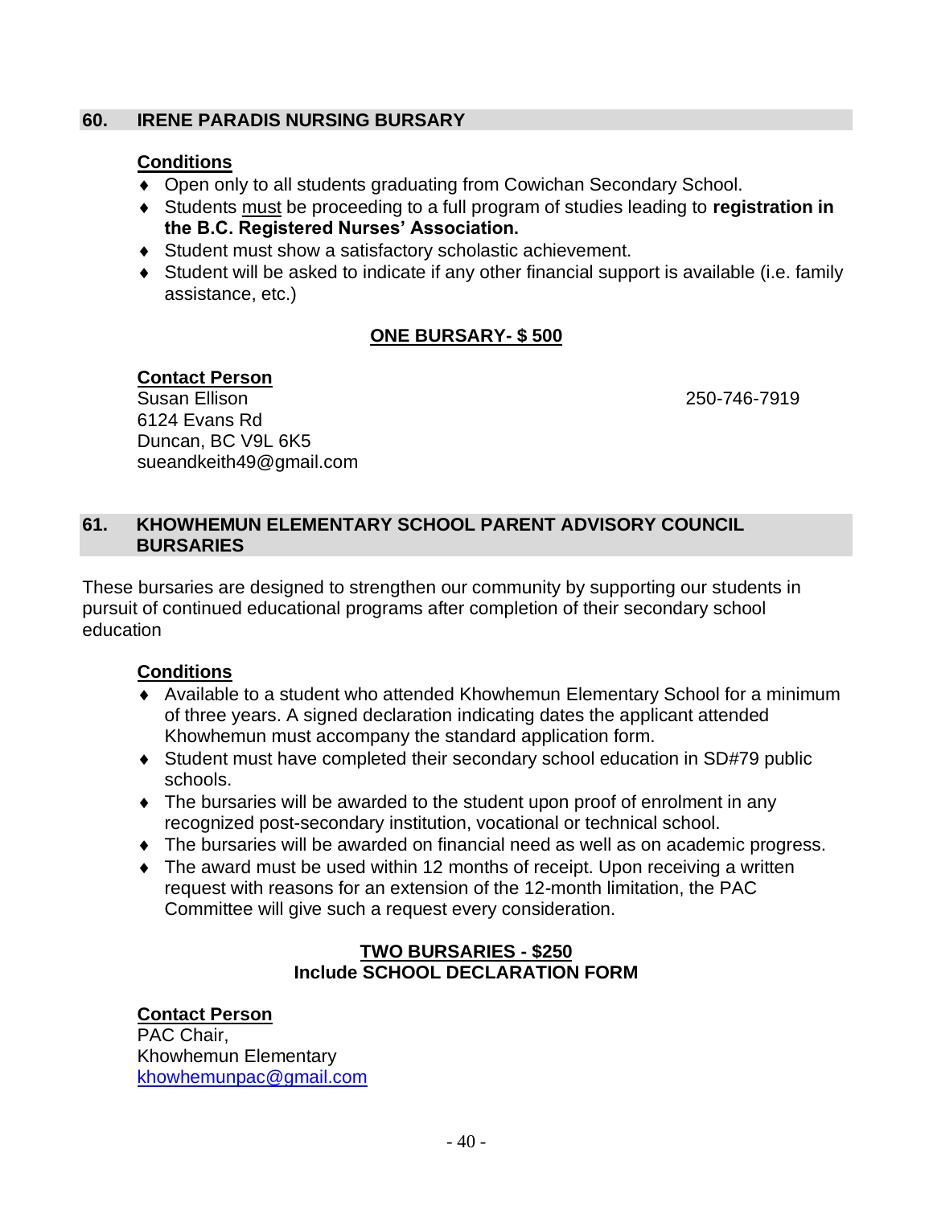## 60. IRENE PARADIS NURSING BURSARY

**Conditions**

- Open only to all students graduating from Cowichan Secondary School.
- Students must be proceeding to a full program of studies leading to **registration in the B.C. Registered Nurses' Association.**
- Student must show a satisfactory scholastic achievement.
- Student will be asked to indicate if any other financial support is available (i.e. family assistance, etc.)

**ONE BURSARY- $ 500**

**Contact Person**

Susan Ellison 250-746-7919
6124 Evans Rd
Duncan, BC V9L 6K5
sueandkeith49@gmail.com

## 61. KHOWHEMUN ELEMENTARY SCHOOL PARENT ADVISORY COUNCIL BURSARIES

These bursaries are designed to strengthen our community by supporting our students in pursuit of continued educational programs after completion of their secondary school education

**Conditions**

- Available to a student who attended Khowhemun Elementary School for a minimum of three years. A signed declaration indicating dates the applicant attended Khowhemun must accompany the standard application form.
- Student must have completed their secondary school education in SD#79 public schools.
- The bursaries will be awarded to the student upon proof of enrolment in any recognized post-secondary institution, vocational or technical school.
- The bursaries will be awarded on financial need as well as on academic progress.
- The award must be used within 12 months of receipt. Upon receiving a written request with reasons for an extension of the 12-month limitation, the PAC Committee will give such a request every consideration.

**TWO BURSARIES - $250**
**Include SCHOOL DECLARATION FORM**

**Contact Person**

PAC Chair,
Khowhemun Elementary
khowhemunpac@gmail.com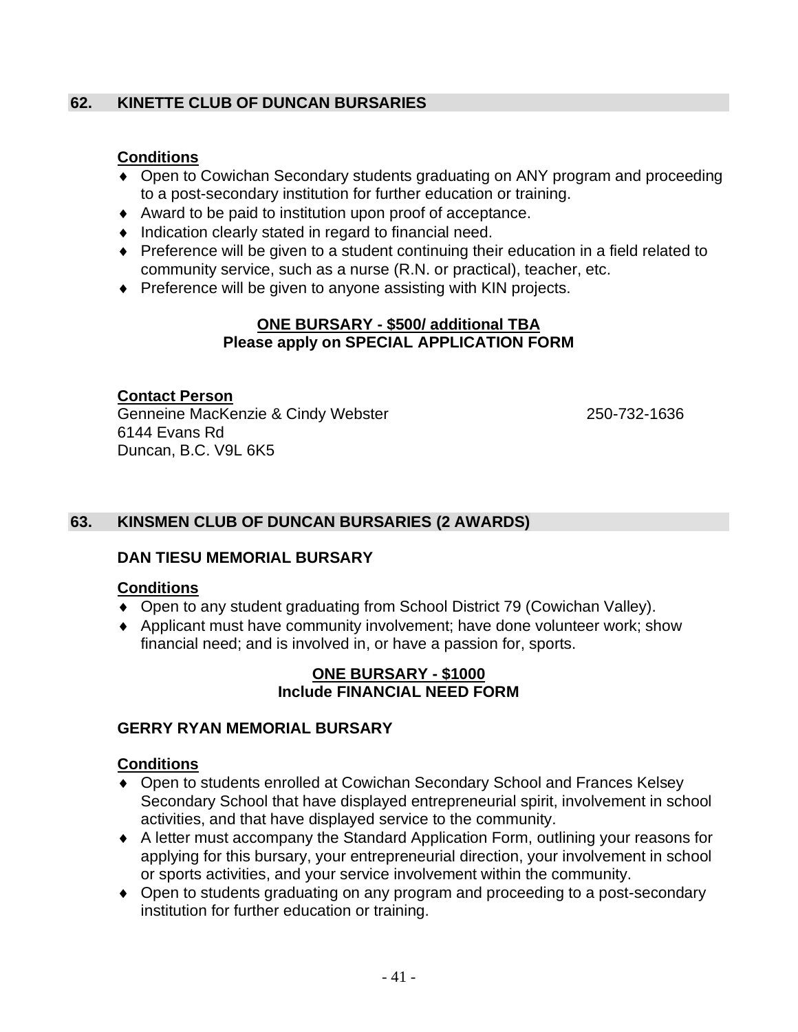## 62. KINETTE CLUB OF DUNCAN BURSARIES

**Conditions**

- Open to Cowichan Secondary students graduating on ANY program and proceeding to a post-secondary institution for further education or training.
- Award to be paid to institution upon proof of acceptance.
- Indication clearly stated in regard to financial need.
- Preference will be given to a student continuing their education in a field related to community service, such as a nurse (R.N. or practical), teacher, etc.
- Preference will be given to anyone assisting with KIN projects.

**ONE BURSARY - $500/ additional TBA**
**Please apply on SPECIAL APPLICATION FORM**

**Contact Person**
Genneine MacKenzie & Cindy Webster 250-732-1636
6144 Evans Rd
Duncan, B.C. V9L 6K5

## 63. KINSMEN CLUB OF DUNCAN BURSARIES (2 AWARDS)

### DAN TIESU MEMORIAL BURSARY

**Conditions**

- Open to any student graduating from School District 79 (Cowichan Valley).
- Applicant must have community involvement; have done volunteer work; show financial need; and is involved in, or have a passion for, sports.

**ONE BURSARY - $1000**
**Include FINANCIAL NEED FORM**

### GERRY RYAN MEMORIAL BURSARY

**Conditions**

- Open to students enrolled at Cowichan Secondary School and Frances Kelsey Secondary School that have displayed entrepreneurial spirit, involvement in school activities, and that have displayed service to the community.
- A letter must accompany the Standard Application Form, outlining your reasons for applying for this bursary, your entrepreneurial direction, your involvement in school or sports activities, and your service involvement within the community.
- Open to students graduating on any program and proceeding to a post-secondary institution for further education or training.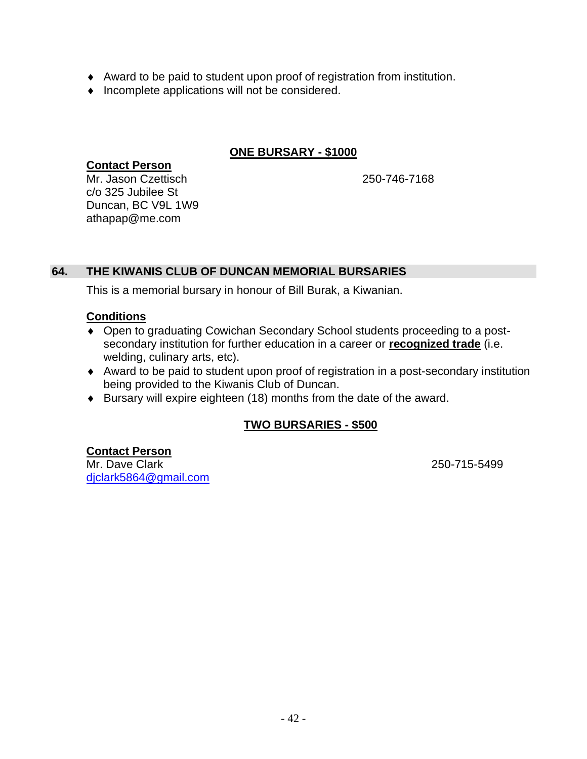- Award to be paid to student upon proof of registration from institution.
- Incomplete applications will not be considered.

**ONE BURSARY - $1000**

**Contact Person**
Mr. Jason Czettisch 250-746-7168
c/o 325 Jubilee St
Duncan, BC V9L 1W9
athapap@me.com

## 64. THE KIWANIS CLUB OF DUNCAN MEMORIAL BURSARIES

This is a memorial bursary in honour of Bill Burak, a Kiwanian.

**Conditions**

- Open to graduating Cowichan Secondary School students proceeding to a post-secondary institution for further education in a career or **recognized trade** (i.e. welding, culinary arts, etc).
- Award to be paid to student upon proof of registration in a post-secondary institution being provided to the Kiwanis Club of Duncan.
- Bursary will expire eighteen (18) months from the date of the award.

**TWO BURSARIES - $500**

**Contact Person**
Mr. Dave Clark 250-715-5499
djclark5864@gmail.com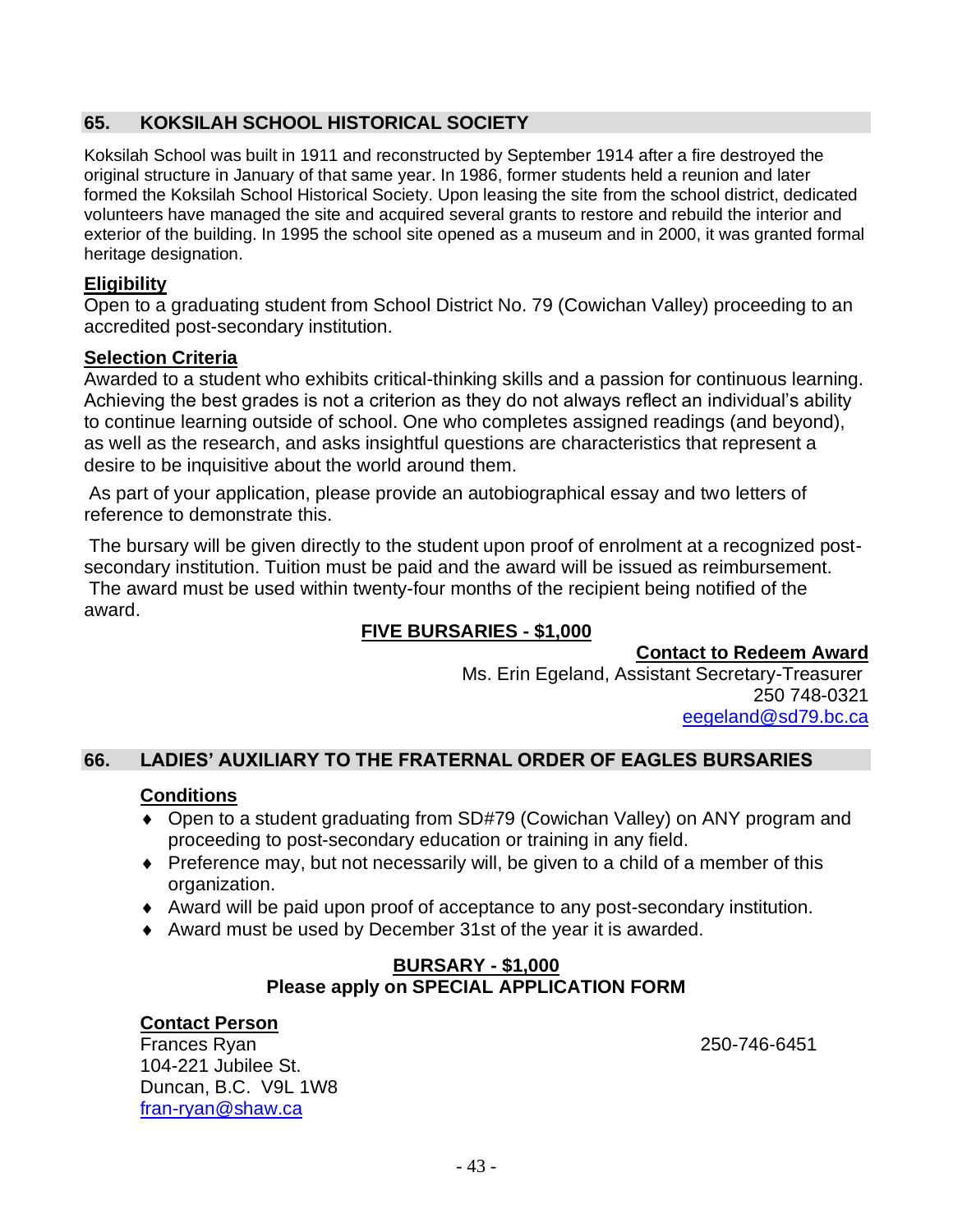## 65. KOKSILAH SCHOOL HISTORICAL SOCIETY

Koksilah School was built in 1911 and reconstructed by September 1914 after a fire destroyed the original structure in January of that same year. In 1986, former students held a reunion and later formed the Koksilah School Historical Society. Upon leasing the site from the school district, dedicated volunteers have managed the site and acquired several grants to restore and rebuild the interior and exterior of the building. In 1995 the school site opened as a museum and in 2000, it was granted formal heritage designation.

**Eligibility**

Open to a graduating student from School District No. 79 (Cowichan Valley) proceeding to an accredited post-secondary institution.

**Selection Criteria**

Awarded to a student who exhibits critical-thinking skills and a passion for continuous learning. Achieving the best grades is not a criterion as they do not always reflect an individual's ability to continue learning outside of school. One who completes assigned readings (and beyond), as well as the research, and asks insightful questions are characteristics that represent a desire to be inquisitive about the world around them.

As part of your application, please provide an autobiographical essay and two letters of reference to demonstrate this.

The bursary will be given directly to the student upon proof of enrolment at a recognized post-secondary institution. Tuition must be paid and the award will be issued as reimbursement. The award must be used within twenty-four months of the recipient being notified of the award.

**FIVE BURSARIES - $1,000**

**Contact to Redeem Award**

Ms. Erin Egeland, Assistant Secretary-Treasurer
250 748-0321
eegeland@sd79.bc.ca

## 66. LADIES' AUXILIARY TO THE FRATERNAL ORDER OF EAGLES BURSARIES

**Conditions**

- Open to a student graduating from SD#79 (Cowichan Valley) on ANY program and proceeding to post-secondary education or training in any field.
- Preference may, but not necessarily will, be given to a child of a member of this organization.
- Award will be paid upon proof of acceptance to any post-secondary institution.
- Award must be used by December 31st of the year it is awarded.

**BURSARY - $1,000**
**Please apply on SPECIAL APPLICATION FORM**

**Contact Person**

Frances Ryan — 250-746-6451
104-221 Jubilee St.
Duncan, B.C. V9L 1W8
fran-ryan@shaw.ca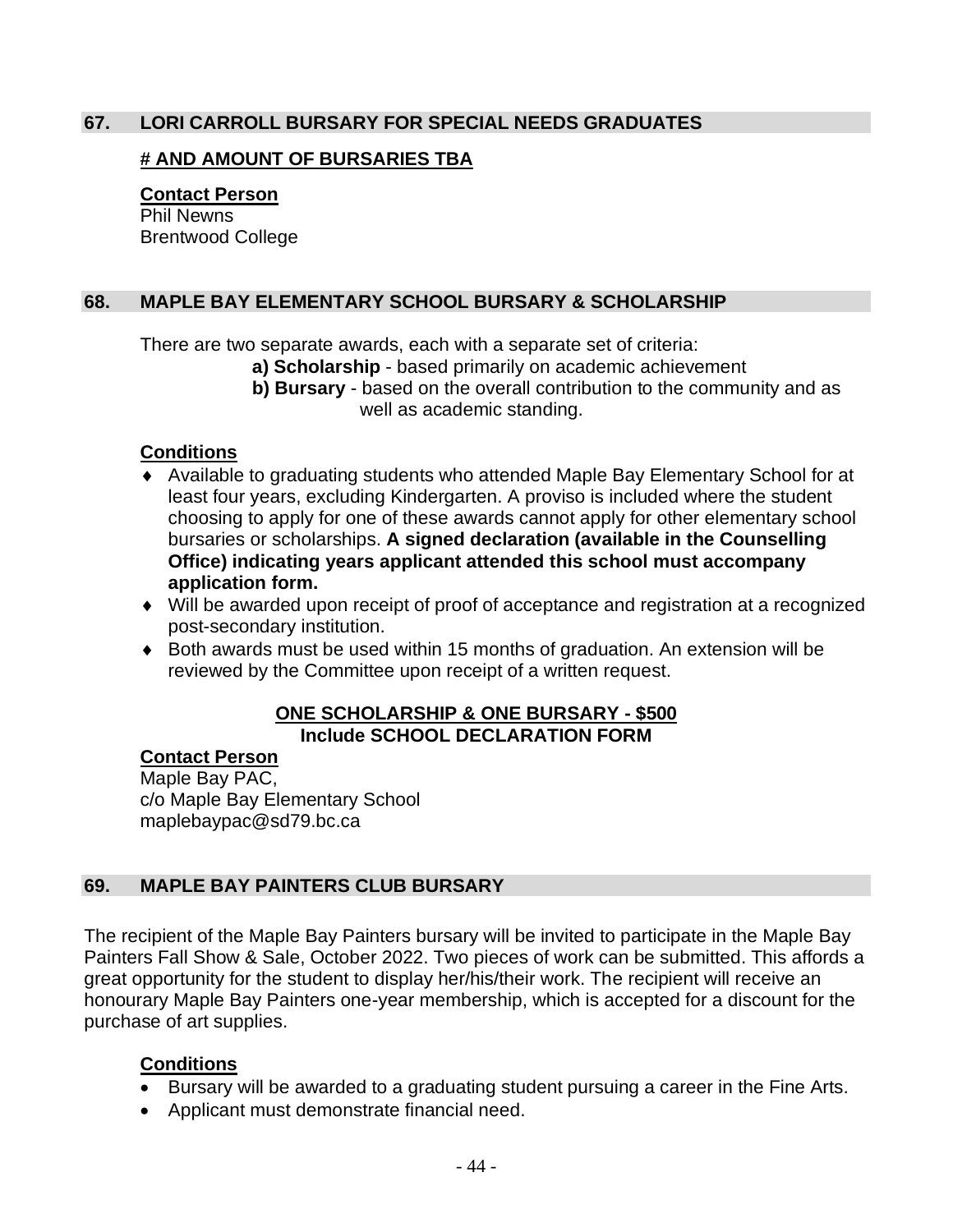## 67. LORI CARROLL BURSARY FOR SPECIAL NEEDS GRADUATES

**# AND AMOUNT OF BURSARIES TBA**

**Contact Person**
Phil Newns
Brentwood College

## 68. MAPLE BAY ELEMENTARY SCHOOL BURSARY & SCHOLARSHIP

There are two separate awards, each with a separate set of criteria:

**a) Scholarship** - based primarily on academic achievement
**b) Bursary** - based on the overall contribution to the community and as well as academic standing.

**Conditions**

- Available to graduating students who attended Maple Bay Elementary School for at least four years, excluding Kindergarten. A proviso is included where the student choosing to apply for one of these awards cannot apply for other elementary school bursaries or scholarships. **A signed declaration (available in the Counselling Office) indicating years applicant attended this school must accompany application form.**
- Will be awarded upon receipt of proof of acceptance and registration at a recognized post-secondary institution.
- Both awards must be used within 15 months of graduation. An extension will be reviewed by the Committee upon receipt of a written request.

**ONE SCHOLARSHIP & ONE BURSARY - $500**
**Include SCHOOL DECLARATION FORM**

**Contact Person**
Maple Bay PAC,
c/o Maple Bay Elementary School
maplebaypac@sd79.bc.ca

## 69. MAPLE BAY PAINTERS CLUB BURSARY

The recipient of the Maple Bay Painters bursary will be invited to participate in the Maple Bay Painters Fall Show & Sale, October 2022. Two pieces of work can be submitted. This affords a great opportunity for the student to display her/his/their work. The recipient will receive an honourary Maple Bay Painters one-year membership, which is accepted for a discount for the purchase of art supplies.

**Conditions**

- Bursary will be awarded to a graduating student pursuing a career in the Fine Arts.
- Applicant must demonstrate financial need.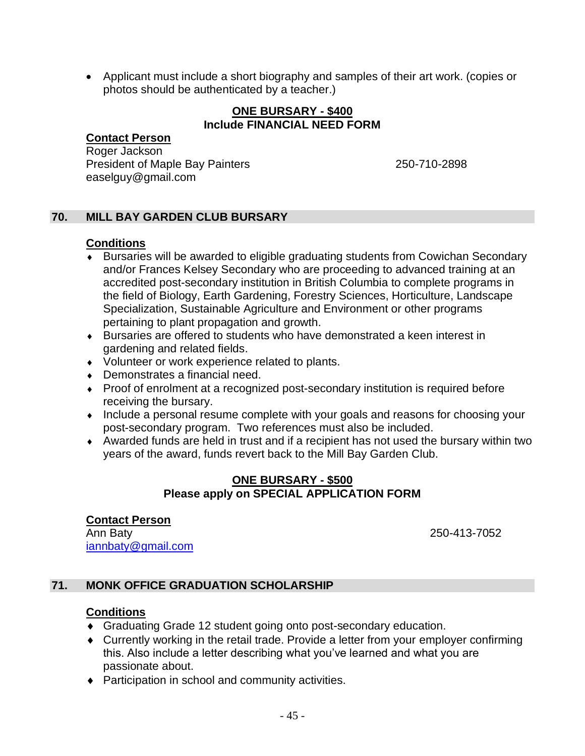- Applicant must include a short biography and samples of their art work. (copies or photos should be authenticated by a teacher.)

**ONE BURSARY - $400**
**Include FINANCIAL NEED FORM**

**Contact Person**
Roger Jackson
President of Maple Bay Painters 250-710-2898
easelguy@gmail.com

## 70. MILL BAY GARDEN CLUB BURSARY

**Conditions**

- Bursaries will be awarded to eligible graduating students from Cowichan Secondary and/or Frances Kelsey Secondary who are proceeding to advanced training at an accredited post-secondary institution in British Columbia to complete programs in the field of Biology, Earth Gardening, Forestry Sciences, Horticulture, Landscape Specialization, Sustainable Agriculture and Environment or other programs pertaining to plant propagation and growth.
- Bursaries are offered to students who have demonstrated a keen interest in gardening and related fields.
- Volunteer or work experience related to plants.
- Demonstrates a financial need.
- Proof of enrolment at a recognized post-secondary institution is required before receiving the bursary.
- Include a personal resume complete with your goals and reasons for choosing your post-secondary program. Two references must also be included.
- Awarded funds are held in trust and if a recipient has not used the bursary within two years of the award, funds revert back to the Mill Bay Garden Club.

**ONE BURSARY - $500**
**Please apply on SPECIAL APPLICATION FORM**

**Contact Person**
Ann Baty 250-413-7052
iannbaty@gmail.com

## 71. MONK OFFICE GRADUATION SCHOLARSHIP

**Conditions**

- Graduating Grade 12 student going onto post-secondary education.
- Currently working in the retail trade. Provide a letter from your employer confirming this. Also include a letter describing what you've learned and what you are passionate about.
- Participation in school and community activities.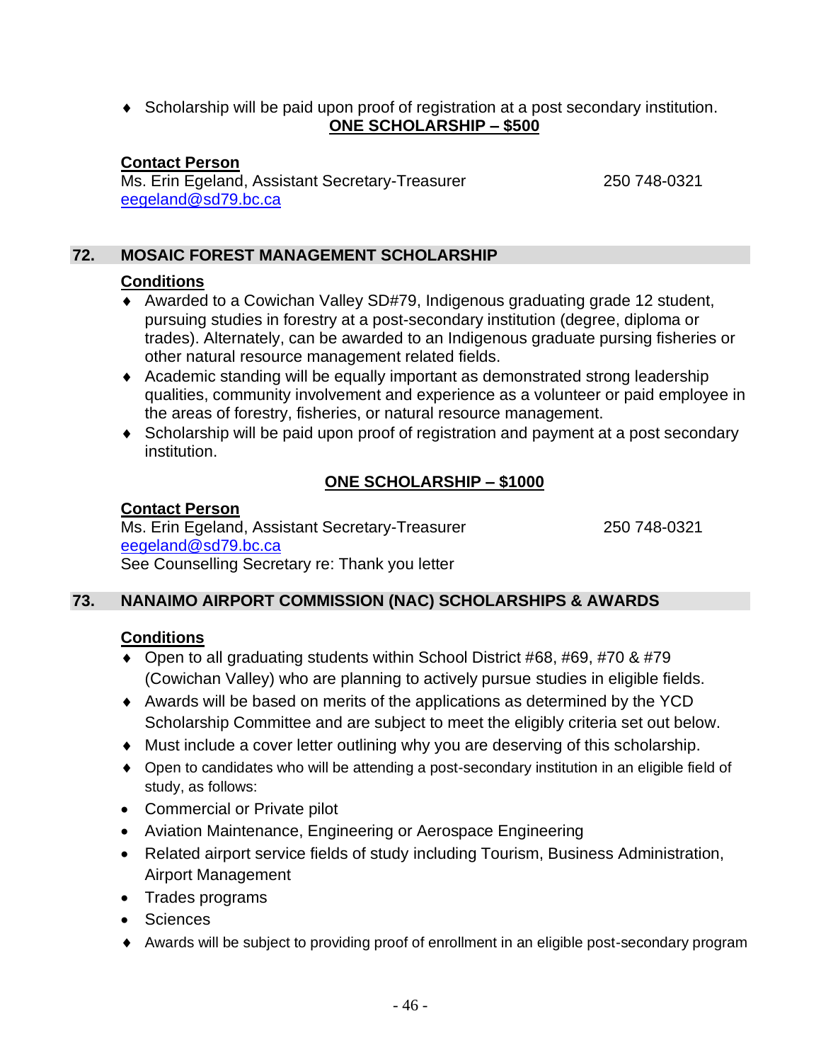- Scholarship will be paid upon proof of registration at a post secondary institution.

**ONE SCHOLARSHIP – $500**

**Contact Person**
Ms. Erin Egeland, Assistant Secretary-Treasurer 250 748-0321
eegeland@sd79.bc.ca

## 72. MOSAIC FOREST MANAGEMENT SCHOLARSHIP

**Conditions**

- Awarded to a Cowichan Valley SD#79, Indigenous graduating grade 12 student, pursuing studies in forestry at a post-secondary institution (degree, diploma or trades). Alternately, can be awarded to an Indigenous graduate pursing fisheries or other natural resource management related fields.
- Academic standing will be equally important as demonstrated strong leadership qualities, community involvement and experience as a volunteer or paid employee in the areas of forestry, fisheries, or natural resource management.
- Scholarship will be paid upon proof of registration and payment at a post secondary institution.

**ONE SCHOLARSHIP – $1000**

**Contact Person**
Ms. Erin Egeland, Assistant Secretary-Treasurer 250 748-0321
eegeland@sd79.bc.ca
See Counselling Secretary re: Thank you letter

## 73. NANAIMO AIRPORT COMMISSION (NAC) SCHOLARSHIPS & AWARDS

**Conditions**

- Open to all graduating students within School District #68, #69, #70 & #79 (Cowichan Valley) who are planning to actively pursue studies in eligible fields.
- Awards will be based on merits of the applications as determined by the YCD Scholarship Committee and are subject to meet the eligibly criteria set out below.
- Must include a cover letter outlining why you are deserving of this scholarship.
- Open to candidates who will be attending a post-secondary institution in an eligible field of study, as follows:
- Commercial or Private pilot
- Aviation Maintenance, Engineering or Aerospace Engineering
- Related airport service fields of study including Tourism, Business Administration, Airport Management
- Trades programs
- Sciences
- Awards will be subject to providing proof of enrollment in an eligible post-secondary program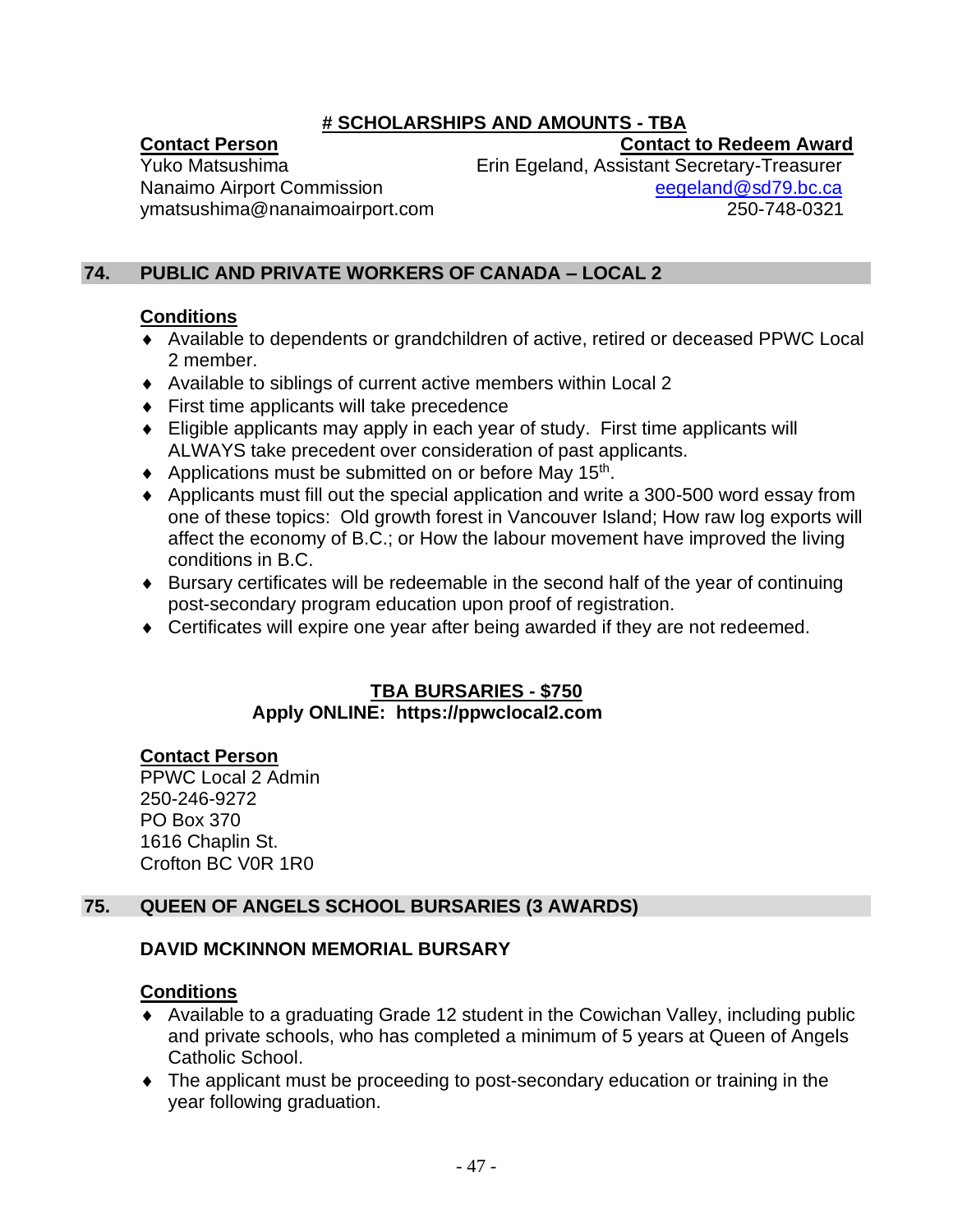**# SCHOLARSHIPS AND AMOUNTS - TBA**

**Contact Person**
Yuko Matsushima
Nanaimo Airport Commission
ymatsushima@nanaimoairport.com

**Contact to Redeem Award**
Erin Egeland, Assistant Secretary-Treasurer
eegeland@sd79.bc.ca
250-748-0321

## 74. PUBLIC AND PRIVATE WORKERS OF CANADA – LOCAL 2

**Conditions**

- Available to dependents or grandchildren of active, retired or deceased PPWC Local 2 member.
- Available to siblings of current active members within Local 2
- First time applicants will take precedence
- Eligible applicants may apply in each year of study. First time applicants will ALWAYS take precedent over consideration of past applicants.
- Applications must be submitted on or before May 15th.
- Applicants must fill out the special application and write a 300-500 word essay from one of these topics: Old growth forest in Vancouver Island; How raw log exports will affect the economy of B.C.; or How the labour movement have improved the living conditions in B.C.
- Bursary certificates will be redeemable in the second half of the year of continuing post-secondary program education upon proof of registration.
- Certificates will expire one year after being awarded if they are not redeemed.

**TBA BURSARIES - $750**
**Apply ONLINE: https://ppwclocal2.com**

**Contact Person**
PPWC Local 2 Admin
250-246-9272
PO Box 370
1616 Chaplin St.
Crofton BC V0R 1R0

## 75. QUEEN OF ANGELS SCHOOL BURSARIES (3 AWARDS)

**DAVID MCKINNON MEMORIAL BURSARY**

**Conditions**

- Available to a graduating Grade 12 student in the Cowichan Valley, including public and private schools, who has completed a minimum of 5 years at Queen of Angels Catholic School.
- The applicant must be proceeding to post-secondary education or training in the year following graduation.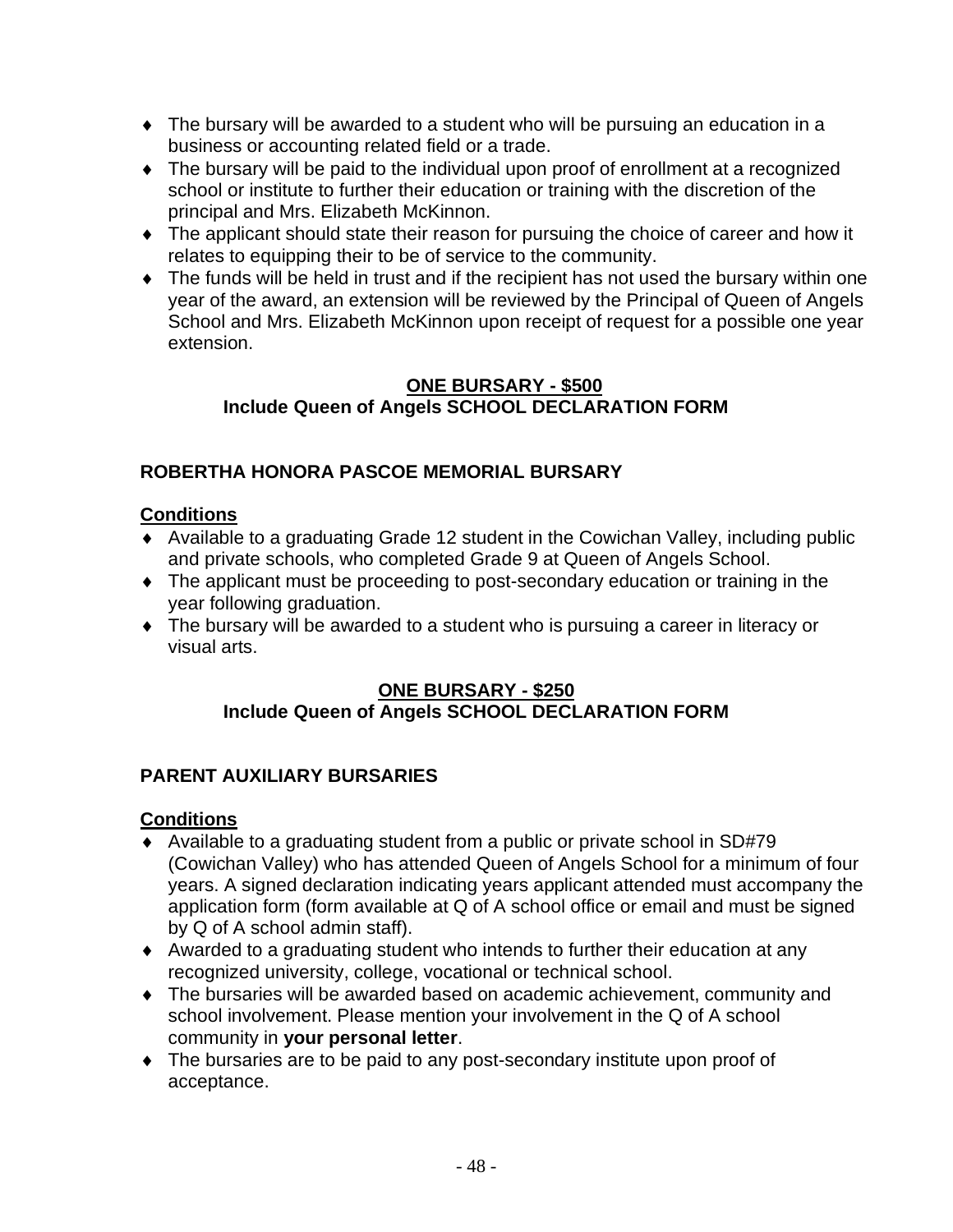- The bursary will be awarded to a student who will be pursuing an education in a business or accounting related field or a trade.
- The bursary will be paid to the individual upon proof of enrollment at a recognized school or institute to further their education or training with the discretion of the principal and Mrs. Elizabeth McKinnon.
- The applicant should state their reason for pursuing the choice of career and how it relates to equipping their to be of service to the community.
- The funds will be held in trust and if the recipient has not used the bursary within one year of the award, an extension will be reviewed by the Principal of Queen of Angels School and Mrs. Elizabeth McKinnon upon receipt of request for a possible one year extension.

**ONE BURSARY - $500**
**Include Queen of Angels SCHOOL DECLARATION FORM**

### ROBERTHA HONORA PASCOE MEMORIAL BURSARY

**Conditions**

- Available to a graduating Grade 12 student in the Cowichan Valley, including public and private schools, who completed Grade 9 at Queen of Angels School.
- The applicant must be proceeding to post-secondary education or training in the year following graduation.
- The bursary will be awarded to a student who is pursuing a career in literacy or visual arts.

**ONE BURSARY - $250**
**Include Queen of Angels SCHOOL DECLARATION FORM**

### PARENT AUXILIARY BURSARIES

**Conditions**

- Available to a graduating student from a public or private school in SD#79 (Cowichan Valley) who has attended Queen of Angels School for a minimum of four years. A signed declaration indicating years applicant attended must accompany the application form (form available at Q of A school office or email and must be signed by Q of A school admin staff).
- Awarded to a graduating student who intends to further their education at any recognized university, college, vocational or technical school.
- The bursaries will be awarded based on academic achievement, community and school involvement. Please mention your involvement in the Q of A school community in **your personal letter**.
- The bursaries are to be paid to any post-secondary institute upon proof of acceptance.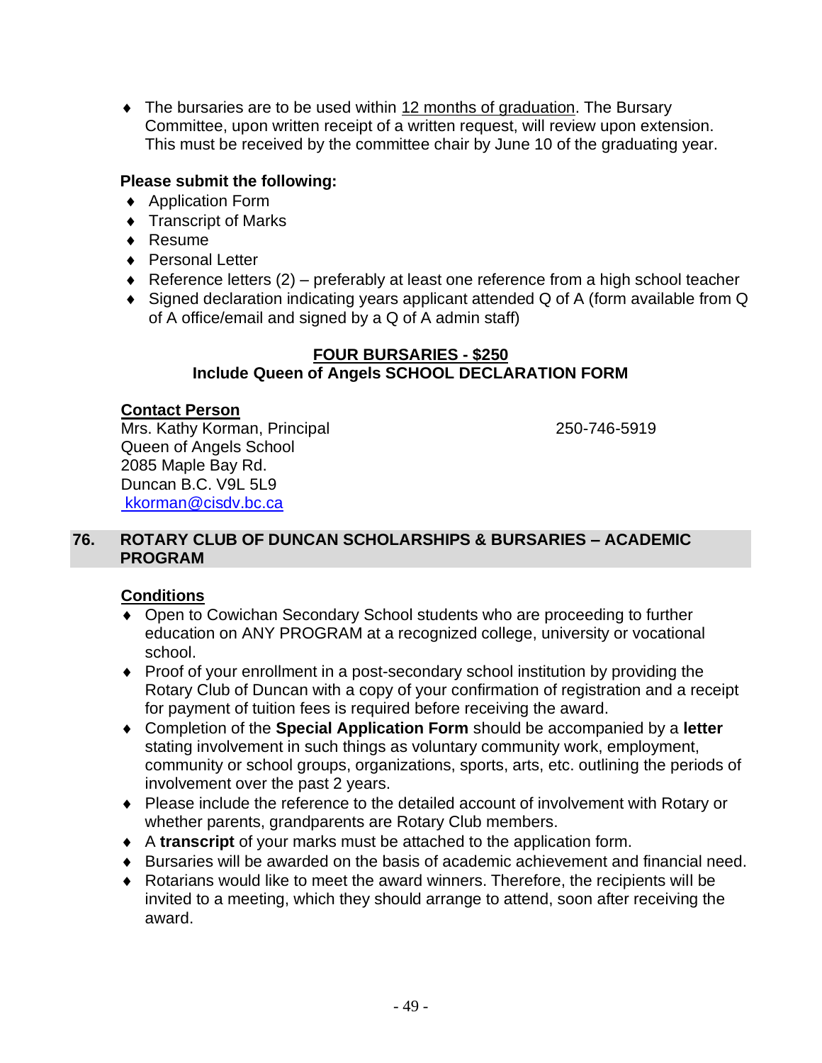- The bursaries are to be used within 12 months of graduation. The Bursary Committee, upon written receipt of a written request, will review upon extension. This must be received by the committee chair by June 10 of the graduating year.

**Please submit the following:**

- Application Form
- Transcript of Marks
- Resume
- Personal Letter
- Reference letters (2) – preferably at least one reference from a high school teacher
- Signed declaration indicating years applicant attended Q of A (form available from Q of A office/email and signed by a Q of A admin staff)

**FOUR BURSARIES - $250**
**Include Queen of Angels SCHOOL DECLARATION FORM**

**Contact Person**
Mrs. Kathy Korman, Principal — 250-746-5919
Queen of Angels School
2085 Maple Bay Rd.
Duncan B.C. V9L 5L9
kkorman@cisdv.bc.ca

## 76. ROTARY CLUB OF DUNCAN SCHOLARSHIPS & BURSARIES – ACADEMIC PROGRAM

**Conditions**

- Open to Cowichan Secondary School students who are proceeding to further education on ANY PROGRAM at a recognized college, university or vocational school.
- Proof of your enrollment in a post-secondary school institution by providing the Rotary Club of Duncan with a copy of your confirmation of registration and a receipt for payment of tuition fees is required before receiving the award.
- Completion of the **Special Application Form** should be accompanied by a **letter** stating involvement in such things as voluntary community work, employment, community or school groups, organizations, sports, arts, etc. outlining the periods of involvement over the past 2 years.
- Please include the reference to the detailed account of involvement with Rotary or whether parents, grandparents are Rotary Club members.
- A **transcript** of your marks must be attached to the application form.
- Bursaries will be awarded on the basis of academic achievement and financial need.
- Rotarians would like to meet the award winners. Therefore, the recipients will be invited to a meeting, which they should arrange to attend, soon after receiving the award.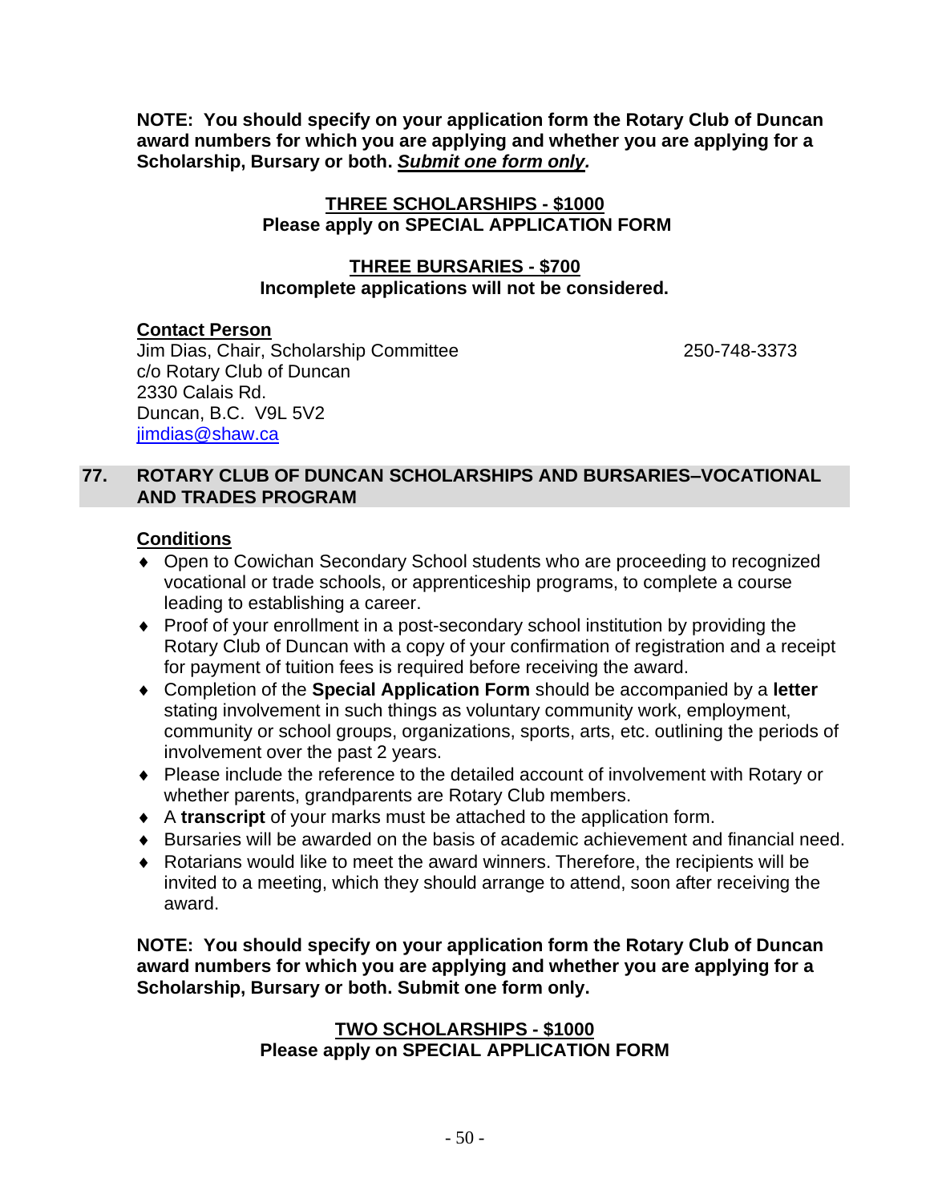**NOTE: You should specify on your application form the Rotary Club of Duncan award numbers for which you are applying and whether you are applying for a Scholarship, Bursary or both. *<u>Submit one form only</u>.***

**<u>THREE SCHOLARSHIPS - $1000</u>**
**Please apply on SPECIAL APPLICATION FORM**

**<u>THREE BURSARIES - $700</u>**
**Incomplete applications will not be considered.**

**<u>Contact Person</u>**
Jim Dias, Chair, Scholarship Committee 250-748-3373
c/o Rotary Club of Duncan
2330 Calais Rd.
Duncan, B.C. V9L 5V2
jimdias@shaw.ca

## 77. ROTARY CLUB OF DUNCAN SCHOLARSHIPS AND BURSARIES–VOCATIONAL AND TRADES PROGRAM

**<u>Conditions</u>**

- Open to Cowichan Secondary School students who are proceeding to recognized vocational or trade schools, or apprenticeship programs, to complete a course leading to establishing a career.
- Proof of your enrollment in a post-secondary school institution by providing the Rotary Club of Duncan with a copy of your confirmation of registration and a receipt for payment of tuition fees is required before receiving the award.
- Completion of the **Special Application Form** should be accompanied by a **letter** stating involvement in such things as voluntary community work, employment, community or school groups, organizations, sports, arts, etc. outlining the periods of involvement over the past 2 years.
- Please include the reference to the detailed account of involvement with Rotary or whether parents, grandparents are Rotary Club members.
- A **transcript** of your marks must be attached to the application form.
- Bursaries will be awarded on the basis of academic achievement and financial need.
- Rotarians would like to meet the award winners. Therefore, the recipients will be invited to a meeting, which they should arrange to attend, soon after receiving the award.

**NOTE: You should specify on your application form the Rotary Club of Duncan award numbers for which you are applying and whether you are applying for a Scholarship, Bursary or both. Submit one form only.**

**<u>TWO SCHOLARSHIPS - $1000</u>**
**Please apply on SPECIAL APPLICATION FORM**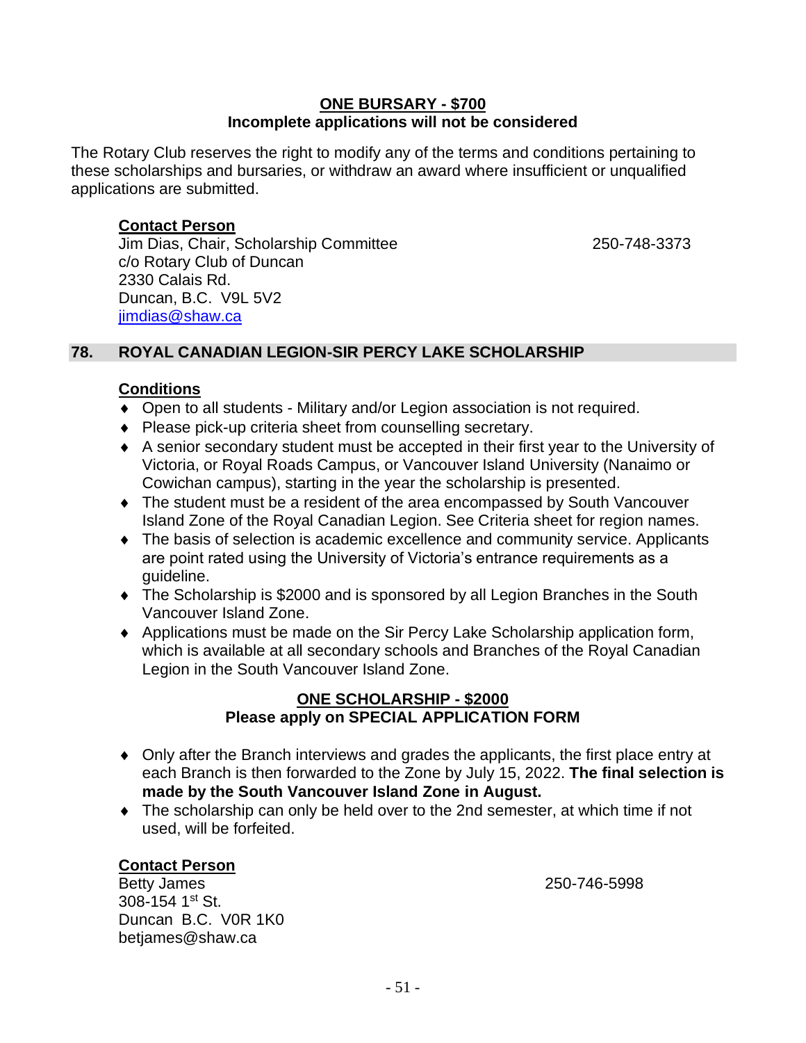**<u>ONE BURSARY - $700</u>**
**Incomplete applications will not be considered**

The Rotary Club reserves the right to modify any of the terms and conditions pertaining to these scholarships and bursaries, or withdraw an award where insufficient or unqualified applications are submitted.

**<u>Contact Person</u>**
Jim Dias, Chair, Scholarship Committee 250-748-3373
c/o Rotary Club of Duncan
2330 Calais Rd.
Duncan, B.C. V9L 5V2
jimdias@shaw.ca

## 78. ROYAL CANADIAN LEGION-SIR PERCY LAKE SCHOLARSHIP

**<u>Conditions</u>**

- Open to all students - Military and/or Legion association is not required.
- Please pick-up criteria sheet from counselling secretary.
- A senior secondary student must be accepted in their first year to the University of Victoria, or Royal Roads Campus, or Vancouver Island University (Nanaimo or Cowichan campus), starting in the year the scholarship is presented.
- The student must be a resident of the area encompassed by South Vancouver Island Zone of the Royal Canadian Legion. See Criteria sheet for region names.
- The basis of selection is academic excellence and community service. Applicants are point rated using the University of Victoria's entrance requirements as a guideline.
- The Scholarship is $2000 and is sponsored by all Legion Branches in the South Vancouver Island Zone.
- Applications must be made on the Sir Percy Lake Scholarship application form, which is available at all secondary schools and Branches of the Royal Canadian Legion in the South Vancouver Island Zone.

**<u>ONE SCHOLARSHIP - $2000</u>**
**Please apply on SPECIAL APPLICATION FORM**

- Only after the Branch interviews and grades the applicants, the first place entry at each Branch is then forwarded to the Zone by July 15, 2022. **The final selection is made by the South Vancouver Island Zone in August.**
- The scholarship can only be held over to the 2nd semester, at which time if not used, will be forfeited.

**<u>Contact Person</u>**
Betty James 250-746-5998
308-154 1st St.
Duncan B.C. V0R 1K0
betjames@shaw.ca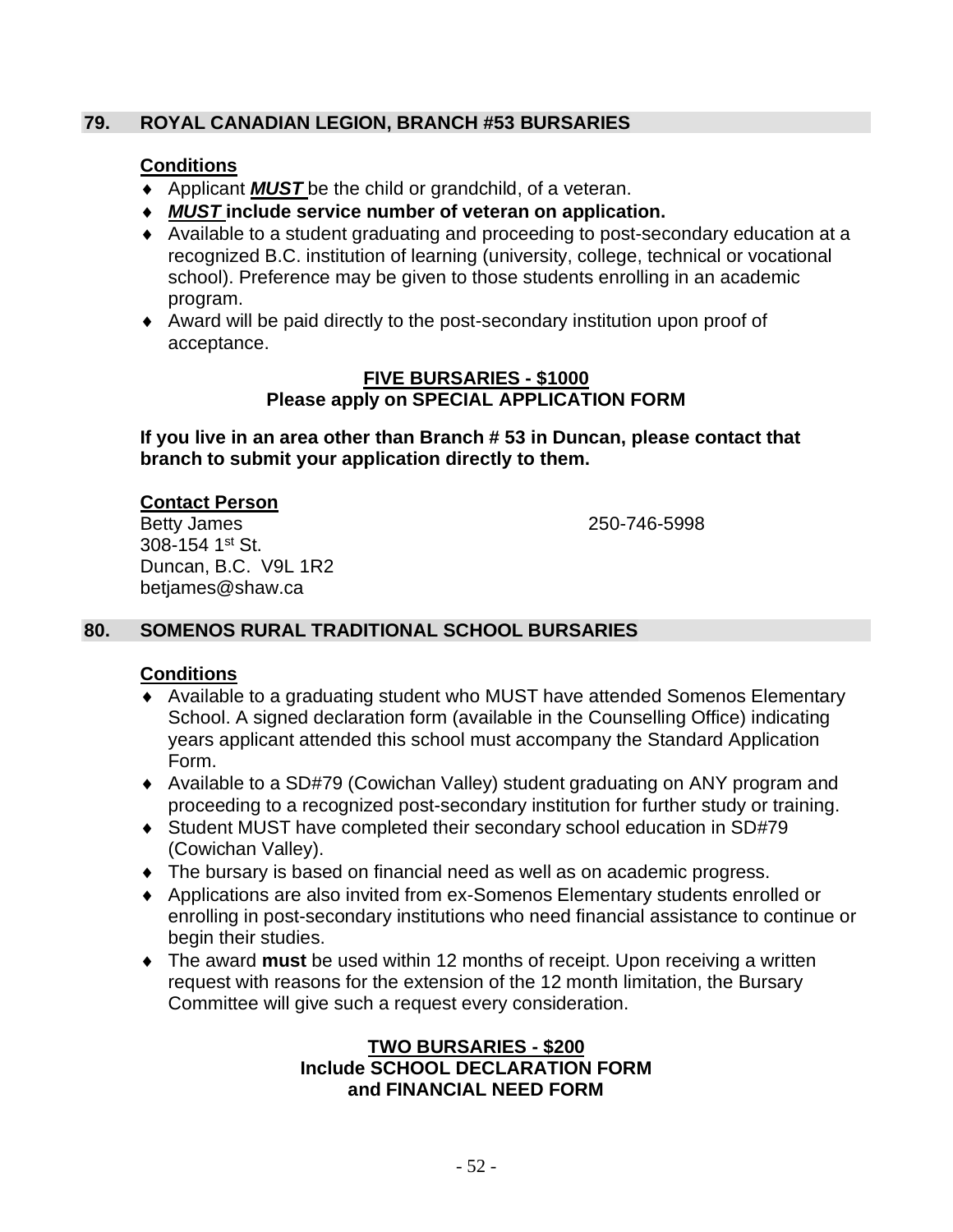## 79. ROYAL CANADIAN LEGION, BRANCH #53 BURSARIES

**Conditions**

- Applicant ***MUST*** be the child or grandchild, of a veteran.
- ***MUST*** **include service number of veteran on application.**
- Available to a student graduating and proceeding to post-secondary education at a recognized B.C. institution of learning (university, college, technical or vocational school). Preference may be given to those students enrolling in an academic program.
- Award will be paid directly to the post-secondary institution upon proof of acceptance.

**FIVE BURSARIES - $1000**
**Please apply on SPECIAL APPLICATION FORM**

**If you live in an area other than Branch # 53 in Duncan, please contact that branch to submit your application directly to them.**

**Contact Person**
Betty James 250-746-5998
308-154 1st St.
Duncan, B.C. V9L 1R2
betjames@shaw.ca

## 80. SOMENOS RURAL TRADITIONAL SCHOOL BURSARIES

**Conditions**

- Available to a graduating student who MUST have attended Somenos Elementary School. A signed declaration form (available in the Counselling Office) indicating years applicant attended this school must accompany the Standard Application Form.
- Available to a SD#79 (Cowichan Valley) student graduating on ANY program and proceeding to a recognized post-secondary institution for further study or training.
- Student MUST have completed their secondary school education in SD#79 (Cowichan Valley).
- The bursary is based on financial need as well as on academic progress.
- Applications are also invited from ex-Somenos Elementary students enrolled or enrolling in post-secondary institutions who need financial assistance to continue or begin their studies.
- The award **must** be used within 12 months of receipt. Upon receiving a written request with reasons for the extension of the 12 month limitation, the Bursary Committee will give such a request every consideration.

**TWO BURSARIES - $200**
**Include SCHOOL DECLARATION FORM**
**and FINANCIAL NEED FORM**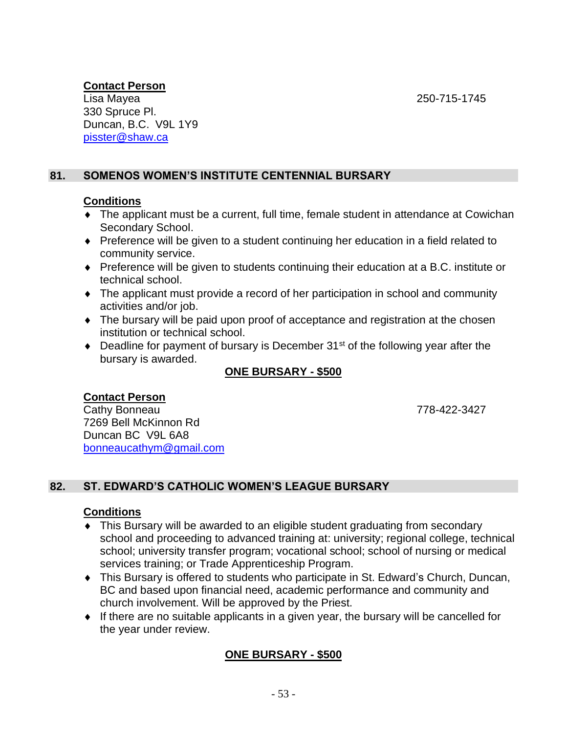**Contact Person**
Lisa Mayea 250-715-1745
330 Spruce Pl.
Duncan, B.C. V9L 1Y9
pisster@shaw.ca

## 81. SOMENOS WOMEN'S INSTITUTE CENTENNIAL BURSARY

**Conditions**

- The applicant must be a current, full time, female student in attendance at Cowichan Secondary School.
- Preference will be given to a student continuing her education in a field related to community service.
- Preference will be given to students continuing their education at a B.C. institute or technical school.
- The applicant must provide a record of her participation in school and community activities and/or job.
- The bursary will be paid upon proof of acceptance and registration at the chosen institution or technical school.
- Deadline for payment of bursary is December 31st of the following year after the bursary is awarded.

**ONE BURSARY - $500**

**Contact Person**
Cathy Bonneau 778-422-3427
7269 Bell McKinnon Rd
Duncan BC V9L 6A8
bonneaucathym@gmail.com

## 82. ST. EDWARD'S CATHOLIC WOMEN'S LEAGUE BURSARY

**Conditions**

- This Bursary will be awarded to an eligible student graduating from secondary school and proceeding to advanced training at: university; regional college, technical school; university transfer program; vocational school; school of nursing or medical services training; or Trade Apprenticeship Program.
- This Bursary is offered to students who participate in St. Edward's Church, Duncan, BC and based upon financial need, academic performance and community and church involvement. Will be approved by the Priest.
- If there are no suitable applicants in a given year, the bursary will be cancelled for the year under review.

**ONE BURSARY - $500**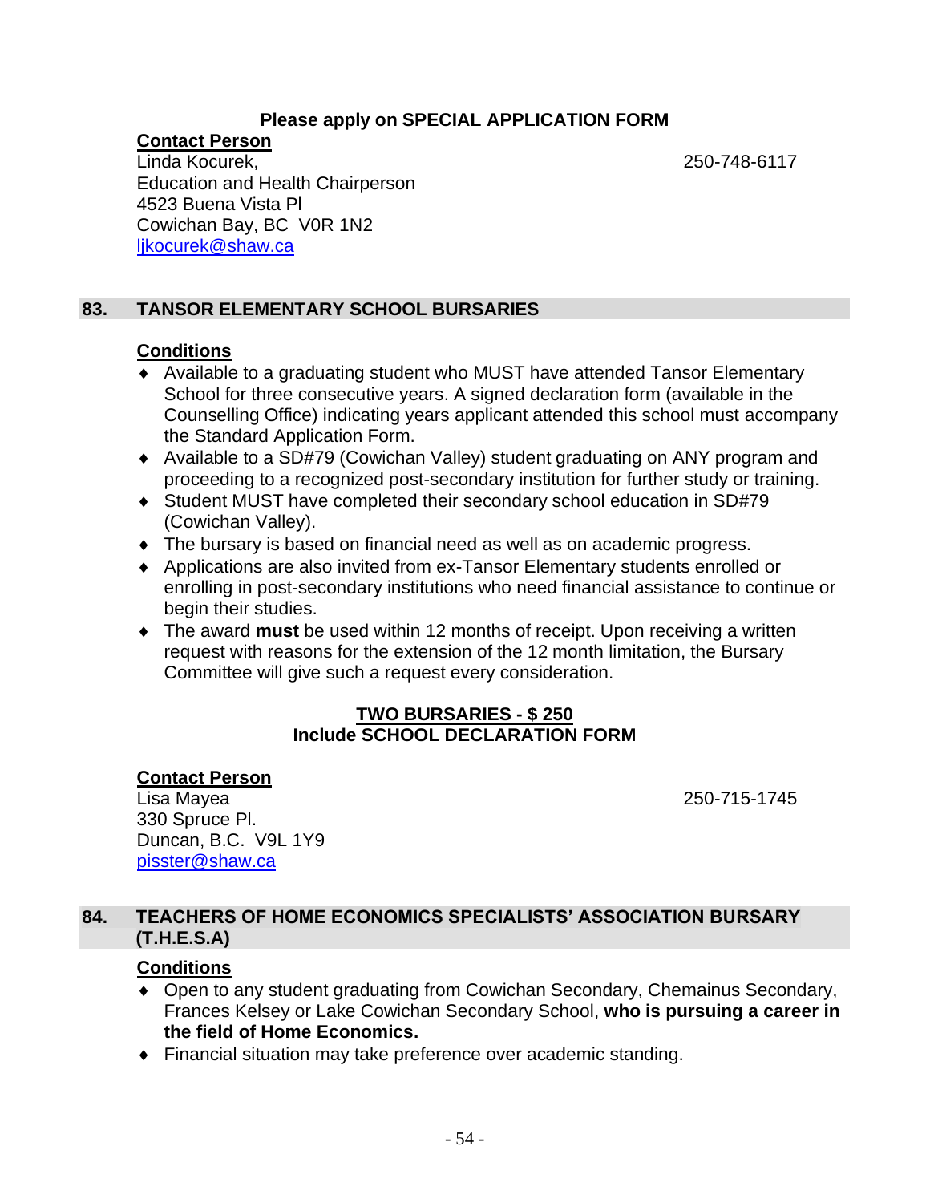**Please apply on SPECIAL APPLICATION FORM**

**Contact Person**

Linda Kocurek, 250-748-6117
Education and Health Chairperson
4523 Buena Vista Pl
Cowichan Bay, BC V0R 1N2
ljkocurek@shaw.ca

## 83. TANSOR ELEMENTARY SCHOOL BURSARIES

**Conditions**

- Available to a graduating student who MUST have attended Tansor Elementary School for three consecutive years. A signed declaration form (available in the Counselling Office) indicating years applicant attended this school must accompany the Standard Application Form.
- Available to a SD#79 (Cowichan Valley) student graduating on ANY program and proceeding to a recognized post-secondary institution for further study or training.
- Student MUST have completed their secondary school education in SD#79 (Cowichan Valley).
- The bursary is based on financial need as well as on academic progress.
- Applications are also invited from ex-Tansor Elementary students enrolled or enrolling in post-secondary institutions who need financial assistance to continue or begin their studies.
- The award **must** be used within 12 months of receipt. Upon receiving a written request with reasons for the extension of the 12 month limitation, the Bursary Committee will give such a request every consideration.

**TWO BURSARIES - $ 250**
**Include SCHOOL DECLARATION FORM**

**Contact Person**

Lisa Mayea 250-715-1745
330 Spruce Pl.
Duncan, B.C. V9L 1Y9
pisster@shaw.ca

## 84. TEACHERS OF HOME ECONOMICS SPECIALISTS' ASSOCIATION BURSARY (T.H.E.S.A)

**Conditions**

- Open to any student graduating from Cowichan Secondary, Chemainus Secondary, Frances Kelsey or Lake Cowichan Secondary School, **who is pursuing a career in the field of Home Economics.**
- Financial situation may take preference over academic standing.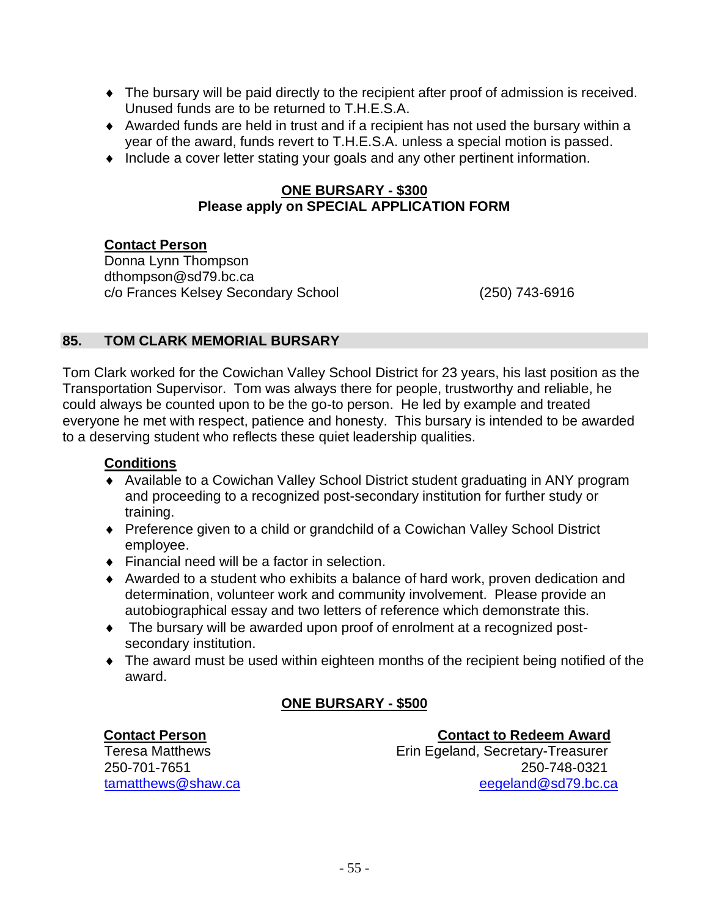- The bursary will be paid directly to the recipient after proof of admission is received. Unused funds are to be returned to T.H.E.S.A.
- Awarded funds are held in trust and if a recipient has not used the bursary within a year of the award, funds revert to T.H.E.S.A. unless a special motion is passed.
- Include a cover letter stating your goals and any other pertinent information.

**ONE BURSARY - $300**
**Please apply on SPECIAL APPLICATION FORM**

**Contact Person**
Donna Lynn Thompson
dthompson@sd79.bc.ca
c/o Frances Kelsey Secondary School (250) 743-6916

## 85. TOM CLARK MEMORIAL BURSARY

Tom Clark worked for the Cowichan Valley School District for 23 years, his last position as the Transportation Supervisor. Tom was always there for people, trustworthy and reliable, he could always be counted upon to be the go-to person. He led by example and treated everyone he met with respect, patience and honesty. This bursary is intended to be awarded to a deserving student who reflects these quiet leadership qualities.

**Conditions**

- Available to a Cowichan Valley School District student graduating in ANY program and proceeding to a recognized post-secondary institution for further study or training.
- Preference given to a child or grandchild of a Cowichan Valley School District employee.
- Financial need will be a factor in selection.
- Awarded to a student who exhibits a balance of hard work, proven dedication and determination, volunteer work and community involvement. Please provide an autobiographical essay and two letters of reference which demonstrate this.
- The bursary will be awarded upon proof of enrolment at a recognized post-secondary institution.
- The award must be used within eighteen months of the recipient being notified of the award.

**ONE BURSARY - $500**

**Contact Person**
Teresa Matthews
250-701-7651
tamatthews@shaw.ca

**Contact to Redeem Award**
Erin Egeland, Secretary-Treasurer
250-748-0321
eegeland@sd79.bc.ca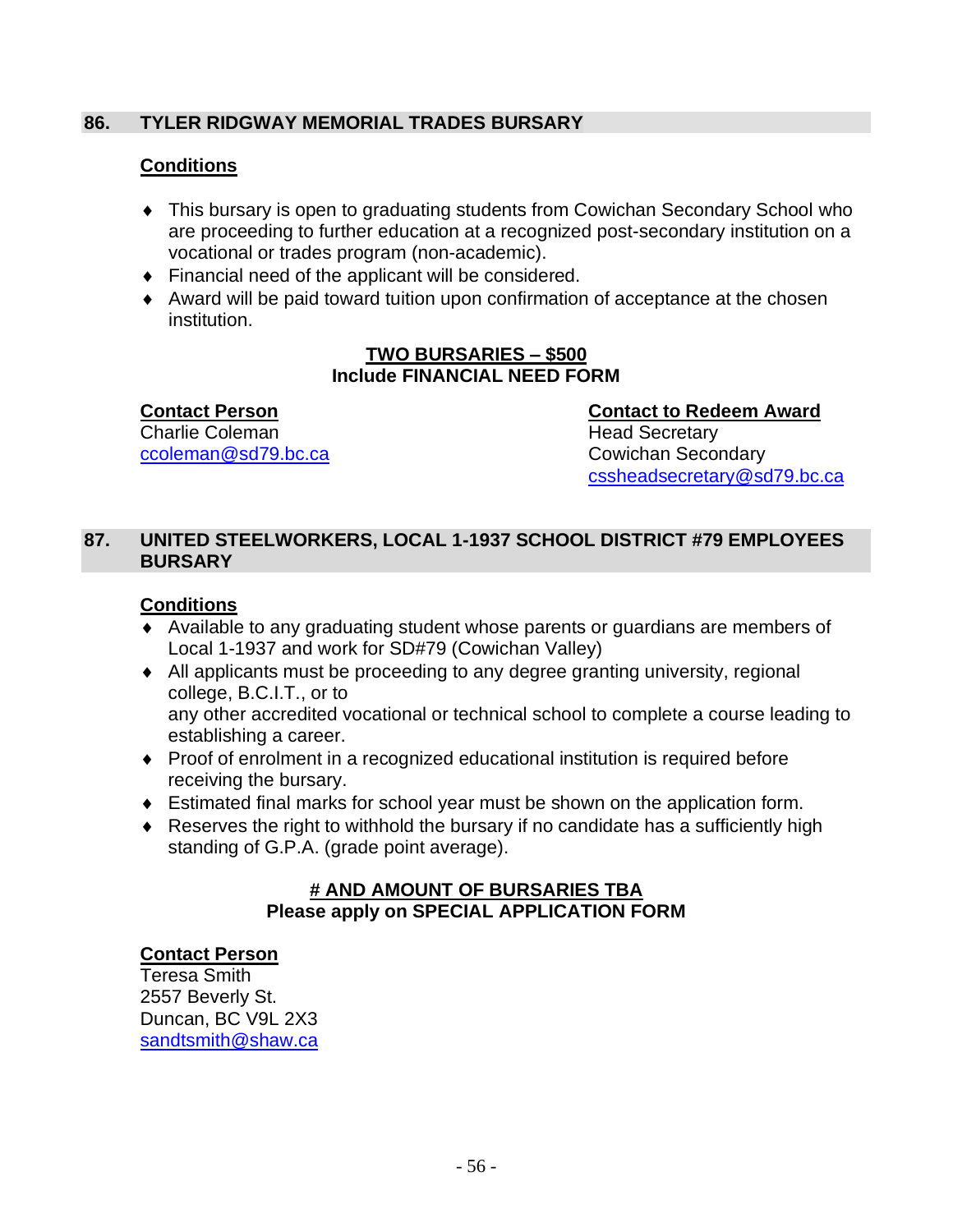## 86. TYLER RIDGWAY MEMORIAL TRADES BURSARY

**Conditions**

- This bursary is open to graduating students from Cowichan Secondary School who are proceeding to further education at a recognized post-secondary institution on a vocational or trades program (non-academic).
- Financial need of the applicant will be considered.
- Award will be paid toward tuition upon confirmation of acceptance at the chosen institution.

**TWO BURSARIES – $500**
**Include FINANCIAL NEED FORM**

**Contact Person**
Charlie Coleman
ccoleman@sd79.bc.ca

**Contact to Redeem Award**
Head Secretary
Cowichan Secondary
cssheadsecretary@sd79.bc.ca

## 87. UNITED STEELWORKERS, LOCAL 1-1937 SCHOOL DISTRICT #79 EMPLOYEES BURSARY

**Conditions**

- Available to any graduating student whose parents or guardians are members of Local 1-1937 and work for SD#79 (Cowichan Valley)
- All applicants must be proceeding to any degree granting university, regional college, B.C.I.T., or to
  any other accredited vocational or technical school to complete a course leading to establishing a career.
- Proof of enrolment in a recognized educational institution is required before receiving the bursary.
- Estimated final marks for school year must be shown on the application form.
- Reserves the right to withhold the bursary if no candidate has a sufficiently high standing of G.P.A. (grade point average).

**# AND AMOUNT OF BURSARIES TBA**
**Please apply on SPECIAL APPLICATION FORM**

**Contact Person**
Teresa Smith
2557 Beverly St.
Duncan, BC V9L 2X3
sandtsmith@shaw.ca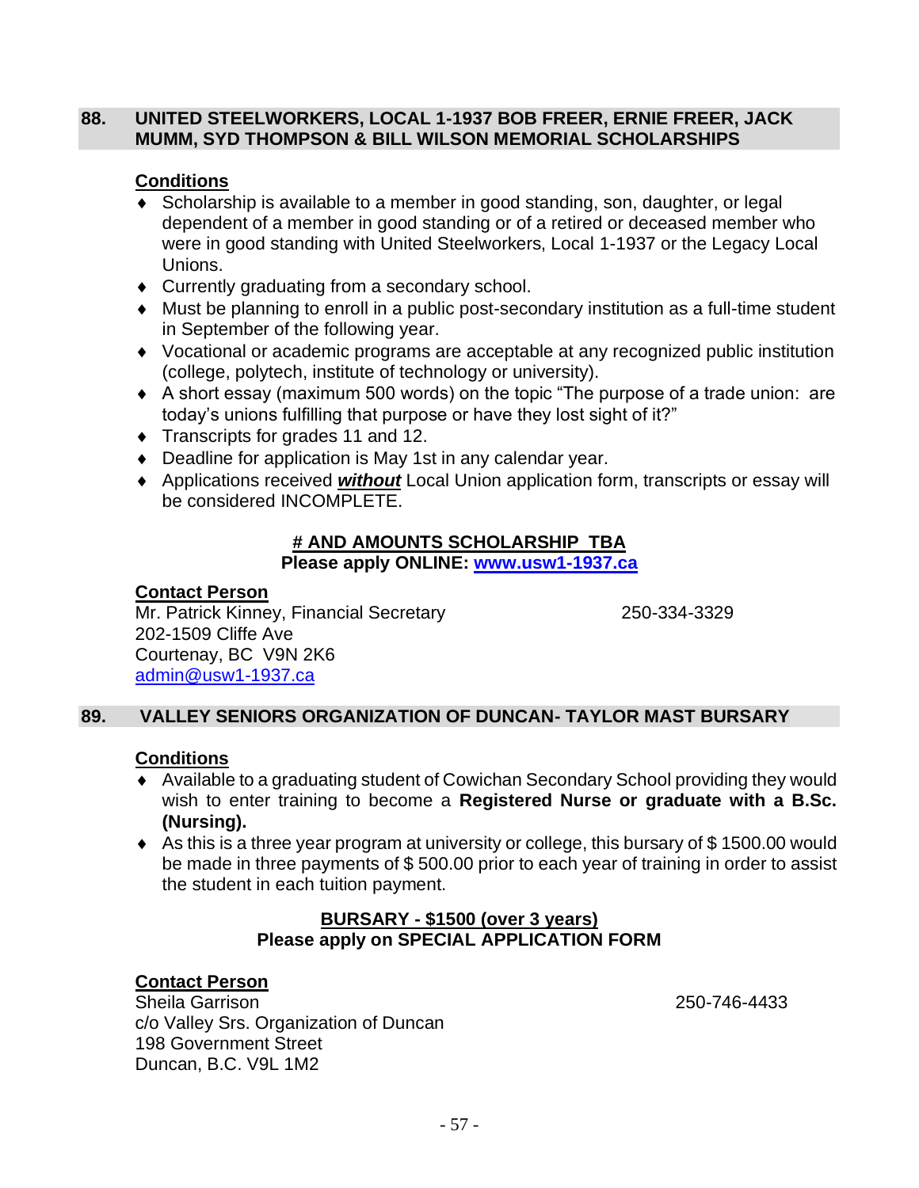## 88. UNITED STEELWORKERS, LOCAL 1-1937 BOB FREER, ERNIE FREER, JACK MUMM, SYD THOMPSON & BILL WILSON MEMORIAL SCHOLARSHIPS

**Conditions**

- Scholarship is available to a member in good standing, son, daughter, or legal dependent of a member in good standing or of a retired or deceased member who were in good standing with United Steelworkers, Local 1-1937 or the Legacy Local Unions.
- Currently graduating from a secondary school.
- Must be planning to enroll in a public post-secondary institution as a full-time student in September of the following year.
- Vocational or academic programs are acceptable at any recognized public institution (college, polytech, institute of technology or university).
- A short essay (maximum 500 words) on the topic "The purpose of a trade union: are today's unions fulfilling that purpose or have they lost sight of it?"
- Transcripts for grades 11 and 12.
- Deadline for application is May 1st in any calendar year.
- Applications received ***without*** Local Union application form, transcripts or essay will be considered INCOMPLETE.

**# AND AMOUNTS SCHOLARSHIP TBA**
**Please apply ONLINE: www.usw1-1937.ca**

**Contact Person**
Mr. Patrick Kinney, Financial Secretary 250-334-3329
202-1509 Cliffe Ave
Courtenay, BC V9N 2K6
admin@usw1-1937.ca

## 89. VALLEY SENIORS ORGANIZATION OF DUNCAN- TAYLOR MAST BURSARY

**Conditions**

- Available to a graduating student of Cowichan Secondary School providing they would wish to enter training to become a **Registered Nurse or graduate with a B.Sc. (Nursing).**
- As this is a three year program at university or college, this bursary of $ 1500.00 would be made in three payments of $ 500.00 prior to each year of training in order to assist the student in each tuition payment.

**BURSARY - $1500 (over 3 years)**
**Please apply on SPECIAL APPLICATION FORM**

**Contact Person**
Sheila Garrison 250-746-4433
c/o Valley Srs. Organization of Duncan
198 Government Street
Duncan, B.C. V9L 1M2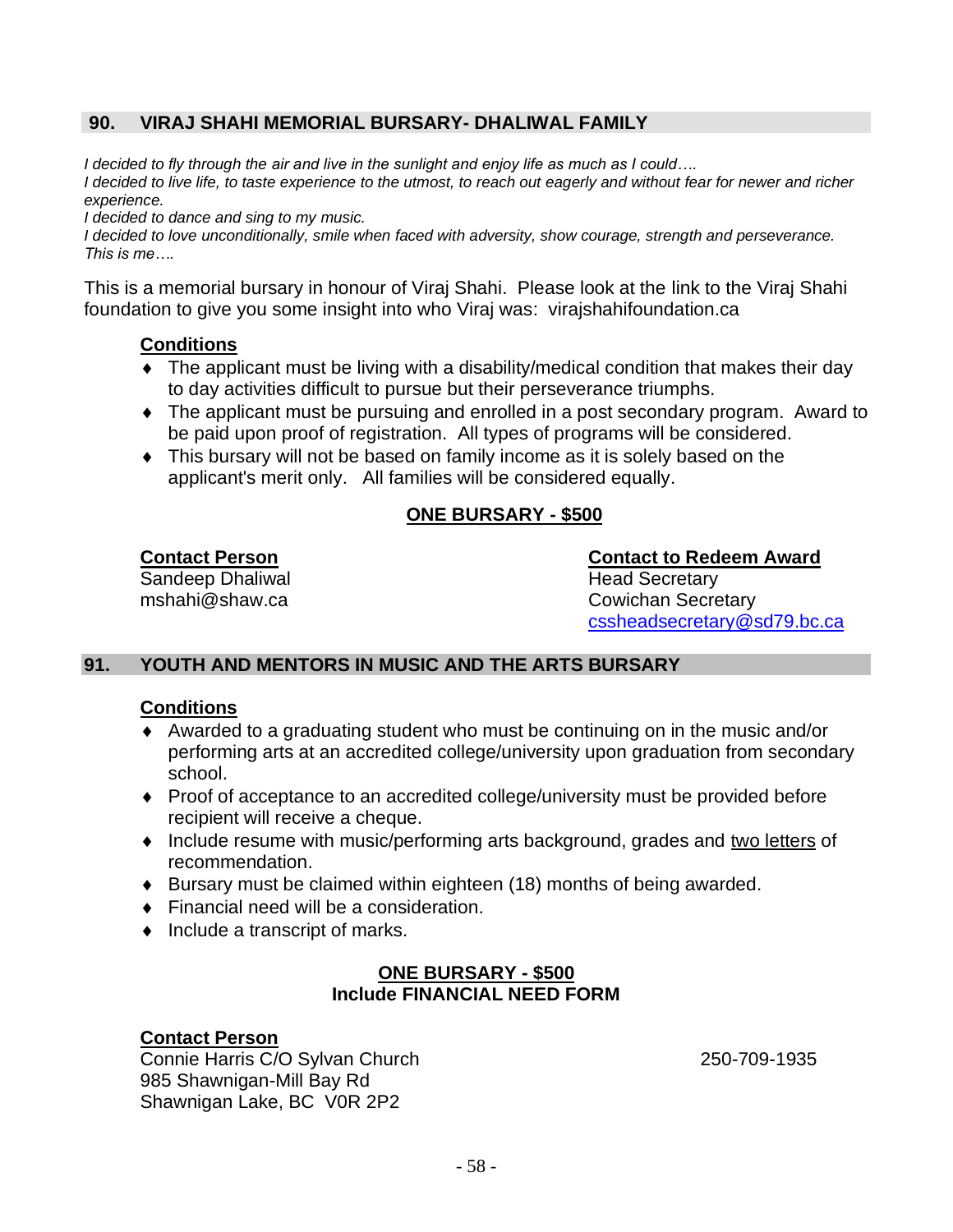## 90. VIRAJ SHAHI MEMORIAL BURSARY- DHALIWAL FAMILY

*I decided to fly through the air and live in the sunlight and enjoy life as much as I could….*
*I decided to live life, to taste experience to the utmost, to reach out eagerly and without fear for newer and richer experience.*
*I decided to dance and sing to my music.*
*I decided to love unconditionally, smile when faced with adversity, show courage, strength and perseverance. This is me….*

This is a memorial bursary in honour of Viraj Shahi. Please look at the link to the Viraj Shahi foundation to give you some insight into who Viraj was: virajshahifoundation.ca

**Conditions**

- The applicant must be living with a disability/medical condition that makes their day to day activities difficult to pursue but their perseverance triumphs.
- The applicant must be pursuing and enrolled in a post secondary program. Award to be paid upon proof of registration. All types of programs will be considered.
- This bursary will not be based on family income as it is solely based on the applicant's merit only. All families will be considered equally.

**ONE BURSARY - $500**

**Contact Person**
Sandeep Dhaliwal
mshahi@shaw.ca

**Contact to Redeem Award**
Head Secretary
Cowichan Secretary
cssheadsecretary@sd79.bc.ca

## 91. YOUTH AND MENTORS IN MUSIC AND THE ARTS BURSARY

**Conditions**

- Awarded to a graduating student who must be continuing on in the music and/or performing arts at an accredited college/university upon graduation from secondary school.
- Proof of acceptance to an accredited college/university must be provided before recipient will receive a cheque.
- Include resume with music/performing arts background, grades and two letters of recommendation.
- Bursary must be claimed within eighteen (18) months of being awarded.
- Financial need will be a consideration.
- Include a transcript of marks.

**ONE BURSARY - $500**
**Include FINANCIAL NEED FORM**

**Contact Person**
Connie Harris C/O Sylvan Church — 250-709-1935
985 Shawnigan-Mill Bay Rd
Shawnigan Lake, BC V0R 2P2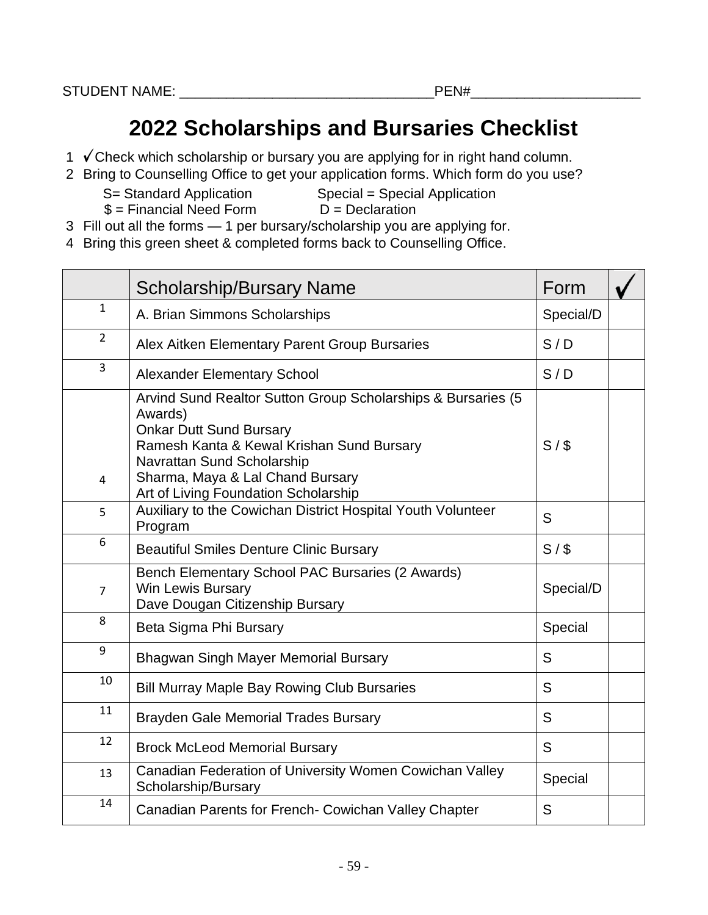STUDENT NAME: _______________________________PEN#____________________

# 2022 Scholarships and Bursaries Checklist

1. ✓Check which scholarship or bursary you are applying for in right hand column.
2. Bring to Counselling Office to get your application forms. Which form do you use?
   - S= Standard Application        Special = Special Application
   - $ = Financial Need Form        D = Declaration
3. Fill out all the forms — 1 per bursary/scholarship you are applying for.
4. Bring this green sheet & completed forms back to Counselling Office.

| | Scholarship/Bursary Name | Form | ✓ |
|---|---|---|---|
| 1 | A. Brian Simmons Scholarships | Special/D | |
| 2 | Alex Aitken Elementary Parent Group Bursaries | S / D | |
| 3 | Alexander Elementary School | S / D | |
| 4 | Arvind Sund Realtor Sutton Group Scholarships & Bursaries (5 Awards)<br>Onkar Dutt Sund Bursary<br>Ramesh Kanta & Kewal Krishan Sund Bursary<br>Navrattan Sund Scholarship<br>Sharma, Maya & Lal Chand Bursary<br>Art of Living Foundation Scholarship | S / $ | |
| 5 | Auxiliary to the Cowichan District Hospital Youth Volunteer Program | S | |
| 6 | Beautiful Smiles Denture Clinic Bursary | S / $ | |
| 7 | Bench Elementary School PAC Bursaries (2 Awards)<br>Win Lewis Bursary<br>Dave Dougan Citizenship Bursary | Special/D | |
| 8 | Beta Sigma Phi Bursary | Special | |
| 9 | Bhagwan Singh Mayer Memorial Bursary | S | |
| 10 | Bill Murray Maple Bay Rowing Club Bursaries | S | |
| 11 | Brayden Gale Memorial Trades Bursary | S | |
| 12 | Brock McLeod Memorial Bursary | S | |
| 13 | Canadian Federation of University Women Cowichan Valley Scholarship/Bursary | Special | |
| 14 | Canadian Parents for French- Cowichan Valley Chapter | S | |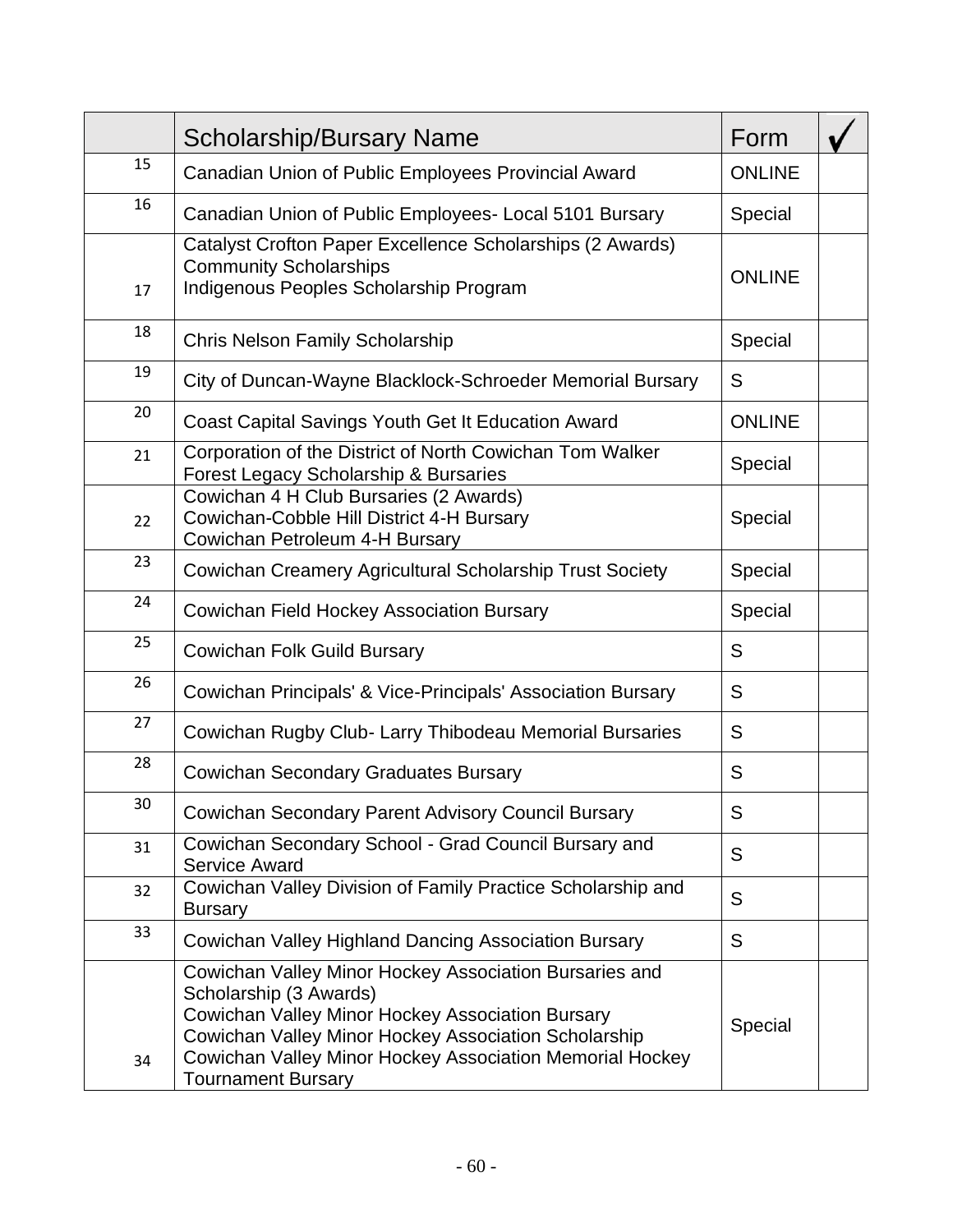| | Scholarship/Bursary Name | Form | ✓ |
|---|---|---|---|
| 15 | Canadian Union of Public Employees Provincial Award | ONLINE | |
| 16 | Canadian Union of Public Employees- Local 5101 Bursary | Special | |
| 17 | Catalyst Crofton Paper Excellence Scholarships (2 Awards)<br>Community Scholarships<br>Indigenous Peoples Scholarship Program | ONLINE | |
| 18 | Chris Nelson Family Scholarship | Special | |
| 19 | City of Duncan-Wayne Blacklock-Schroeder Memorial Bursary | S | |
| 20 | Coast Capital Savings Youth Get It Education Award | ONLINE | |
| 21 | Corporation of the District of North Cowichan Tom Walker Forest Legacy Scholarship & Bursaries | Special | |
| 22 | Cowichan 4 H Club Bursaries (2 Awards)<br>Cowichan-Cobble Hill District 4-H Bursary<br>Cowichan Petroleum 4-H Bursary | Special | |
| 23 | Cowichan Creamery Agricultural Scholarship Trust Society | Special | |
| 24 | Cowichan Field Hockey Association Bursary | Special | |
| 25 | Cowichan Folk Guild Bursary | S | |
| 26 | Cowichan Principals' & Vice-Principals' Association Bursary | S | |
| 27 | Cowichan Rugby Club- Larry Thibodeau Memorial Bursaries | S | |
| 28 | Cowichan Secondary Graduates Bursary | S | |
| 30 | Cowichan Secondary Parent Advisory Council Bursary | S | |
| 31 | Cowichan Secondary School - Grad Council Bursary and Service Award | S | |
| 32 | Cowichan Valley Division of Family Practice Scholarship and Bursary | S | |
| 33 | Cowichan Valley Highland Dancing Association Bursary | S | |
| 34 | Cowichan Valley Minor Hockey Association Bursaries and Scholarship (3 Awards)<br>Cowichan Valley Minor Hockey Association Bursary<br>Cowichan Valley Minor Hockey Association Scholarship<br>Cowichan Valley Minor Hockey Association Memorial Hockey Tournament Bursary | Special | |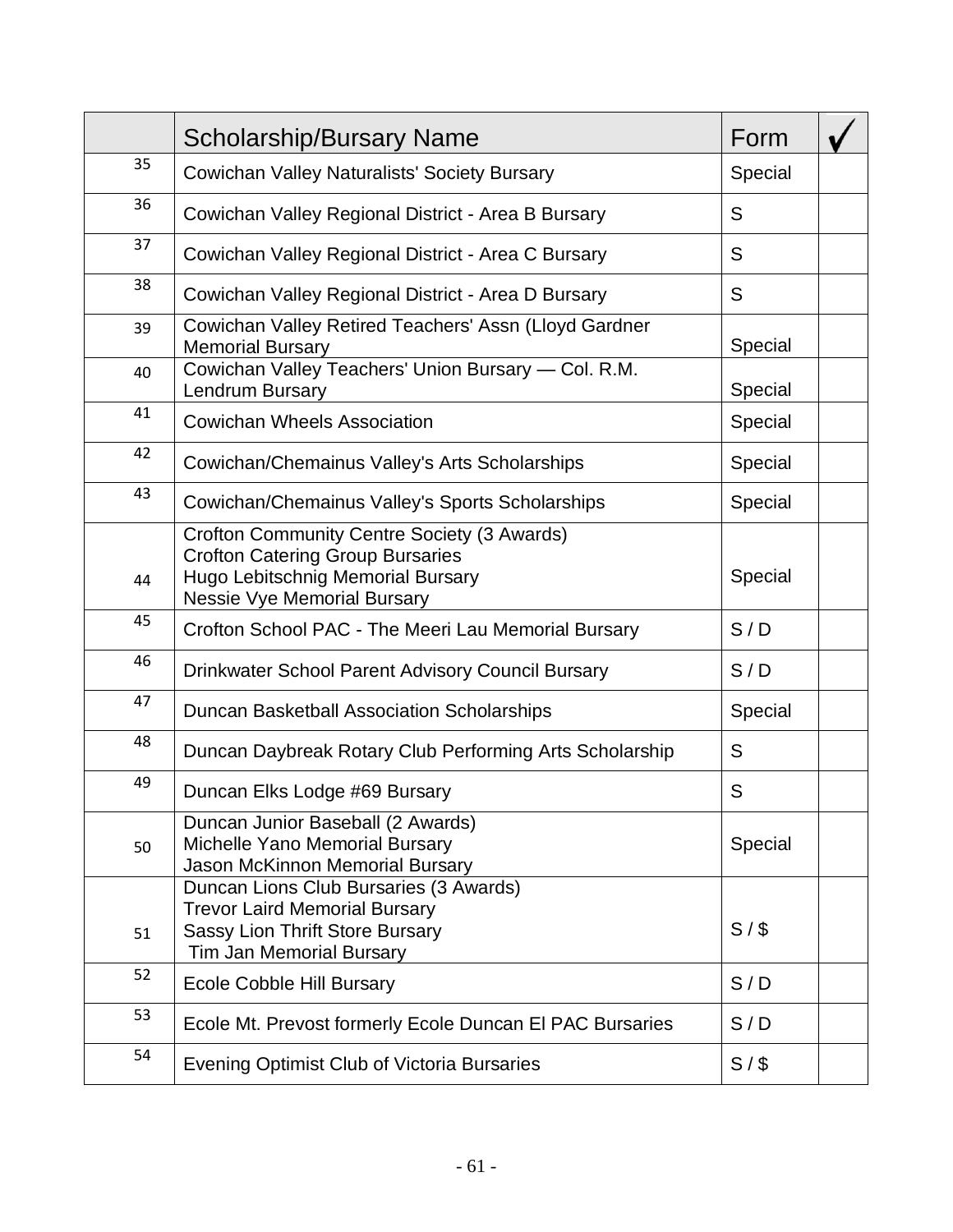| | Scholarship/Bursary Name | Form | ✓ |
|---|---|---|---|
| 35 | Cowichan Valley Naturalists' Society Bursary | Special | |
| 36 | Cowichan Valley Regional District - Area B Bursary | S | |
| 37 | Cowichan Valley Regional District - Area C Bursary | S | |
| 38 | Cowichan Valley Regional District - Area D Bursary | S | |
| 39 | Cowichan Valley Retired Teachers' Assn (Lloyd Gardner Memorial Bursary | Special | |
| 40 | Cowichan Valley Teachers' Union Bursary — Col. R.M. Lendrum Bursary | Special | |
| 41 | Cowichan Wheels Association | Special | |
| 42 | Cowichan/Chemainus Valley's Arts Scholarships | Special | |
| 43 | Cowichan/Chemainus Valley's Sports Scholarships | Special | |
| 44 | Crofton Community Centre Society (3 Awards)<br>Crofton Catering Group Bursaries<br>Hugo Lebitschnig Memorial Bursary<br>Nessie Vye Memorial Bursary | Special | |
| 45 | Crofton School PAC - The Meeri Lau Memorial Bursary | S / D | |
| 46 | Drinkwater School Parent Advisory Council Bursary | S / D | |
| 47 | Duncan Basketball Association Scholarships | Special | |
| 48 | Duncan Daybreak Rotary Club Performing Arts Scholarship | S | |
| 49 | Duncan Elks Lodge #69 Bursary | S | |
| 50 | Duncan Junior Baseball (2 Awards)<br>Michelle Yano Memorial Bursary<br>Jason McKinnon Memorial Bursary | Special | |
| 51 | Duncan Lions Club Bursaries (3 Awards)<br>Trevor Laird Memorial Bursary<br>Sassy Lion Thrift Store Bursary<br>Tim Jan Memorial Bursary | S / $ | |
| 52 | Ecole Cobble Hill Bursary | S / D | |
| 53 | Ecole Mt. Prevost formerly Ecole Duncan El PAC Bursaries | S / D | |
| 54 | Evening Optimist Club of Victoria Bursaries | S / $ | |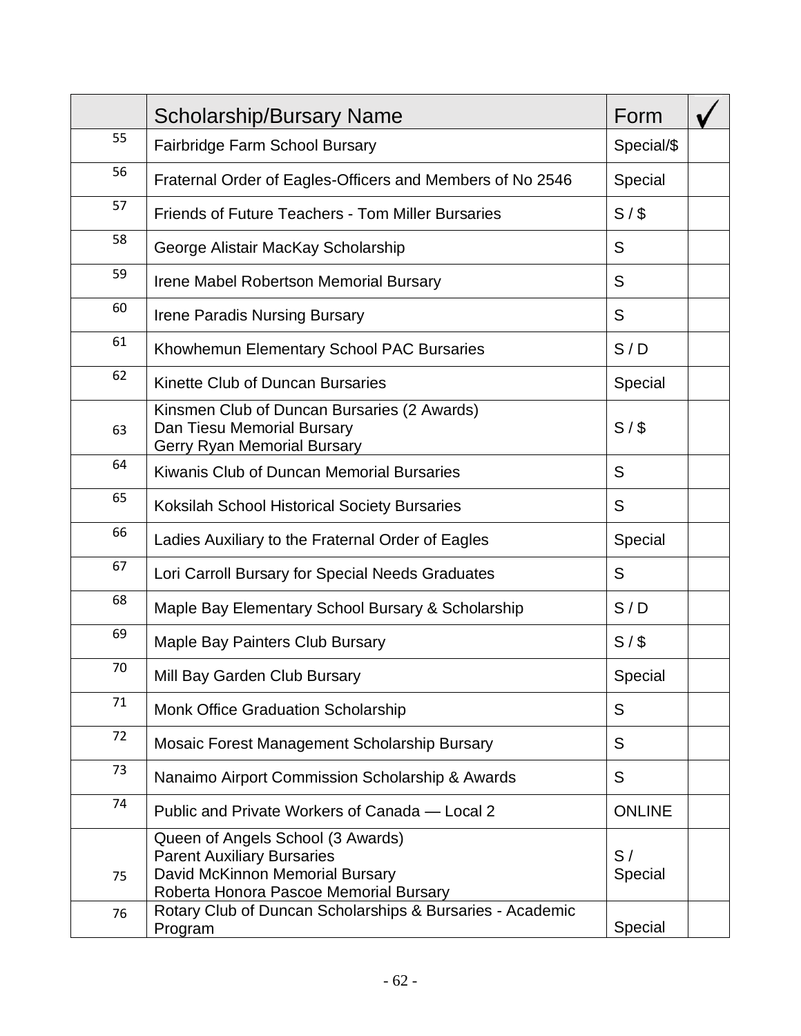| | Scholarship/Bursary Name | Form | ✓ |
|---|---|---|---|
| 55 | Fairbridge Farm School Bursary | Special/$ | |
| 56 | Fraternal Order of Eagles-Officers and Members of No 2546 | Special | |
| 57 | Friends of Future Teachers - Tom Miller Bursaries | S / $ | |
| 58 | George Alistair MacKay Scholarship | S | |
| 59 | Irene Mabel Robertson Memorial Bursary | S | |
| 60 | Irene Paradis Nursing Bursary | S | |
| 61 | Khowhemun Elementary School PAC Bursaries | S / D | |
| 62 | Kinette Club of Duncan Bursaries | Special | |
| 63 | Kinsmen Club of Duncan Bursaries (2 Awards)<br>Dan Tiesu Memorial Bursary<br>Gerry Ryan Memorial Bursary | S / $ | |
| 64 | Kiwanis Club of Duncan Memorial Bursaries | S | |
| 65 | Koksilah School Historical Society Bursaries | S | |
| 66 | Ladies Auxiliary to the Fraternal Order of Eagles | Special | |
| 67 | Lori Carroll Bursary for Special Needs Graduates | S | |
| 68 | Maple Bay Elementary School Bursary & Scholarship | S / D | |
| 69 | Maple Bay Painters Club Bursary | S / $ | |
| 70 | Mill Bay Garden Club Bursary | Special | |
| 71 | Monk Office Graduation Scholarship | S | |
| 72 | Mosaic Forest Management Scholarship Bursary | S | |
| 73 | Nanaimo Airport Commission Scholarship & Awards | S | |
| 74 | Public and Private Workers of Canada — Local 2 | ONLINE | |
| 75 | Queen of Angels School (3 Awards)<br>Parent Auxiliary Bursaries<br>David McKinnon Memorial Bursary<br>Roberta Honora Pascoe Memorial Bursary | S / Special | |
| 76 | Rotary Club of Duncan Scholarships & Bursaries - Academic Program | Special | |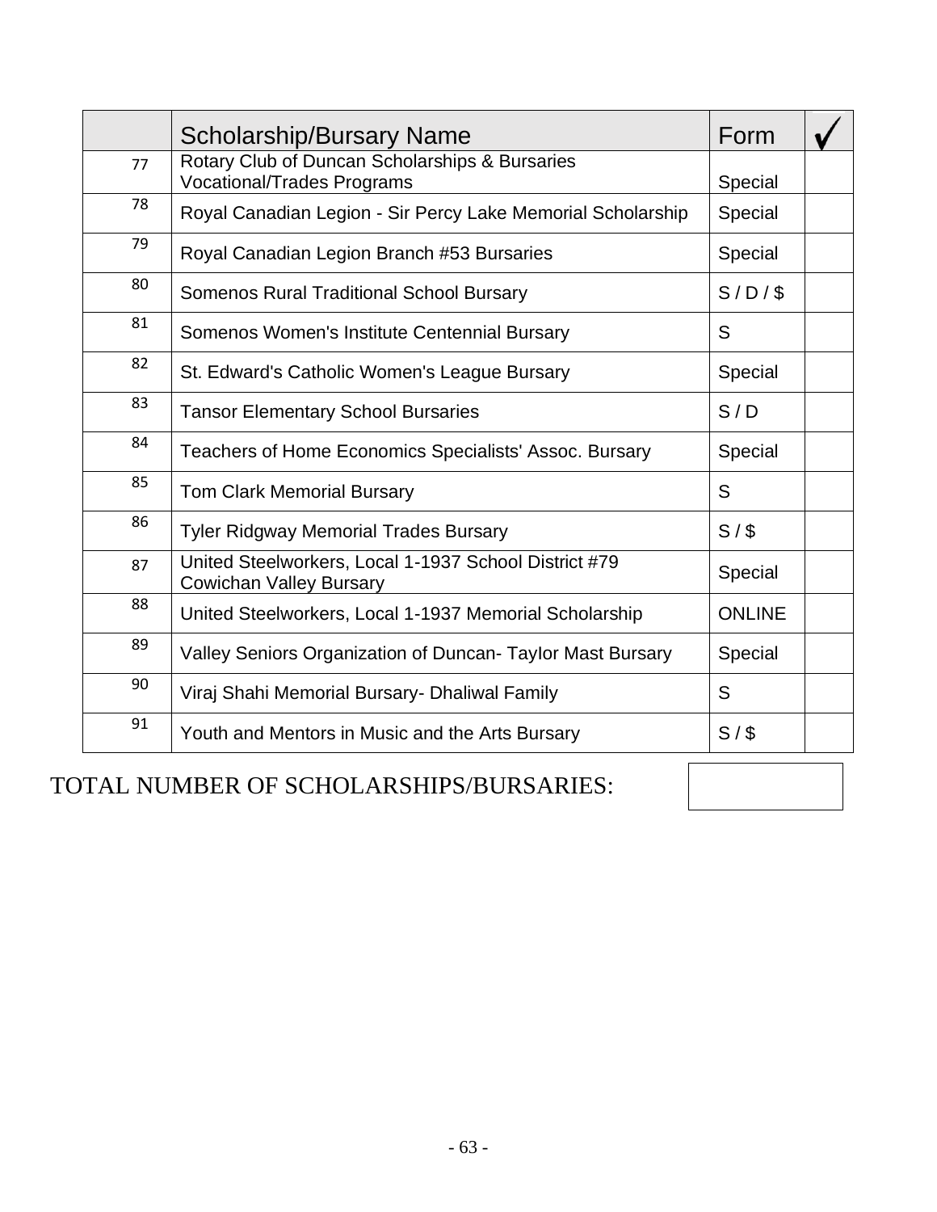| | Scholarship/Bursary Name | Form | ✓ |
|---|---|---|---|
| 77 | Rotary Club of Duncan Scholarships & Bursaries Vocational/Trades Programs | Special | |
| 78 | Royal Canadian Legion - Sir Percy Lake Memorial Scholarship | Special | |
| 79 | Royal Canadian Legion Branch #53 Bursaries | Special | |
| 80 | Somenos Rural Traditional School Bursary | S / D / $ | |
| 81 | Somenos Women's Institute Centennial Bursary | S | |
| 82 | St. Edward's Catholic Women's League Bursary | Special | |
| 83 | Tansor Elementary School Bursaries | S / D | |
| 84 | Teachers of Home Economics Specialists' Assoc. Bursary | Special | |
| 85 | Tom Clark Memorial Bursary | S | |
| 86 | Tyler Ridgway Memorial Trades Bursary | S / $ | |
| 87 | United Steelworkers, Local 1-1937 School District #79 Cowichan Valley Bursary | Special | |
| 88 | United Steelworkers, Local 1-1937 Memorial Scholarship | ONLINE | |
| 89 | Valley Seniors Organization of Duncan- Taylor Mast Bursary | Special | |
| 90 | Viraj Shahi Memorial Bursary- Dhaliwal Family | S | |
| 91 | Youth and Mentors in Music and the Arts Bursary | S / $ | |

TOTAL NUMBER OF SCHOLARSHIPS/BURSARIES: